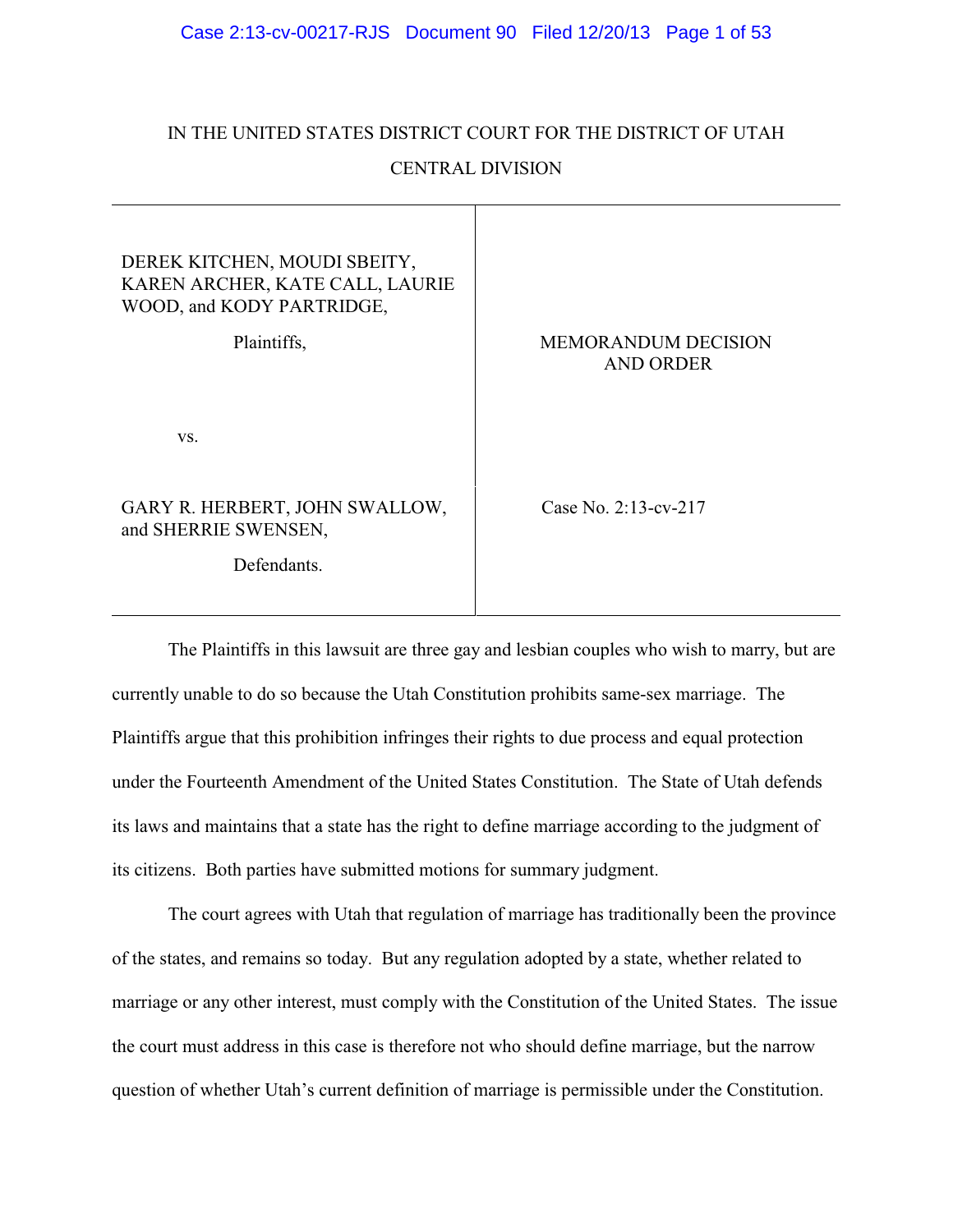IN THE UNITED STATES DISTRICT COURT FOR THE DISTRICT OF UTAH

CENTRAL DIVISION

| | |
|---|---|
| DEREK KITCHEN, MOUDI SBEITY, KAREN ARCHER, KATE CALL, LAURIE WOOD, and KODY PARTRIDGE,<br><br>Plaintiffs,<br><br>vs.<br><br>GARY R. HERBERT, JOHN SWALLOW, and SHERRIE SWENSEN,<br><br>Defendants. | MEMORANDUM DECISION AND ORDER<br><br>Case No. 2:13-cv-217 |

The Plaintiffs in this lawsuit are three gay and lesbian couples who wish to marry, but are currently unable to do so because the Utah Constitution prohibits same-sex marriage. The Plaintiffs argue that this prohibition infringes their rights to due process and equal protection under the Fourteenth Amendment of the United States Constitution. The State of Utah defends its laws and maintains that a state has the right to define marriage according to the judgment of its citizens. Both parties have submitted motions for summary judgment.

The court agrees with Utah that regulation of marriage has traditionally been the province of the states, and remains so today. But any regulation adopted by a state, whether related to marriage or any other interest, must comply with the Constitution of the United States. The issue the court must address in this case is therefore not who should define marriage, but the narrow question of whether Utah's current definition of marriage is permissible under the Constitution.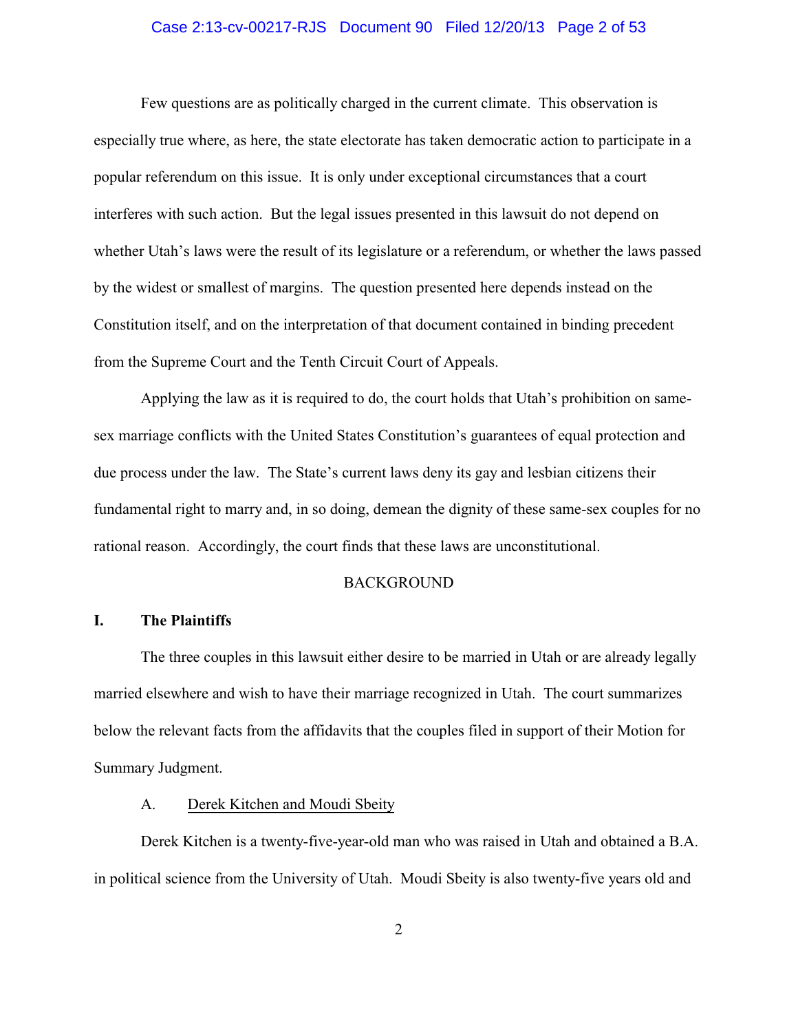Few questions are as politically charged in the current climate. This observation is especially true where, as here, the state electorate has taken democratic action to participate in a popular referendum on this issue. It is only under exceptional circumstances that a court interferes with such action. But the legal issues presented in this lawsuit do not depend on whether Utah's laws were the result of its legislature or a referendum, or whether the laws passed by the widest or smallest of margins. The question presented here depends instead on the Constitution itself, and on the interpretation of that document contained in binding precedent from the Supreme Court and the Tenth Circuit Court of Appeals.

Applying the law as it is required to do, the court holds that Utah's prohibition on same-sex marriage conflicts with the United States Constitution's guarantees of equal protection and due process under the law. The State's current laws deny its gay and lesbian citizens their fundamental right to marry and, in so doing, demean the dignity of these same-sex couples for no rational reason. Accordingly, the court finds that these laws are unconstitutional.

## BACKGROUND

### I. The Plaintiffs

The three couples in this lawsuit either desire to be married in Utah or are already legally married elsewhere and wish to have their marriage recognized in Utah. The court summarizes below the relevant facts from the affidavits that the couples filed in support of their Motion for Summary Judgment.

#### A. Derek Kitchen and Moudi Sbeity

Derek Kitchen is a twenty-five-year-old man who was raised in Utah and obtained a B.A. in political science from the University of Utah. Moudi Sbeity is also twenty-five years old and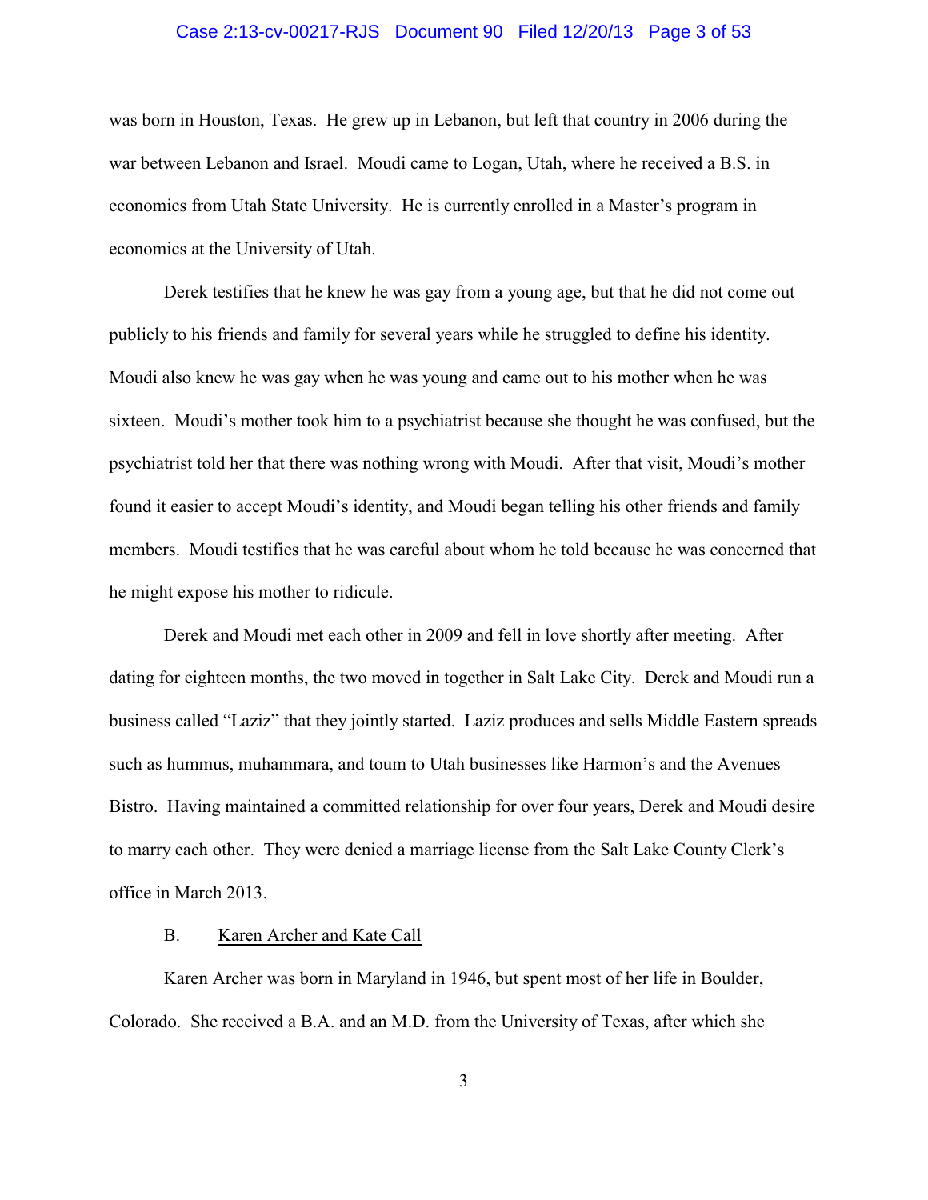was born in Houston, Texas. He grew up in Lebanon, but left that country in 2006 during the war between Lebanon and Israel. Moudi came to Logan, Utah, where he received a B.S. in economics from Utah State University. He is currently enrolled in a Master's program in economics at the University of Utah.

Derek testifies that he knew he was gay from a young age, but that he did not come out publicly to his friends and family for several years while he struggled to define his identity. Moudi also knew he was gay when he was young and came out to his mother when he was sixteen. Moudi's mother took him to a psychiatrist because she thought he was confused, but the psychiatrist told her that there was nothing wrong with Moudi. After that visit, Moudi's mother found it easier to accept Moudi's identity, and Moudi began telling his other friends and family members. Moudi testifies that he was careful about whom he told because he was concerned that he might expose his mother to ridicule.

Derek and Moudi met each other in 2009 and fell in love shortly after meeting. After dating for eighteen months, the two moved in together in Salt Lake City. Derek and Moudi run a business called "Laziz" that they jointly started. Laziz produces and sells Middle Eastern spreads such as hummus, muhammara, and toum to Utah businesses like Harmon's and the Avenues Bistro. Having maintained a committed relationship for over four years, Derek and Moudi desire to marry each other. They were denied a marriage license from the Salt Lake County Clerk's office in March 2013.

### B. Karen Archer and Kate Call

Karen Archer was born in Maryland in 1946, but spent most of her life in Boulder, Colorado. She received a B.A. and an M.D. from the University of Texas, after which she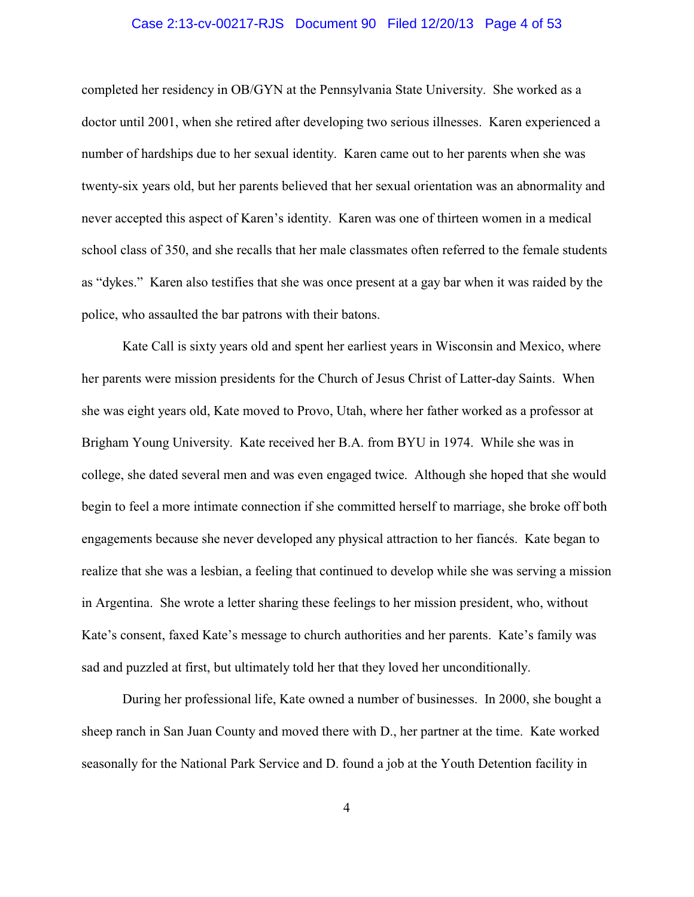completed her residency in OB/GYN at the Pennsylvania State University. She worked as a doctor until 2001, when she retired after developing two serious illnesses. Karen experienced a number of hardships due to her sexual identity. Karen came out to her parents when she was twenty-six years old, but her parents believed that her sexual orientation was an abnormality and never accepted this aspect of Karen's identity. Karen was one of thirteen women in a medical school class of 350, and she recalls that her male classmates often referred to the female students as "dykes." Karen also testifies that she was once present at a gay bar when it was raided by the police, who assaulted the bar patrons with their batons.

Kate Call is sixty years old and spent her earliest years in Wisconsin and Mexico, where her parents were mission presidents for the Church of Jesus Christ of Latter-day Saints. When she was eight years old, Kate moved to Provo, Utah, where her father worked as a professor at Brigham Young University. Kate received her B.A. from BYU in 1974. While she was in college, she dated several men and was even engaged twice. Although she hoped that she would begin to feel a more intimate connection if she committed herself to marriage, she broke off both engagements because she never developed any physical attraction to her fiancés. Kate began to realize that she was a lesbian, a feeling that continued to develop while she was serving a mission in Argentina. She wrote a letter sharing these feelings to her mission president, who, without Kate's consent, faxed Kate's message to church authorities and her parents. Kate's family was sad and puzzled at first, but ultimately told her that they loved her unconditionally.

During her professional life, Kate owned a number of businesses. In 2000, she bought a sheep ranch in San Juan County and moved there with D., her partner at the time. Kate worked seasonally for the National Park Service and D. found a job at the Youth Detention facility in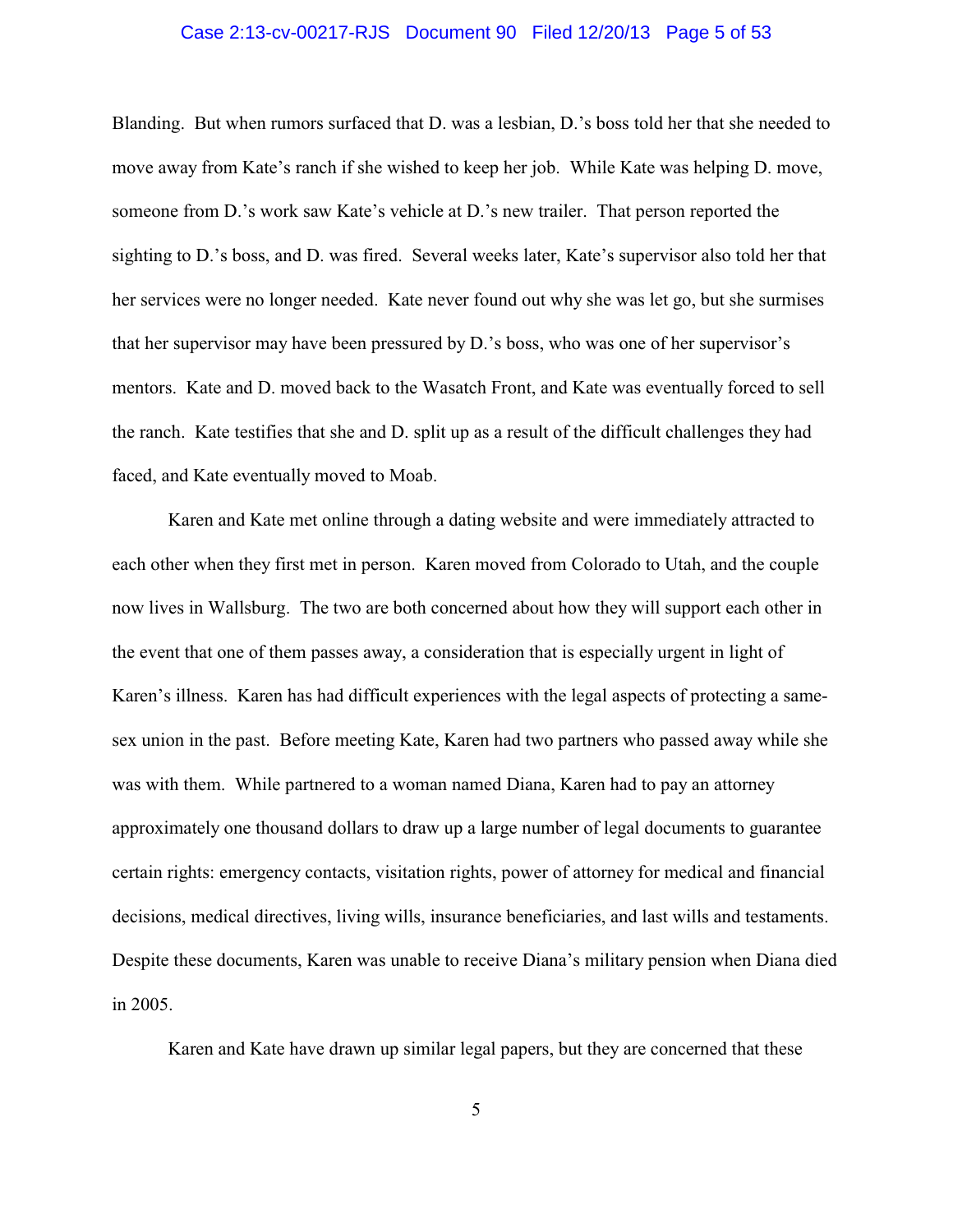Blanding. But when rumors surfaced that D. was a lesbian, D.'s boss told her that she needed to move away from Kate's ranch if she wished to keep her job. While Kate was helping D. move, someone from D.'s work saw Kate's vehicle at D.'s new trailer. That person reported the sighting to D.'s boss, and D. was fired. Several weeks later, Kate's supervisor also told her that her services were no longer needed. Kate never found out why she was let go, but she surmises that her supervisor may have been pressured by D.'s boss, who was one of her supervisor's mentors. Kate and D. moved back to the Wasatch Front, and Kate was eventually forced to sell the ranch. Kate testifies that she and D. split up as a result of the difficult challenges they had faced, and Kate eventually moved to Moab.

Karen and Kate met online through a dating website and were immediately attracted to each other when they first met in person. Karen moved from Colorado to Utah, and the couple now lives in Wallsburg. The two are both concerned about how they will support each other in the event that one of them passes away, a consideration that is especially urgent in light of Karen's illness. Karen has had difficult experiences with the legal aspects of protecting a same-sex union in the past. Before meeting Kate, Karen had two partners who passed away while she was with them. While partnered to a woman named Diana, Karen had to pay an attorney approximately one thousand dollars to draw up a large number of legal documents to guarantee certain rights: emergency contacts, visitation rights, power of attorney for medical and financial decisions, medical directives, living wills, insurance beneficiaries, and last wills and testaments. Despite these documents, Karen was unable to receive Diana's military pension when Diana died in 2005.

Karen and Kate have drawn up similar legal papers, but they are concerned that these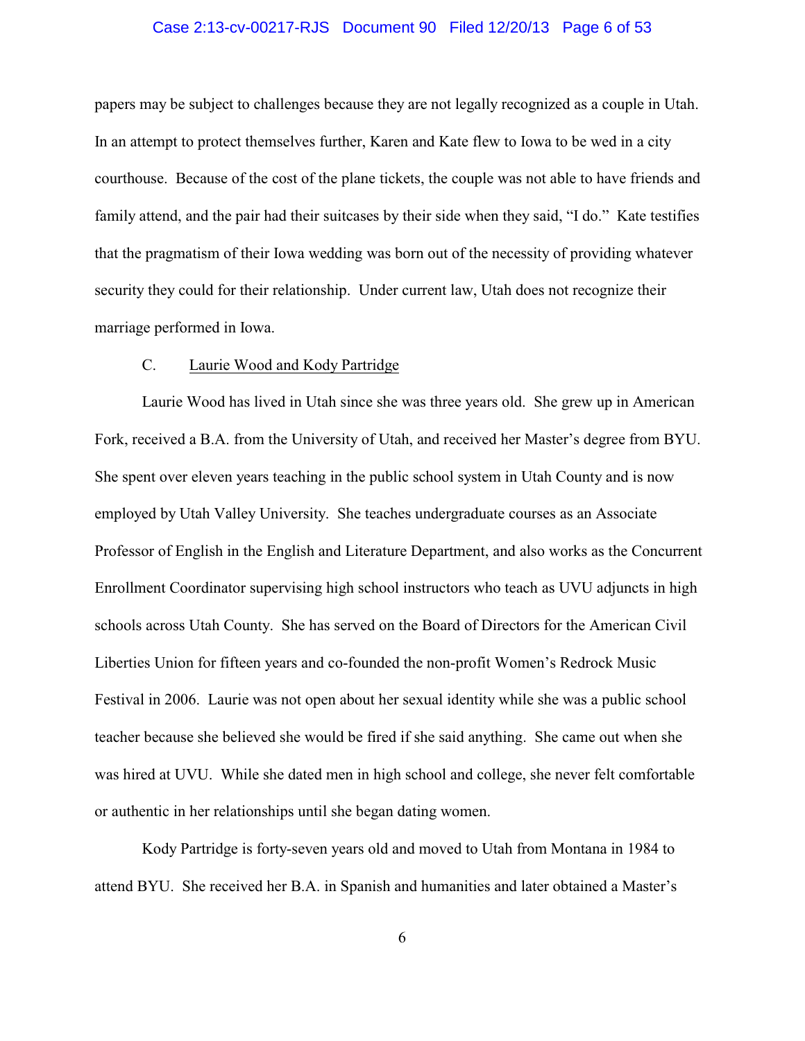papers may be subject to challenges because they are not legally recognized as a couple in Utah. In an attempt to protect themselves further, Karen and Kate flew to Iowa to be wed in a city courthouse. Because of the cost of the plane tickets, the couple was not able to have friends and family attend, and the pair had their suitcases by their side when they said, "I do." Kate testifies that the pragmatism of their Iowa wedding was born out of the necessity of providing whatever security they could for their relationship. Under current law, Utah does not recognize their marriage performed in Iowa.

C. Laurie Wood and Kody Partridge

Laurie Wood has lived in Utah since she was three years old. She grew up in American Fork, received a B.A. from the University of Utah, and received her Master's degree from BYU. She spent over eleven years teaching in the public school system in Utah County and is now employed by Utah Valley University. She teaches undergraduate courses as an Associate Professor of English in the English and Literature Department, and also works as the Concurrent Enrollment Coordinator supervising high school instructors who teach as UVU adjuncts in high schools across Utah County. She has served on the Board of Directors for the American Civil Liberties Union for fifteen years and co-founded the non-profit Women's Redrock Music Festival in 2006. Laurie was not open about her sexual identity while she was a public school teacher because she believed she would be fired if she said anything. She came out when she was hired at UVU. While she dated men in high school and college, she never felt comfortable or authentic in her relationships until she began dating women.

Kody Partridge is forty-seven years old and moved to Utah from Montana in 1984 to attend BYU. She received her B.A. in Spanish and humanities and later obtained a Master's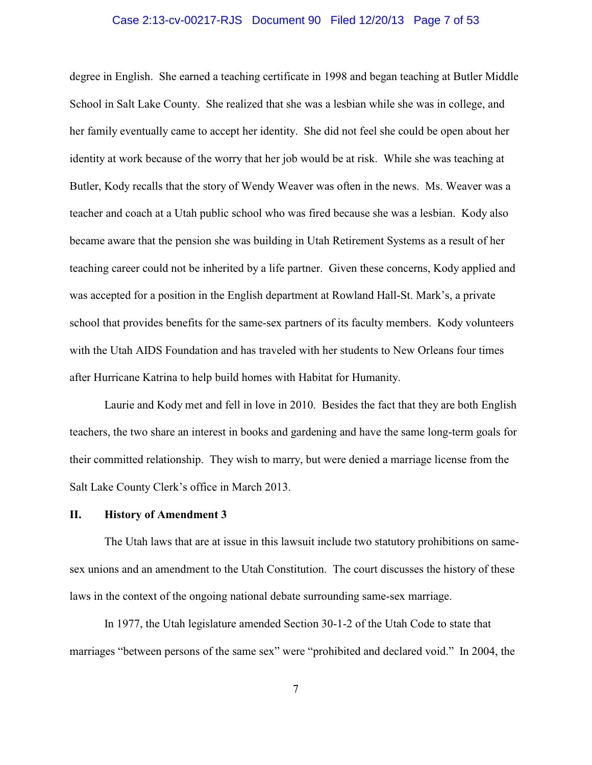degree in English. She earned a teaching certificate in 1998 and began teaching at Butler Middle School in Salt Lake County. She realized that she was a lesbian while she was in college, and her family eventually came to accept her identity. She did not feel she could be open about her identity at work because of the worry that her job would be at risk. While she was teaching at Butler, Kody recalls that the story of Wendy Weaver was often in the news. Ms. Weaver was a teacher and coach at a Utah public school who was fired because she was a lesbian. Kody also became aware that the pension she was building in Utah Retirement Systems as a result of her teaching career could not be inherited by a life partner. Given these concerns, Kody applied and was accepted for a position in the English department at Rowland Hall-St. Mark's, a private school that provides benefits for the same-sex partners of its faculty members. Kody volunteers with the Utah AIDS Foundation and has traveled with her students to New Orleans four times after Hurricane Katrina to help build homes with Habitat for Humanity.

Laurie and Kody met and fell in love in 2010. Besides the fact that they are both English teachers, the two share an interest in books and gardening and have the same long-term goals for their committed relationship. They wish to marry, but were denied a marriage license from the Salt Lake County Clerk's office in March 2013.

## II. History of Amendment 3

The Utah laws that are at issue in this lawsuit include two statutory prohibitions on same-sex unions and an amendment to the Utah Constitution. The court discusses the history of these laws in the context of the ongoing national debate surrounding same-sex marriage.

In 1977, the Utah legislature amended Section 30-1-2 of the Utah Code to state that marriages "between persons of the same sex" were "prohibited and declared void." In 2004, the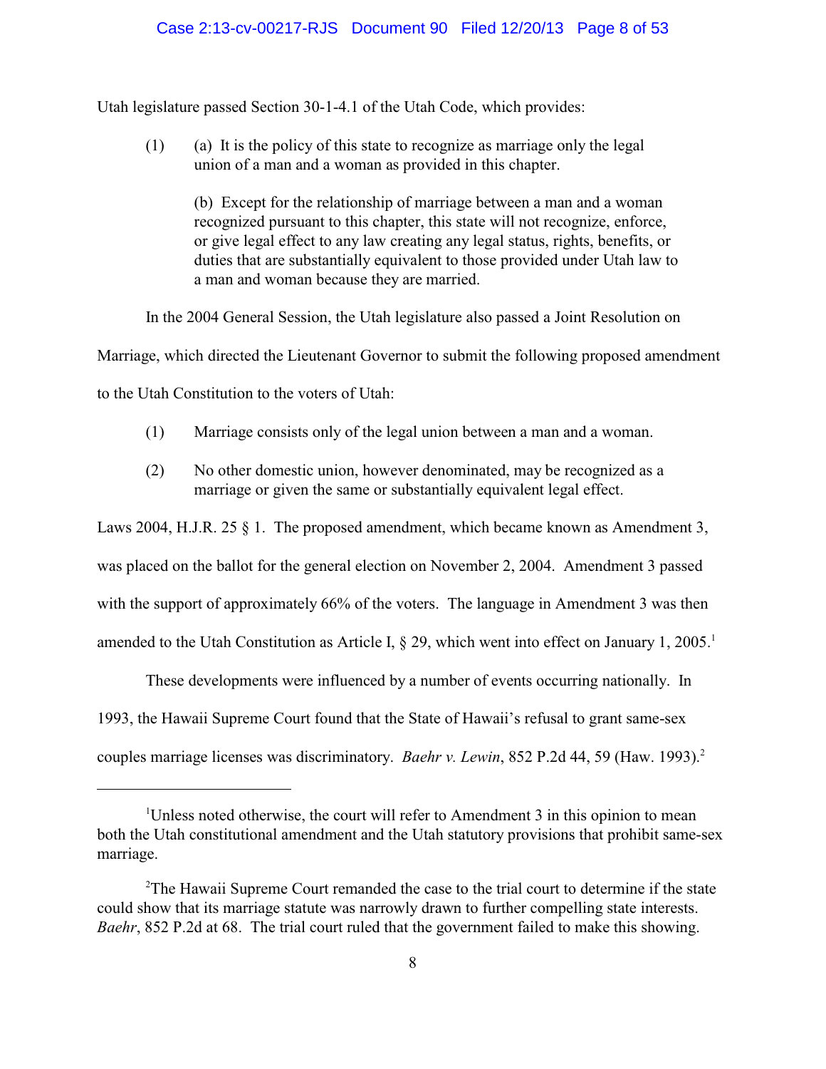Utah legislature passed Section 30-1-4.1 of the Utah Code, which provides:

> (1) (a) It is the policy of this state to recognize as marriage only the legal union of a man and a woman as provided in this chapter.
>
> (b) Except for the relationship of marriage between a man and a woman recognized pursuant to this chapter, this state will not recognize, enforce, or give legal effect to any law creating any legal status, rights, benefits, or duties that are substantially equivalent to those provided under Utah law to a man and woman because they are married.

In the 2004 General Session, the Utah legislature also passed a Joint Resolution on Marriage, which directed the Lieutenant Governor to submit the following proposed amendment to the Utah Constitution to the voters of Utah:

> (1) Marriage consists only of the legal union between a man and a woman.
>
> (2) No other domestic union, however denominated, may be recognized as a marriage or given the same or substantially equivalent legal effect.

Laws 2004, H.J.R. 25 § 1. The proposed amendment, which became known as Amendment 3, was placed on the ballot for the general election on November 2, 2004. Amendment 3 passed with the support of approximately 66% of the voters. The language in Amendment 3 was then amended to the Utah Constitution as Article I, § 29, which went into effect on January 1, 2005.[1]

These developments were influenced by a number of events occurring nationally. In 1993, the Hawaii Supreme Court found that the State of Hawaii's refusal to grant same-sex couples marriage licenses was discriminatory. *Baehr v. Lewin*, 852 P.2d 44, 59 (Haw. 1993).[2]

---

[1] Unless noted otherwise, the court will refer to Amendment 3 in this opinion to mean both the Utah constitutional amendment and the Utah statutory provisions that prohibit same-sex marriage.

[2] The Hawaii Supreme Court remanded the case to the trial court to determine if the state could show that its marriage statute was narrowly drawn to further compelling state interests. *Baehr*, 852 P.2d at 68. The trial court ruled that the government failed to make this showing.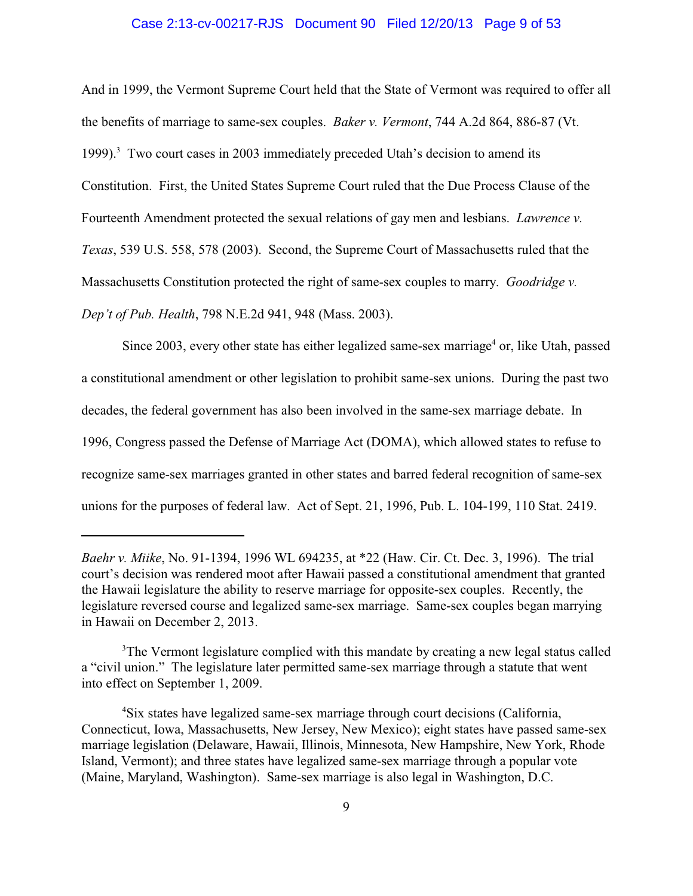And in 1999, the Vermont Supreme Court held that the State of Vermont was required to offer all the benefits of marriage to same-sex couples. *Baker v. Vermont*, 744 A.2d 864, 886-87 (Vt. 1999).[3] Two court cases in 2003 immediately preceded Utah's decision to amend its Constitution. First, the United States Supreme Court ruled that the Due Process Clause of the Fourteenth Amendment protected the sexual relations of gay men and lesbians. *Lawrence v. Texas*, 539 U.S. 558, 578 (2003). Second, the Supreme Court of Massachusetts ruled that the Massachusetts Constitution protected the right of same-sex couples to marry. *Goodridge v. Dep't of Pub. Health*, 798 N.E.2d 941, 948 (Mass. 2003).

Since 2003, every other state has either legalized same-sex marriage[4] or, like Utah, passed a constitutional amendment or other legislation to prohibit same-sex unions. During the past two decades, the federal government has also been involved in the same-sex marriage debate. In 1996, Congress passed the Defense of Marriage Act (DOMA), which allowed states to refuse to recognize same-sex marriages granted in other states and barred federal recognition of same-sex unions for the purposes of federal law. Act of Sept. 21, 1996, Pub. L. 104-199, 110 Stat. 2419.

---

*Baehr v. Miike*, No. 91-1394, 1996 WL 694235, at *22 (Haw. Cir. Ct. Dec. 3, 1996). The trial court's decision was rendered moot after Hawaii passed a constitutional amendment that granted the Hawaii legislature the ability to reserve marriage for opposite-sex couples. Recently, the legislature reversed course and legalized same-sex marriage. Same-sex couples began marrying in Hawaii on December 2, 2013.

[3] The Vermont legislature complied with this mandate by creating a new legal status called a "civil union." The legislature later permitted same-sex marriage through a statute that went into effect on September 1, 2009.

[4] Six states have legalized same-sex marriage through court decisions (California, Connecticut, Iowa, Massachusetts, New Jersey, New Mexico); eight states have passed same-sex marriage legislation (Delaware, Hawaii, Illinois, Minnesota, New Hampshire, New York, Rhode Island, Vermont); and three states have legalized same-sex marriage through a popular vote (Maine, Maryland, Washington). Same-sex marriage is also legal in Washington, D.C.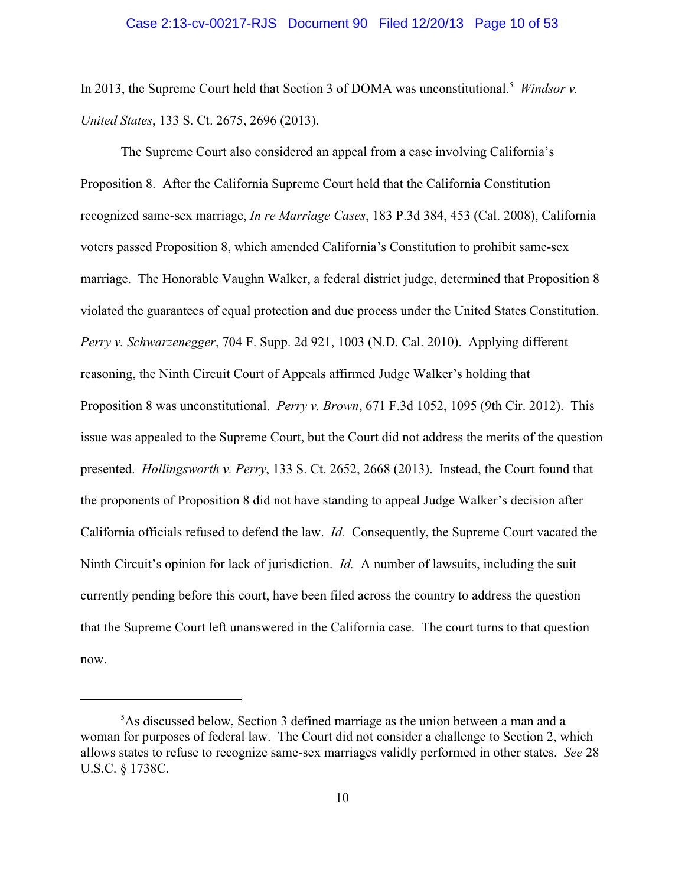In 2013, the Supreme Court held that Section 3 of DOMA was unconstitutional.[5] *Windsor v. United States*, 133 S. Ct. 2675, 2696 (2013).

The Supreme Court also considered an appeal from a case involving California's Proposition 8. After the California Supreme Court held that the California Constitution recognized same-sex marriage, *In re Marriage Cases*, 183 P.3d 384, 453 (Cal. 2008), California voters passed Proposition 8, which amended California's Constitution to prohibit same-sex marriage. The Honorable Vaughn Walker, a federal district judge, determined that Proposition 8 violated the guarantees of equal protection and due process under the United States Constitution. *Perry v. Schwarzenegger*, 704 F. Supp. 2d 921, 1003 (N.D. Cal. 2010). Applying different reasoning, the Ninth Circuit Court of Appeals affirmed Judge Walker's holding that Proposition 8 was unconstitutional. *Perry v. Brown*, 671 F.3d 1052, 1095 (9th Cir. 2012). This issue was appealed to the Supreme Court, but the Court did not address the merits of the question presented. *Hollingsworth v. Perry*, 133 S. Ct. 2652, 2668 (2013). Instead, the Court found that the proponents of Proposition 8 did not have standing to appeal Judge Walker's decision after California officials refused to defend the law. *Id.* Consequently, the Supreme Court vacated the Ninth Circuit's opinion for lack of jurisdiction. *Id.* A number of lawsuits, including the suit currently pending before this court, have been filed across the country to address the question that the Supreme Court left unanswered in the California case. The court turns to that question now.

---

[5] As discussed below, Section 3 defined marriage as the union between a man and a woman for purposes of federal law. The Court did not consider a challenge to Section 2, which allows states to refuse to recognize same-sex marriages validly performed in other states. *See* 28 U.S.C. § 1738C.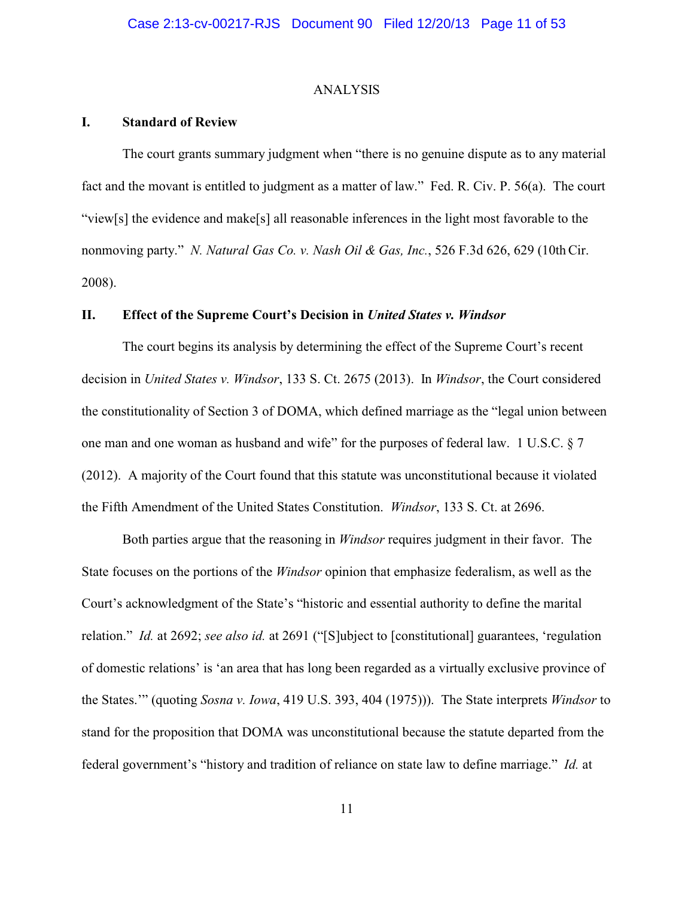## ANALYSIS

### I. Standard of Review

The court grants summary judgment when "there is no genuine dispute as to any material fact and the movant is entitled to judgment as a matter of law." Fed. R. Civ. P. 56(a). The court "view[s] the evidence and make[s] all reasonable inferences in the light most favorable to the nonmoving party." *N. Natural Gas Co. v. Nash Oil & Gas, Inc.*, 526 F.3d 626, 629 (10th Cir. 2008).

### II. Effect of the Supreme Court's Decision in *United States v. Windsor*

The court begins its analysis by determining the effect of the Supreme Court's recent decision in *United States v. Windsor*, 133 S. Ct. 2675 (2013). In *Windsor*, the Court considered the constitutionality of Section 3 of DOMA, which defined marriage as the "legal union between one man and one woman as husband and wife" for the purposes of federal law. 1 U.S.C. § 7 (2012). A majority of the Court found that this statute was unconstitutional because it violated the Fifth Amendment of the United States Constitution. *Windsor*, 133 S. Ct. at 2696.

Both parties argue that the reasoning in *Windsor* requires judgment in their favor. The State focuses on the portions of the *Windsor* opinion that emphasize federalism, as well as the Court's acknowledgment of the State's "historic and essential authority to define the marital relation." *Id.* at 2692; *see also id.* at 2691 ("[S]ubject to [constitutional] guarantees, 'regulation of domestic relations' is 'an area that has long been regarded as a virtually exclusive province of the States.'" (quoting *Sosna v. Iowa*, 419 U.S. 393, 404 (1975))). The State interprets *Windsor* to stand for the proposition that DOMA was unconstitutional because the statute departed from the federal government's "history and tradition of reliance on state law to define marriage." *Id.* at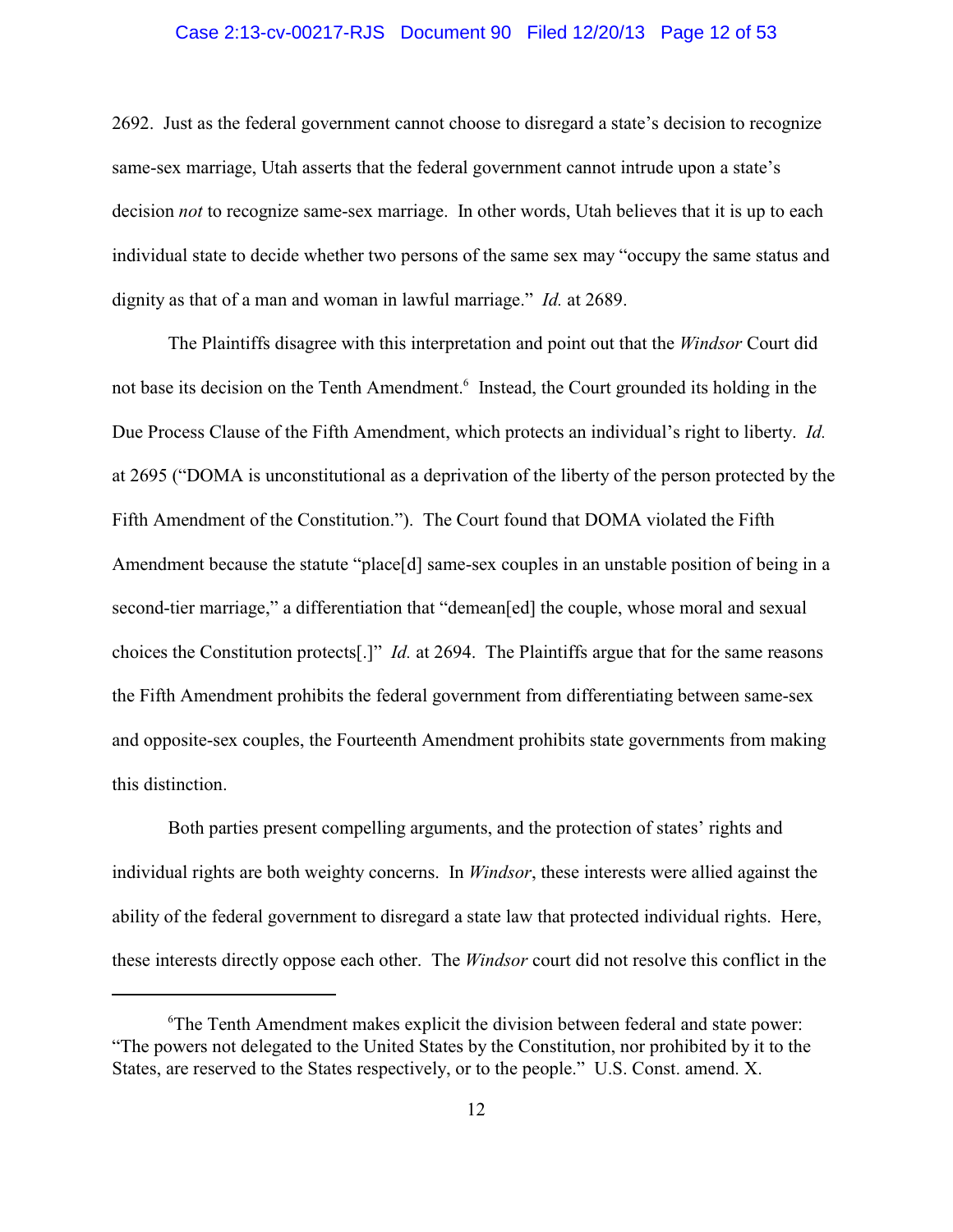2692. Just as the federal government cannot choose to disregard a state's decision to recognize same-sex marriage, Utah asserts that the federal government cannot intrude upon a state's decision *not* to recognize same-sex marriage. In other words, Utah believes that it is up to each individual state to decide whether two persons of the same sex may "occupy the same status and dignity as that of a man and woman in lawful marriage." *Id.* at 2689.

The Plaintiffs disagree with this interpretation and point out that the *Windsor* Court did not base its decision on the Tenth Amendment.[6] Instead, the Court grounded its holding in the Due Process Clause of the Fifth Amendment, which protects an individual's right to liberty. *Id.* at 2695 ("DOMA is unconstitutional as a deprivation of the liberty of the person protected by the Fifth Amendment of the Constitution."). The Court found that DOMA violated the Fifth Amendment because the statute "place[d] same-sex couples in an unstable position of being in a second-tier marriage," a differentiation that "demean[ed] the couple, whose moral and sexual choices the Constitution protects[.]" *Id.* at 2694. The Plaintiffs argue that for the same reasons the Fifth Amendment prohibits the federal government from differentiating between same-sex and opposite-sex couples, the Fourteenth Amendment prohibits state governments from making this distinction.

Both parties present compelling arguments, and the protection of states' rights and individual rights are both weighty concerns. In *Windsor*, these interests were allied against the ability of the federal government to disregard a state law that protected individual rights. Here, these interests directly oppose each other. The *Windsor* court did not resolve this conflict in the

---

[6]The Tenth Amendment makes explicit the division between federal and state power: "The powers not delegated to the United States by the Constitution, nor prohibited by it to the States, are reserved to the States respectively, or to the people." U.S. Const. amend. X.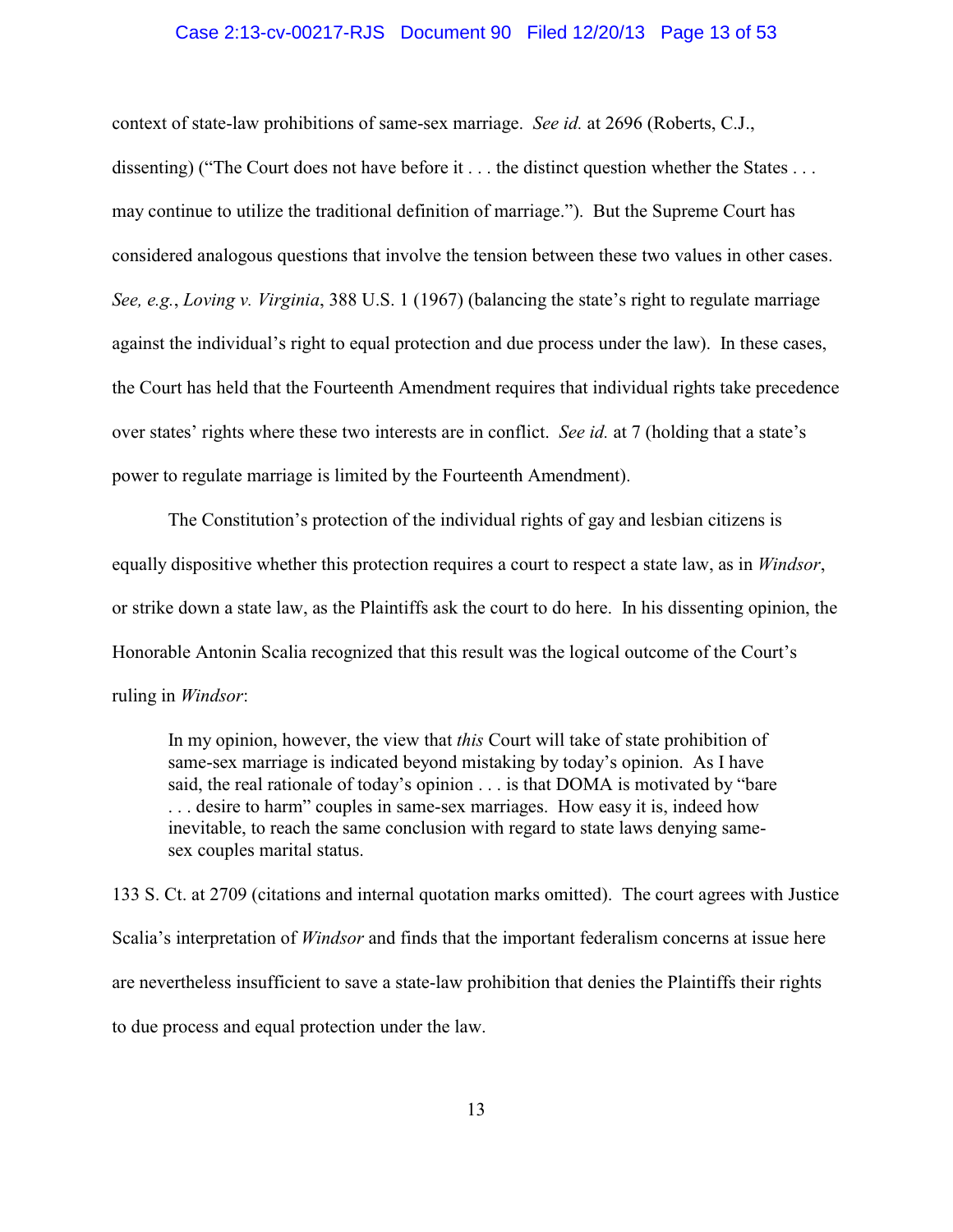context of state-law prohibitions of same-sex marriage. *See id.* at 2696 (Roberts, C.J., dissenting) ("The Court does not have before it . . . the distinct question whether the States . . . may continue to utilize the traditional definition of marriage."). But the Supreme Court has considered analogous questions that involve the tension between these two values in other cases. *See, e.g.*, *Loving v. Virginia*, 388 U.S. 1 (1967) (balancing the state's right to regulate marriage against the individual's right to equal protection and due process under the law). In these cases, the Court has held that the Fourteenth Amendment requires that individual rights take precedence over states' rights where these two interests are in conflict. *See id.* at 7 (holding that a state's power to regulate marriage is limited by the Fourteenth Amendment).

The Constitution's protection of the individual rights of gay and lesbian citizens is equally dispositive whether this protection requires a court to respect a state law, as in *Windsor*, or strike down a state law, as the Plaintiffs ask the court to do here. In his dissenting opinion, the Honorable Antonin Scalia recognized that this result was the logical outcome of the Court's ruling in *Windsor*:

> In my opinion, however, the view that *this* Court will take of state prohibition of same-sex marriage is indicated beyond mistaking by today's opinion. As I have said, the real rationale of today's opinion . . . is that DOMA is motivated by "bare . . . desire to harm" couples in same-sex marriages. How easy it is, indeed how inevitable, to reach the same conclusion with regard to state laws denying same-sex couples marital status.

133 S. Ct. at 2709 (citations and internal quotation marks omitted). The court agrees with Justice Scalia's interpretation of *Windsor* and finds that the important federalism concerns at issue here are nevertheless insufficient to save a state-law prohibition that denies the Plaintiffs their rights to due process and equal protection under the law.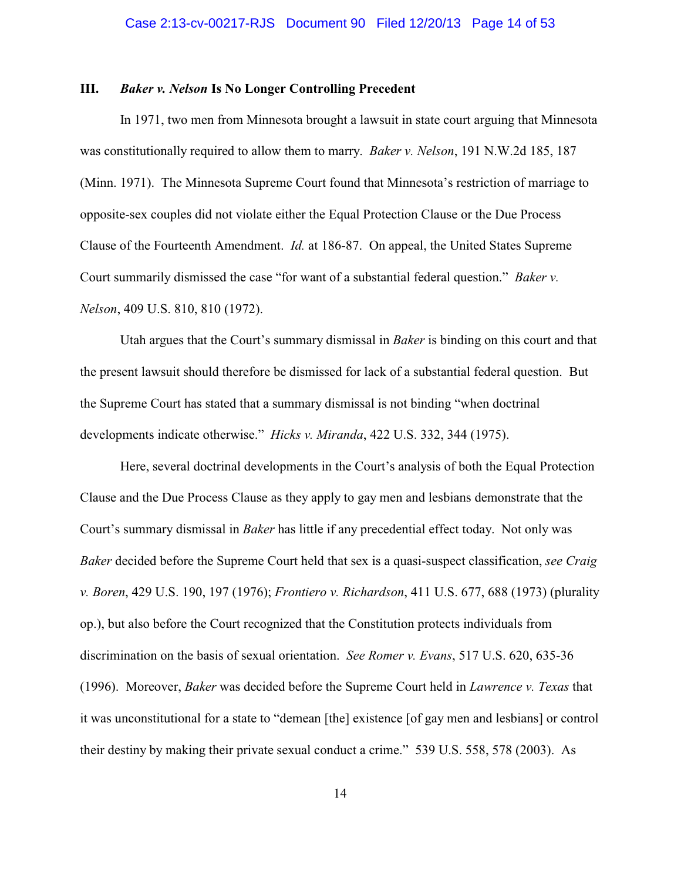### III. *Baker v. Nelson* Is No Longer Controlling Precedent

In 1971, two men from Minnesota brought a lawsuit in state court arguing that Minnesota was constitutionally required to allow them to marry. *Baker v. Nelson*, 191 N.W.2d 185, 187 (Minn. 1971). The Minnesota Supreme Court found that Minnesota's restriction of marriage to opposite-sex couples did not violate either the Equal Protection Clause or the Due Process Clause of the Fourteenth Amendment. *Id.* at 186-87. On appeal, the United States Supreme Court summarily dismissed the case "for want of a substantial federal question." *Baker v. Nelson*, 409 U.S. 810, 810 (1972).

Utah argues that the Court's summary dismissal in *Baker* is binding on this court and that the present lawsuit should therefore be dismissed for lack of a substantial federal question. But the Supreme Court has stated that a summary dismissal is not binding "when doctrinal developments indicate otherwise." *Hicks v. Miranda*, 422 U.S. 332, 344 (1975).

Here, several doctrinal developments in the Court's analysis of both the Equal Protection Clause and the Due Process Clause as they apply to gay men and lesbians demonstrate that the Court's summary dismissal in *Baker* has little if any precedential effect today. Not only was *Baker* decided before the Supreme Court held that sex is a quasi-suspect classification, *see Craig v. Boren*, 429 U.S. 190, 197 (1976); *Frontiero v. Richardson*, 411 U.S. 677, 688 (1973) (plurality op.), but also before the Court recognized that the Constitution protects individuals from discrimination on the basis of sexual orientation. *See Romer v. Evans*, 517 U.S. 620, 635-36 (1996). Moreover, *Baker* was decided before the Supreme Court held in *Lawrence v. Texas* that it was unconstitutional for a state to "demean [the] existence [of gay men and lesbians] or control their destiny by making their private sexual conduct a crime." 539 U.S. 558, 578 (2003). As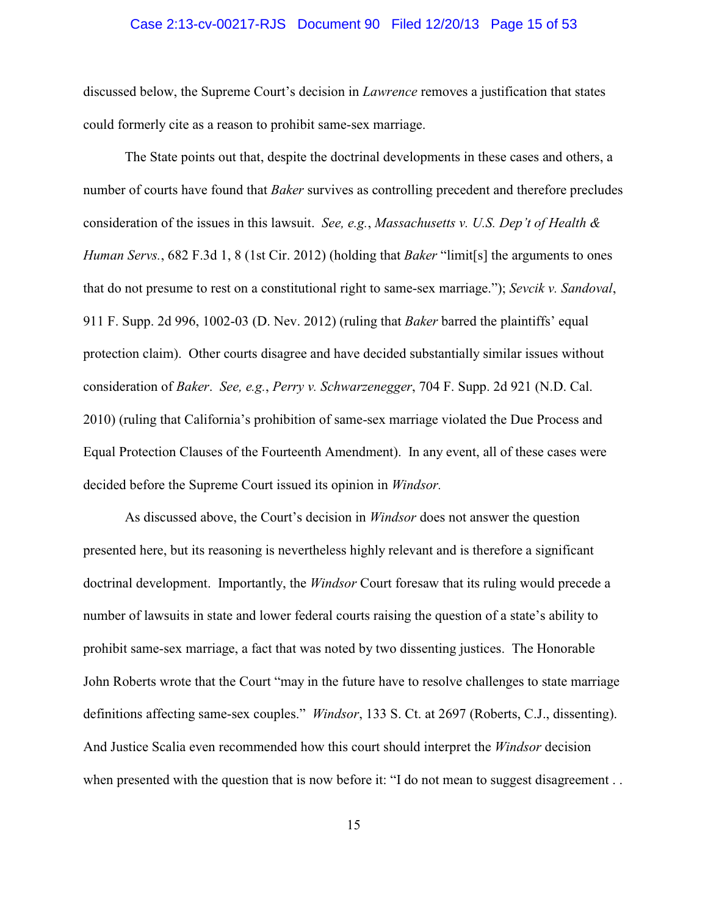discussed below, the Supreme Court's decision in *Lawrence* removes a justification that states could formerly cite as a reason to prohibit same-sex marriage.

The State points out that, despite the doctrinal developments in these cases and others, a number of courts have found that *Baker* survives as controlling precedent and therefore precludes consideration of the issues in this lawsuit. *See, e.g.*, *Massachusetts v. U.S. Dep't of Health & Human Servs.*, 682 F.3d 1, 8 (1st Cir. 2012) (holding that *Baker* "limit[s] the arguments to ones that do not presume to rest on a constitutional right to same-sex marriage."); *Sevcik v. Sandoval*, 911 F. Supp. 2d 996, 1002-03 (D. Nev. 2012) (ruling that *Baker* barred the plaintiffs' equal protection claim). Other courts disagree and have decided substantially similar issues without consideration of *Baker*. *See, e.g.*, *Perry v. Schwarzenegger*, 704 F. Supp. 2d 921 (N.D. Cal. 2010) (ruling that California's prohibition of same-sex marriage violated the Due Process and Equal Protection Clauses of the Fourteenth Amendment). In any event, all of these cases were decided before the Supreme Court issued its opinion in *Windsor.*

As discussed above, the Court's decision in *Windsor* does not answer the question presented here, but its reasoning is nevertheless highly relevant and is therefore a significant doctrinal development. Importantly, the *Windsor* Court foresaw that its ruling would precede a number of lawsuits in state and lower federal courts raising the question of a state's ability to prohibit same-sex marriage, a fact that was noted by two dissenting justices. The Honorable John Roberts wrote that the Court "may in the future have to resolve challenges to state marriage definitions affecting same-sex couples." *Windsor*, 133 S. Ct. at 2697 (Roberts, C.J., dissenting). And Justice Scalia even recommended how this court should interpret the *Windsor* decision when presented with the question that is now before it: "I do not mean to suggest disagreement . .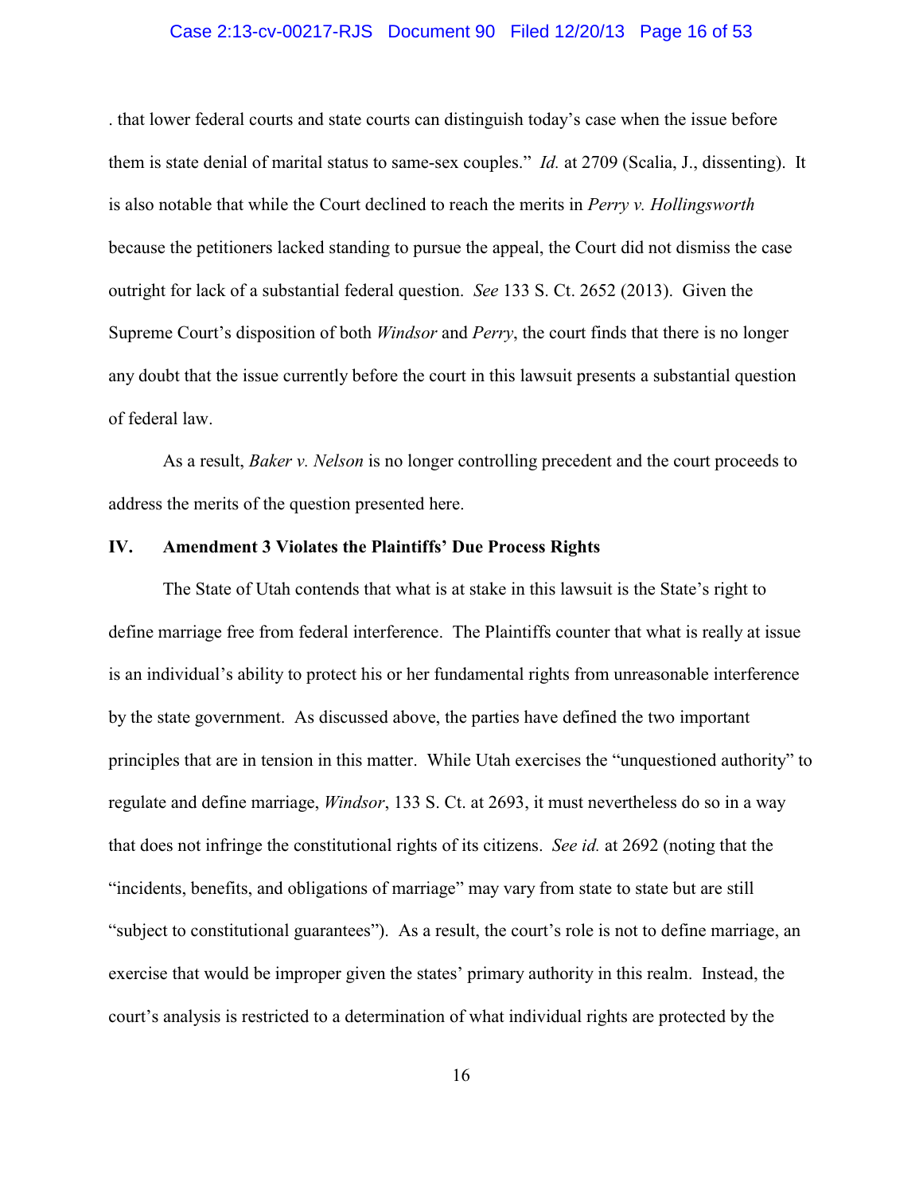. that lower federal courts and state courts can distinguish today's case when the issue before them is state denial of marital status to same-sex couples." *Id.* at 2709 (Scalia, J., dissenting). It is also notable that while the Court declined to reach the merits in *Perry v. Hollingsworth* because the petitioners lacked standing to pursue the appeal, the Court did not dismiss the case outright for lack of a substantial federal question. *See* 133 S. Ct. 2652 (2013). Given the Supreme Court's disposition of both *Windsor* and *Perry*, the court finds that there is no longer any doubt that the issue currently before the court in this lawsuit presents a substantial question of federal law.

As a result, *Baker v. Nelson* is no longer controlling precedent and the court proceeds to address the merits of the question presented here.

## IV. Amendment 3 Violates the Plaintiffs' Due Process Rights

The State of Utah contends that what is at stake in this lawsuit is the State's right to define marriage free from federal interference. The Plaintiffs counter that what is really at issue is an individual's ability to protect his or her fundamental rights from unreasonable interference by the state government. As discussed above, the parties have defined the two important principles that are in tension in this matter. While Utah exercises the "unquestioned authority" to regulate and define marriage, *Windsor*, 133 S. Ct. at 2693, it must nevertheless do so in a way that does not infringe the constitutional rights of its citizens. *See id.* at 2692 (noting that the "incidents, benefits, and obligations of marriage" may vary from state to state but are still "subject to constitutional guarantees"). As a result, the court's role is not to define marriage, an exercise that would be improper given the states' primary authority in this realm. Instead, the court's analysis is restricted to a determination of what individual rights are protected by the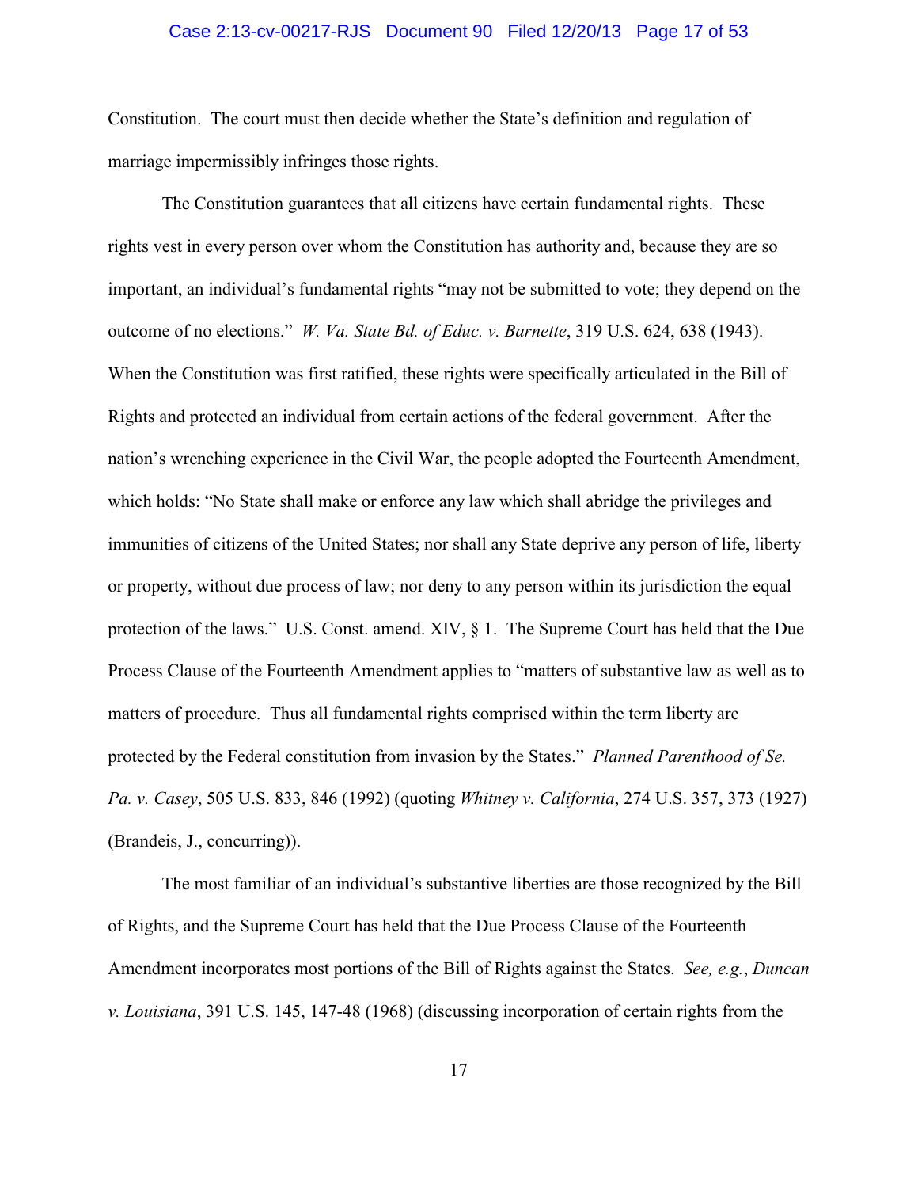Constitution. The court must then decide whether the State's definition and regulation of marriage impermissibly infringes those rights.

The Constitution guarantees that all citizens have certain fundamental rights. These rights vest in every person over whom the Constitution has authority and, because they are so important, an individual's fundamental rights "may not be submitted to vote; they depend on the outcome of no elections." *W. Va. State Bd. of Educ. v. Barnette*, 319 U.S. 624, 638 (1943). When the Constitution was first ratified, these rights were specifically articulated in the Bill of Rights and protected an individual from certain actions of the federal government. After the nation's wrenching experience in the Civil War, the people adopted the Fourteenth Amendment, which holds: "No State shall make or enforce any law which shall abridge the privileges and immunities of citizens of the United States; nor shall any State deprive any person of life, liberty or property, without due process of law; nor deny to any person within its jurisdiction the equal protection of the laws." U.S. Const. amend. XIV, § 1. The Supreme Court has held that the Due Process Clause of the Fourteenth Amendment applies to "matters of substantive law as well as to matters of procedure. Thus all fundamental rights comprised within the term liberty are protected by the Federal constitution from invasion by the States." *Planned Parenthood of Se. Pa. v. Casey*, 505 U.S. 833, 846 (1992) (quoting *Whitney v. California*, 274 U.S. 357, 373 (1927) (Brandeis, J., concurring)).

The most familiar of an individual's substantive liberties are those recognized by the Bill of Rights, and the Supreme Court has held that the Due Process Clause of the Fourteenth Amendment incorporates most portions of the Bill of Rights against the States. *See, e.g.*, *Duncan v. Louisiana*, 391 U.S. 145, 147-48 (1968) (discussing incorporation of certain rights from the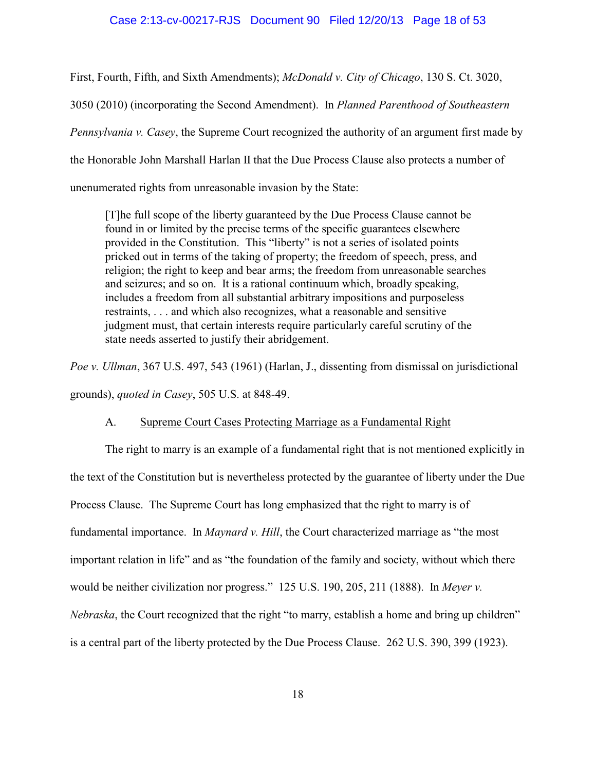First, Fourth, Fifth, and Sixth Amendments); *McDonald v. City of Chicago*, 130 S. Ct. 3020, 3050 (2010) (incorporating the Second Amendment). In *Planned Parenthood of Southeastern Pennsylvania v. Casey*, the Supreme Court recognized the authority of an argument first made by the Honorable John Marshall Harlan II that the Due Process Clause also protects a number of unenumerated rights from unreasonable invasion by the State:

> [T]he full scope of the liberty guaranteed by the Due Process Clause cannot be found in or limited by the precise terms of the specific guarantees elsewhere provided in the Constitution. This "liberty" is not a series of isolated points pricked out in terms of the taking of property; the freedom of speech, press, and religion; the right to keep and bear arms; the freedom from unreasonable searches and seizures; and so on. It is a rational continuum which, broadly speaking, includes a freedom from all substantial arbitrary impositions and purposeless restraints, . . . and which also recognizes, what a reasonable and sensitive judgment must, that certain interests require particularly careful scrutiny of the state needs asserted to justify their abridgement.

*Poe v. Ullman*, 367 U.S. 497, 543 (1961) (Harlan, J., dissenting from dismissal on jurisdictional grounds), *quoted in Casey*, 505 U.S. at 848-49.

A. Supreme Court Cases Protecting Marriage as a Fundamental Right

The right to marry is an example of a fundamental right that is not mentioned explicitly in the text of the Constitution but is nevertheless protected by the guarantee of liberty under the Due Process Clause. The Supreme Court has long emphasized that the right to marry is of fundamental importance. In *Maynard v. Hill*, the Court characterized marriage as "the most important relation in life" and as "the foundation of the family and society, without which there would be neither civilization nor progress." 125 U.S. 190, 205, 211 (1888). In *Meyer v. Nebraska*, the Court recognized that the right "to marry, establish a home and bring up children" is a central part of the liberty protected by the Due Process Clause. 262 U.S. 390, 399 (1923).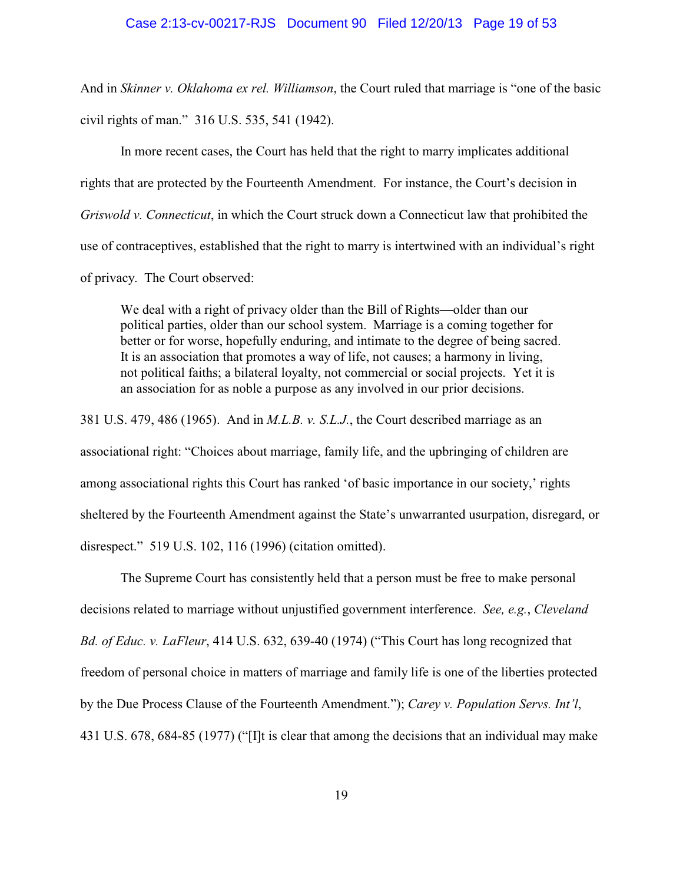And in *Skinner v. Oklahoma ex rel. Williamson*, the Court ruled that marriage is "one of the basic civil rights of man." 316 U.S. 535, 541 (1942).

In more recent cases, the Court has held that the right to marry implicates additional rights that are protected by the Fourteenth Amendment. For instance, the Court's decision in *Griswold v. Connecticut*, in which the Court struck down a Connecticut law that prohibited the use of contraceptives, established that the right to marry is intertwined with an individual's right of privacy. The Court observed:

> We deal with a right of privacy older than the Bill of Rights—older than our political parties, older than our school system. Marriage is a coming together for better or for worse, hopefully enduring, and intimate to the degree of being sacred. It is an association that promotes a way of life, not causes; a harmony in living, not political faiths; a bilateral loyalty, not commercial or social projects. Yet it is an association for as noble a purpose as any involved in our prior decisions.

381 U.S. 479, 486 (1965). And in *M.L.B. v. S.L.J.*, the Court described marriage as an associational right: "Choices about marriage, family life, and the upbringing of children are among associational rights this Court has ranked 'of basic importance in our society,' rights sheltered by the Fourteenth Amendment against the State's unwarranted usurpation, disregard, or disrespect." 519 U.S. 102, 116 (1996) (citation omitted).

The Supreme Court has consistently held that a person must be free to make personal decisions related to marriage without unjustified government interference. *See, e.g.*, *Cleveland Bd. of Educ. v. LaFleur*, 414 U.S. 632, 639-40 (1974) ("This Court has long recognized that freedom of personal choice in matters of marriage and family life is one of the liberties protected by the Due Process Clause of the Fourteenth Amendment."); *Carey v. Population Servs. Int'l*, 431 U.S. 678, 684-85 (1977) ("[I]t is clear that among the decisions that an individual may make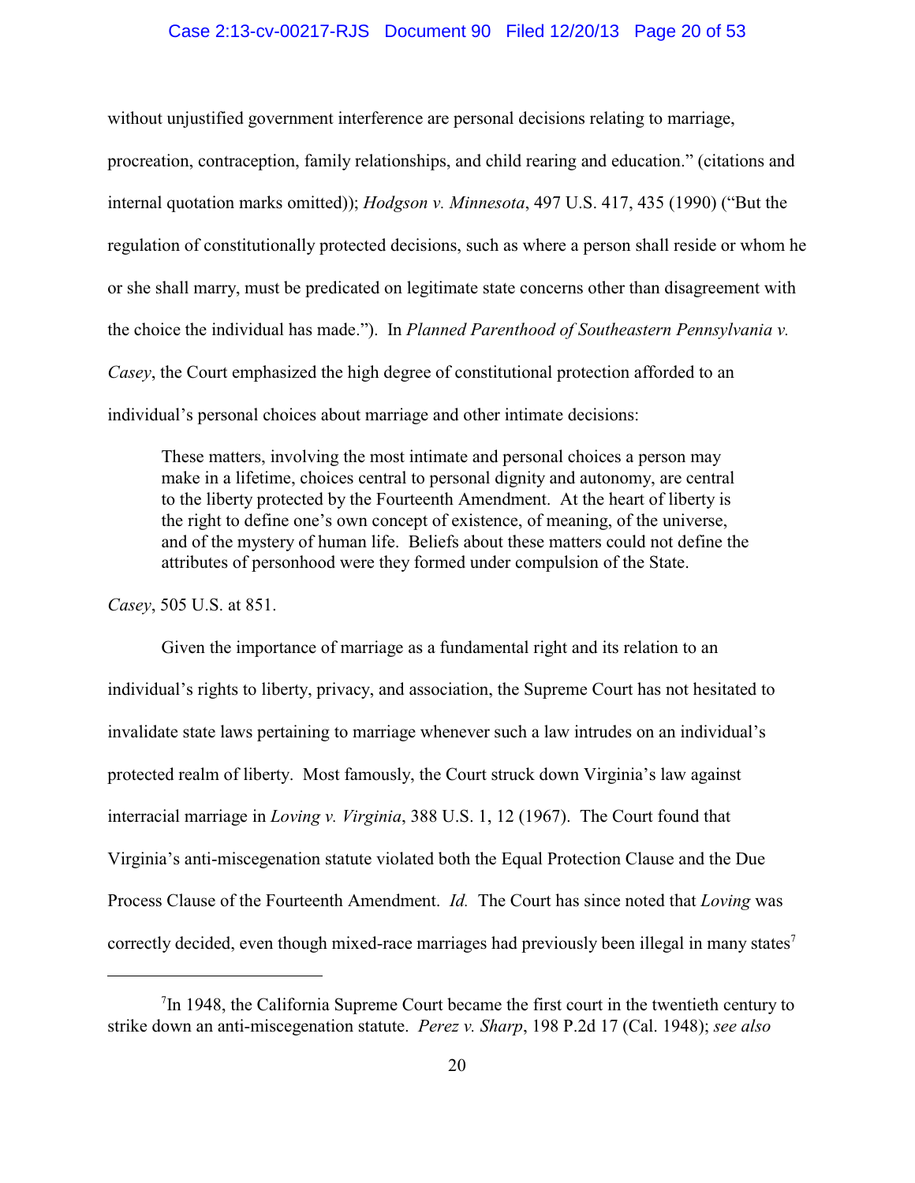without unjustified government interference are personal decisions relating to marriage, procreation, contraception, family relationships, and child rearing and education." (citations and internal quotation marks omitted)); *Hodgson v. Minnesota*, 497 U.S. 417, 435 (1990) ("But the regulation of constitutionally protected decisions, such as where a person shall reside or whom he or she shall marry, must be predicated on legitimate state concerns other than disagreement with the choice the individual has made."). In *Planned Parenthood of Southeastern Pennsylvania v. Casey*, the Court emphasized the high degree of constitutional protection afforded to an individual's personal choices about marriage and other intimate decisions:

> These matters, involving the most intimate and personal choices a person may make in a lifetime, choices central to personal dignity and autonomy, are central to the liberty protected by the Fourteenth Amendment. At the heart of liberty is the right to define one's own concept of existence, of meaning, of the universe, and of the mystery of human life. Beliefs about these matters could not define the attributes of personhood were they formed under compulsion of the State.

*Casey*, 505 U.S. at 851.

Given the importance of marriage as a fundamental right and its relation to an individual's rights to liberty, privacy, and association, the Supreme Court has not hesitated to invalidate state laws pertaining to marriage whenever such a law intrudes on an individual's protected realm of liberty. Most famously, the Court struck down Virginia's law against interracial marriage in *Loving v. Virginia*, 388 U.S. 1, 12 (1967). The Court found that Virginia's anti-miscegenation statute violated both the Equal Protection Clause and the Due Process Clause of the Fourteenth Amendment. *Id.* The Court has since noted that *Loving* was correctly decided, even though mixed-race marriages had previously been illegal in many states[7]

---

[7] In 1948, the California Supreme Court became the first court in the twentieth century to strike down an anti-miscegenation statute. *Perez v. Sharp*, 198 P.2d 17 (Cal. 1948); *see also*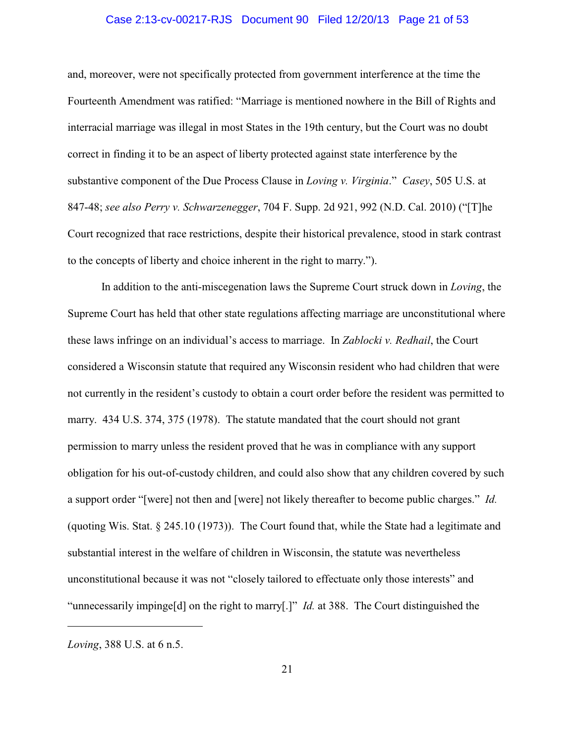and, moreover, were not specifically protected from government interference at the time the Fourteenth Amendment was ratified: "Marriage is mentioned nowhere in the Bill of Rights and interracial marriage was illegal in most States in the 19th century, but the Court was no doubt correct in finding it to be an aspect of liberty protected against state interference by the substantive component of the Due Process Clause in *Loving v. Virginia*." *Casey*, 505 U.S. at 847-48; *see also Perry v. Schwarzenegger*, 704 F. Supp. 2d 921, 992 (N.D. Cal. 2010) ("[T]he Court recognized that race restrictions, despite their historical prevalence, stood in stark contrast to the concepts of liberty and choice inherent in the right to marry.").

In addition to the anti-miscegenation laws the Supreme Court struck down in *Loving*, the Supreme Court has held that other state regulations affecting marriage are unconstitutional where these laws infringe on an individual's access to marriage. In *Zablocki v. Redhail*, the Court considered a Wisconsin statute that required any Wisconsin resident who had children that were not currently in the resident's custody to obtain a court order before the resident was permitted to marry. 434 U.S. 374, 375 (1978). The statute mandated that the court should not grant permission to marry unless the resident proved that he was in compliance with any support obligation for his out-of-custody children, and could also show that any children covered by such a support order "[were] not then and [were] not likely thereafter to become public charges." *Id.* (quoting Wis. Stat. § 245.10 (1973)). The Court found that, while the State had a legitimate and substantial interest in the welfare of children in Wisconsin, the statute was nevertheless unconstitutional because it was not "closely tailored to effectuate only those interests" and "unnecessarily impinge[d] on the right to marry[.]" *Id.* at 388. The Court distinguished the

---

*Loving*, 388 U.S. at 6 n.5.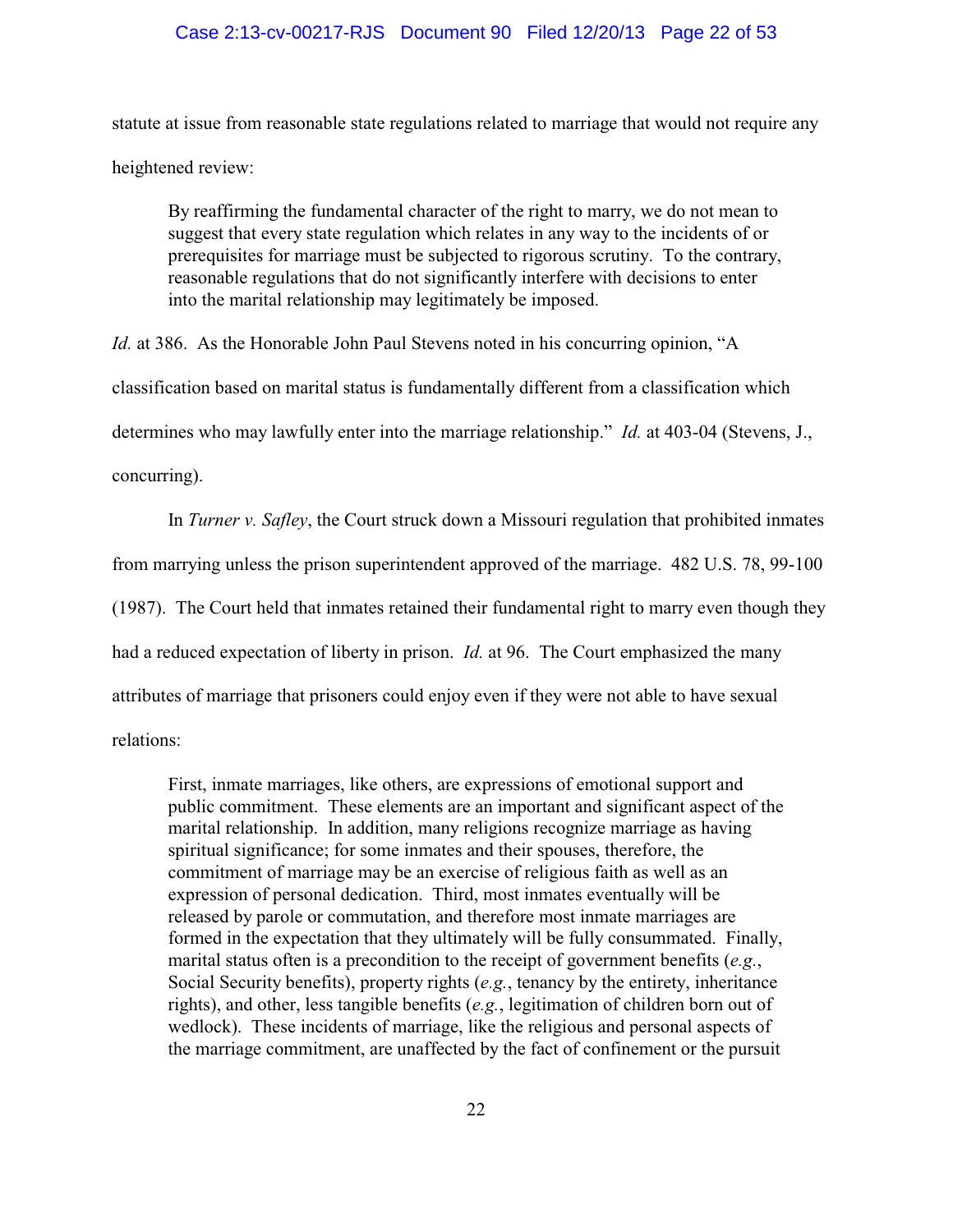statute at issue from reasonable state regulations related to marriage that would not require any heightened review:

> By reaffirming the fundamental character of the right to marry, we do not mean to suggest that every state regulation which relates in any way to the incidents of or prerequisites for marriage must be subjected to rigorous scrutiny. To the contrary, reasonable regulations that do not significantly interfere with decisions to enter into the marital relationship may legitimately be imposed.

*Id.* at 386. As the Honorable John Paul Stevens noted in his concurring opinion, "A classification based on marital status is fundamentally different from a classification which determines who may lawfully enter into the marriage relationship." *Id.* at 403-04 (Stevens, J., concurring).

In *Turner v. Safley*, the Court struck down a Missouri regulation that prohibited inmates from marrying unless the prison superintendent approved of the marriage. 482 U.S. 78, 99-100 (1987). The Court held that inmates retained their fundamental right to marry even though they had a reduced expectation of liberty in prison. *Id.* at 96. The Court emphasized the many attributes of marriage that prisoners could enjoy even if they were not able to have sexual relations:

> First, inmate marriages, like others, are expressions of emotional support and public commitment. These elements are an important and significant aspect of the marital relationship. In addition, many religions recognize marriage as having spiritual significance; for some inmates and their spouses, therefore, the commitment of marriage may be an exercise of religious faith as well as an expression of personal dedication. Third, most inmates eventually will be released by parole or commutation, and therefore most inmate marriages are formed in the expectation that they ultimately will be fully consummated. Finally, marital status often is a precondition to the receipt of government benefits (*e.g.*, Social Security benefits), property rights (*e.g.*, tenancy by the entirety, inheritance rights), and other, less tangible benefits (*e.g.*, legitimation of children born out of wedlock). These incidents of marriage, like the religious and personal aspects of the marriage commitment, are unaffected by the fact of confinement or the pursuit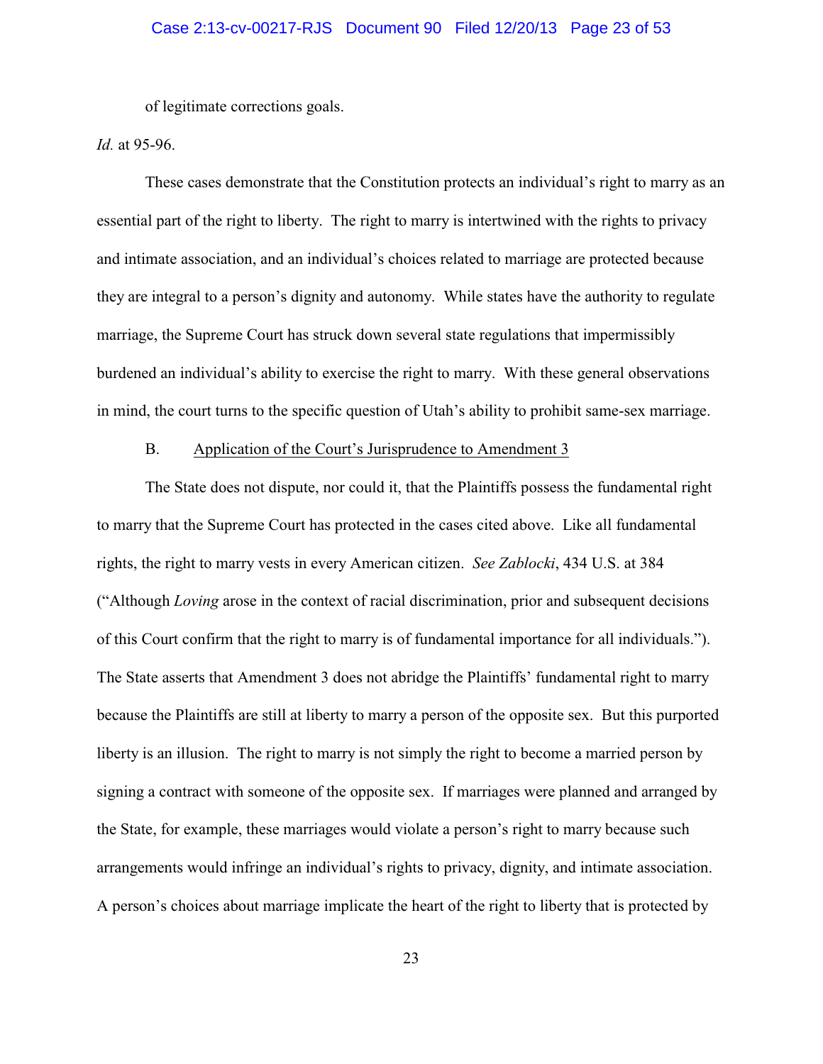of legitimate corrections goals.

*Id.* at 95-96.

These cases demonstrate that the Constitution protects an individual's right to marry as an essential part of the right to liberty. The right to marry is intertwined with the rights to privacy and intimate association, and an individual's choices related to marriage are protected because they are integral to a person's dignity and autonomy. While states have the authority to regulate marriage, the Supreme Court has struck down several state regulations that impermissibly burdened an individual's ability to exercise the right to marry. With these general observations in mind, the court turns to the specific question of Utah's ability to prohibit same-sex marriage.

B. <u>Application of the Court's Jurisprudence to Amendment 3</u>

The State does not dispute, nor could it, that the Plaintiffs possess the fundamental right to marry that the Supreme Court has protected in the cases cited above. Like all fundamental rights, the right to marry vests in every American citizen. *See Zablocki*, 434 U.S. at 384 ("Although *Loving* arose in the context of racial discrimination, prior and subsequent decisions of this Court confirm that the right to marry is of fundamental importance for all individuals."). The State asserts that Amendment 3 does not abridge the Plaintiffs' fundamental right to marry because the Plaintiffs are still at liberty to marry a person of the opposite sex. But this purported liberty is an illusion. The right to marry is not simply the right to become a married person by signing a contract with someone of the opposite sex. If marriages were planned and arranged by the State, for example, these marriages would violate a person's right to marry because such arrangements would infringe an individual's rights to privacy, dignity, and intimate association. A person's choices about marriage implicate the heart of the right to liberty that is protected by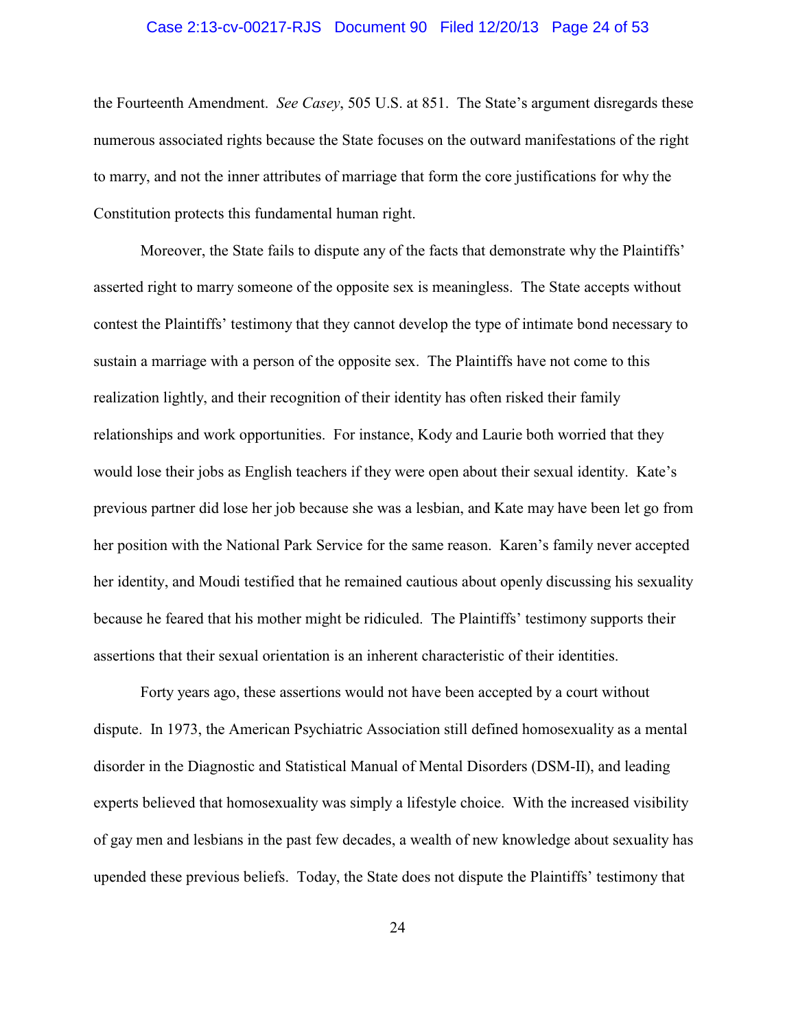the Fourteenth Amendment. *See Casey*, 505 U.S. at 851. The State's argument disregards these numerous associated rights because the State focuses on the outward manifestations of the right to marry, and not the inner attributes of marriage that form the core justifications for why the Constitution protects this fundamental human right.

Moreover, the State fails to dispute any of the facts that demonstrate why the Plaintiffs' asserted right to marry someone of the opposite sex is meaningless. The State accepts without contest the Plaintiffs' testimony that they cannot develop the type of intimate bond necessary to sustain a marriage with a person of the opposite sex. The Plaintiffs have not come to this realization lightly, and their recognition of their identity has often risked their family relationships and work opportunities. For instance, Kody and Laurie both worried that they would lose their jobs as English teachers if they were open about their sexual identity. Kate's previous partner did lose her job because she was a lesbian, and Kate may have been let go from her position with the National Park Service for the same reason. Karen's family never accepted her identity, and Moudi testified that he remained cautious about openly discussing his sexuality because he feared that his mother might be ridiculed. The Plaintiffs' testimony supports their assertions that their sexual orientation is an inherent characteristic of their identities.

Forty years ago, these assertions would not have been accepted by a court without dispute. In 1973, the American Psychiatric Association still defined homosexuality as a mental disorder in the Diagnostic and Statistical Manual of Mental Disorders (DSM-II), and leading experts believed that homosexuality was simply a lifestyle choice. With the increased visibility of gay men and lesbians in the past few decades, a wealth of new knowledge about sexuality has upended these previous beliefs. Today, the State does not dispute the Plaintiffs' testimony that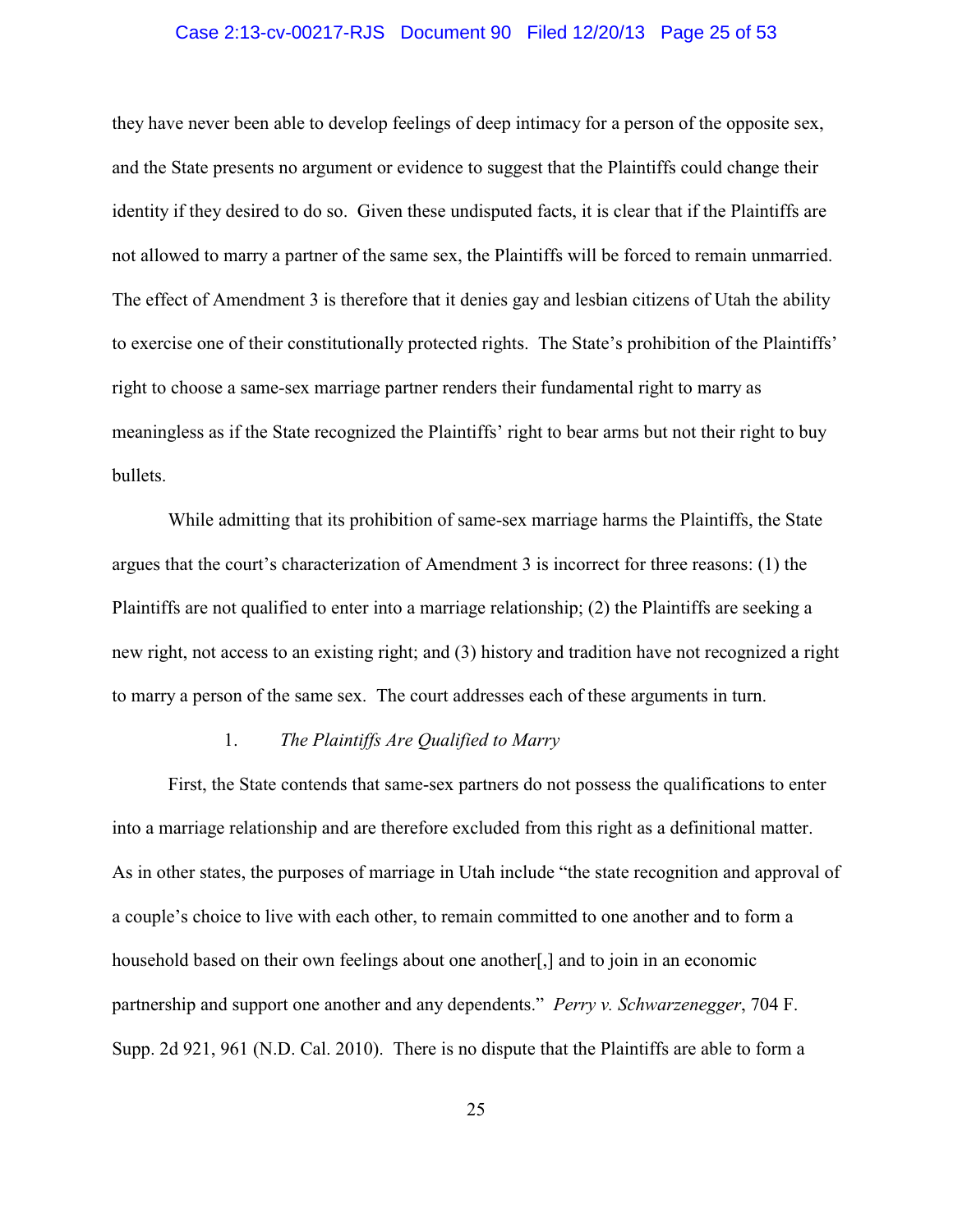they have never been able to develop feelings of deep intimacy for a person of the opposite sex, and the State presents no argument or evidence to suggest that the Plaintiffs could change their identity if they desired to do so. Given these undisputed facts, it is clear that if the Plaintiffs are not allowed to marry a partner of the same sex, the Plaintiffs will be forced to remain unmarried. The effect of Amendment 3 is therefore that it denies gay and lesbian citizens of Utah the ability to exercise one of their constitutionally protected rights. The State's prohibition of the Plaintiffs' right to choose a same-sex marriage partner renders their fundamental right to marry as meaningless as if the State recognized the Plaintiffs' right to bear arms but not their right to buy bullets.

While admitting that its prohibition of same-sex marriage harms the Plaintiffs, the State argues that the court's characterization of Amendment 3 is incorrect for three reasons: (1) the Plaintiffs are not qualified to enter into a marriage relationship; (2) the Plaintiffs are seeking a new right, not access to an existing right; and (3) history and tradition have not recognized a right to marry a person of the same sex. The court addresses each of these arguments in turn.

1. *The Plaintiffs Are Qualified to Marry*

First, the State contends that same-sex partners do not possess the qualifications to enter into a marriage relationship and are therefore excluded from this right as a definitional matter. As in other states, the purposes of marriage in Utah include "the state recognition and approval of a couple's choice to live with each other, to remain committed to one another and to form a household based on their own feelings about one another[,] and to join in an economic partnership and support one another and any dependents." *Perry v. Schwarzenegger*, 704 F. Supp. 2d 921, 961 (N.D. Cal. 2010). There is no dispute that the Plaintiffs are able to form a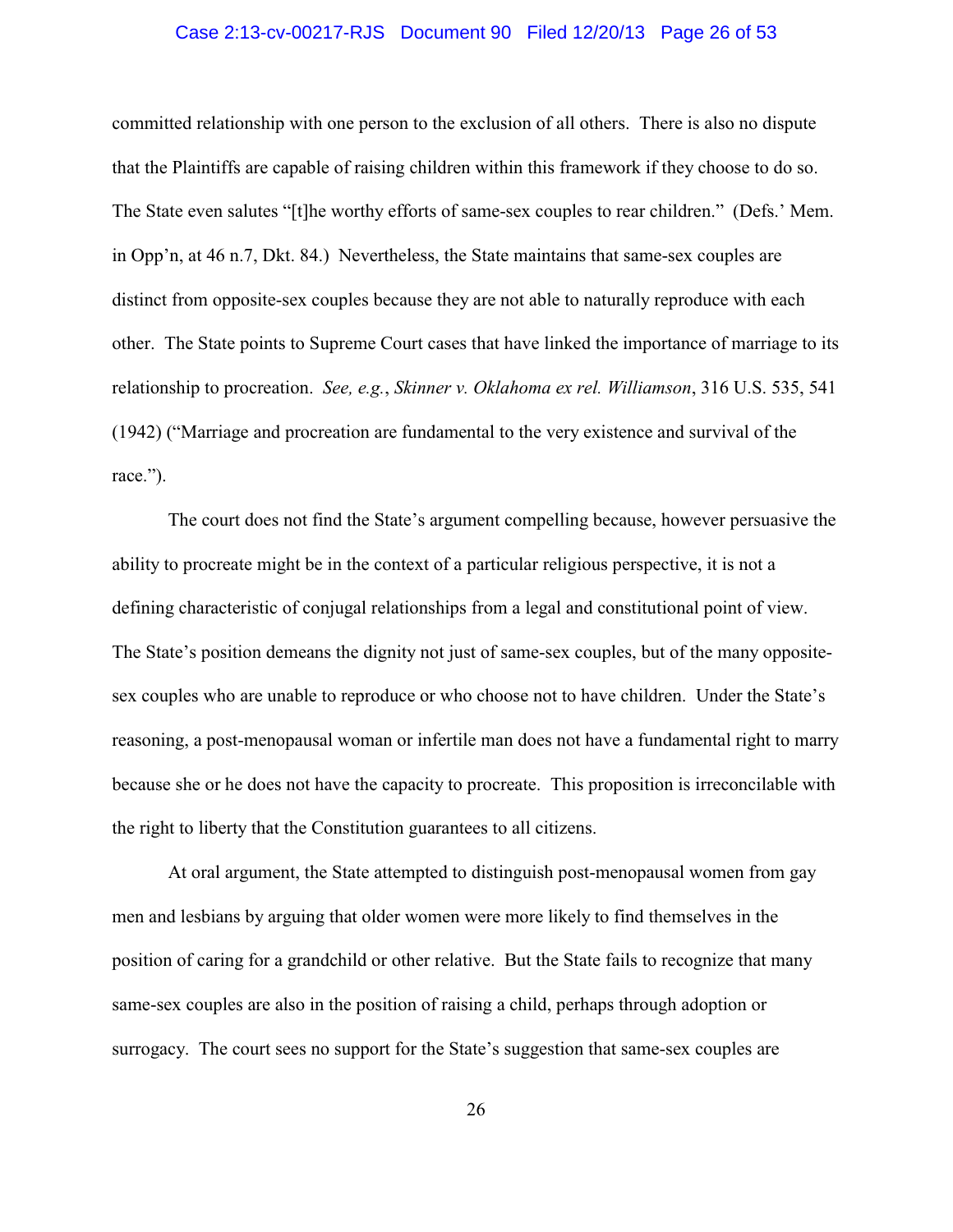committed relationship with one person to the exclusion of all others. There is also no dispute that the Plaintiffs are capable of raising children within this framework if they choose to do so. The State even salutes "[t]he worthy efforts of same-sex couples to rear children." (Defs.' Mem. in Opp'n, at 46 n.7, Dkt. 84.) Nevertheless, the State maintains that same-sex couples are distinct from opposite-sex couples because they are not able to naturally reproduce with each other. The State points to Supreme Court cases that have linked the importance of marriage to its relationship to procreation. *See, e.g.*, *Skinner v. Oklahoma ex rel. Williamson*, 316 U.S. 535, 541 (1942) ("Marriage and procreation are fundamental to the very existence and survival of the race.").

The court does not find the State's argument compelling because, however persuasive the ability to procreate might be in the context of a particular religious perspective, it is not a defining characteristic of conjugal relationships from a legal and constitutional point of view. The State's position demeans the dignity not just of same-sex couples, but of the many opposite-sex couples who are unable to reproduce or who choose not to have children. Under the State's reasoning, a post-menopausal woman or infertile man does not have a fundamental right to marry because she or he does not have the capacity to procreate. This proposition is irreconcilable with the right to liberty that the Constitution guarantees to all citizens.

At oral argument, the State attempted to distinguish post-menopausal women from gay men and lesbians by arguing that older women were more likely to find themselves in the position of caring for a grandchild or other relative. But the State fails to recognize that many same-sex couples are also in the position of raising a child, perhaps through adoption or surrogacy. The court sees no support for the State's suggestion that same-sex couples are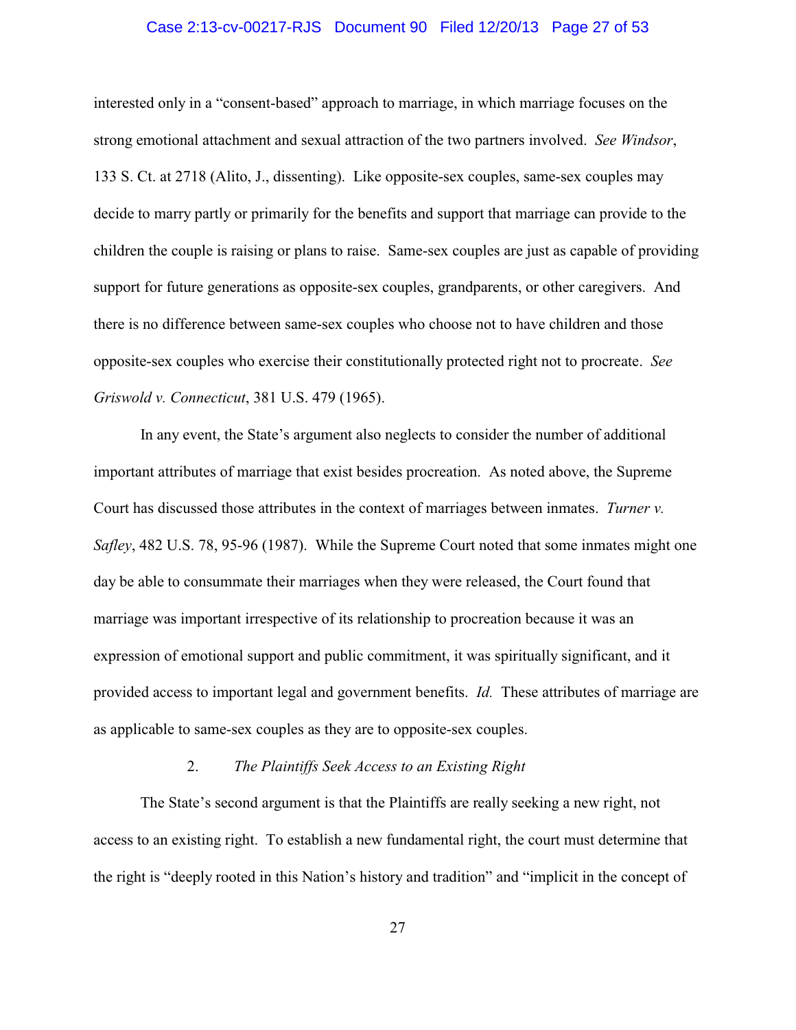interested only in a "consent-based" approach to marriage, in which marriage focuses on the strong emotional attachment and sexual attraction of the two partners involved. *See Windsor*, 133 S. Ct. at 2718 (Alito, J., dissenting). Like opposite-sex couples, same-sex couples may decide to marry partly or primarily for the benefits and support that marriage can provide to the children the couple is raising or plans to raise. Same-sex couples are just as capable of providing support for future generations as opposite-sex couples, grandparents, or other caregivers. And there is no difference between same-sex couples who choose not to have children and those opposite-sex couples who exercise their constitutionally protected right not to procreate. *See Griswold v. Connecticut*, 381 U.S. 479 (1965).

In any event, the State's argument also neglects to consider the number of additional important attributes of marriage that exist besides procreation. As noted above, the Supreme Court has discussed those attributes in the context of marriages between inmates. *Turner v. Safley*, 482 U.S. 78, 95-96 (1987). While the Supreme Court noted that some inmates might one day be able to consummate their marriages when they were released, the Court found that marriage was important irrespective of its relationship to procreation because it was an expression of emotional support and public commitment, it was spiritually significant, and it provided access to important legal and government benefits. *Id.* These attributes of marriage are as applicable to same-sex couples as they are to opposite-sex couples.

2. *The Plaintiffs Seek Access to an Existing Right*

The State's second argument is that the Plaintiffs are really seeking a new right, not access to an existing right. To establish a new fundamental right, the court must determine that the right is "deeply rooted in this Nation's history and tradition" and "implicit in the concept of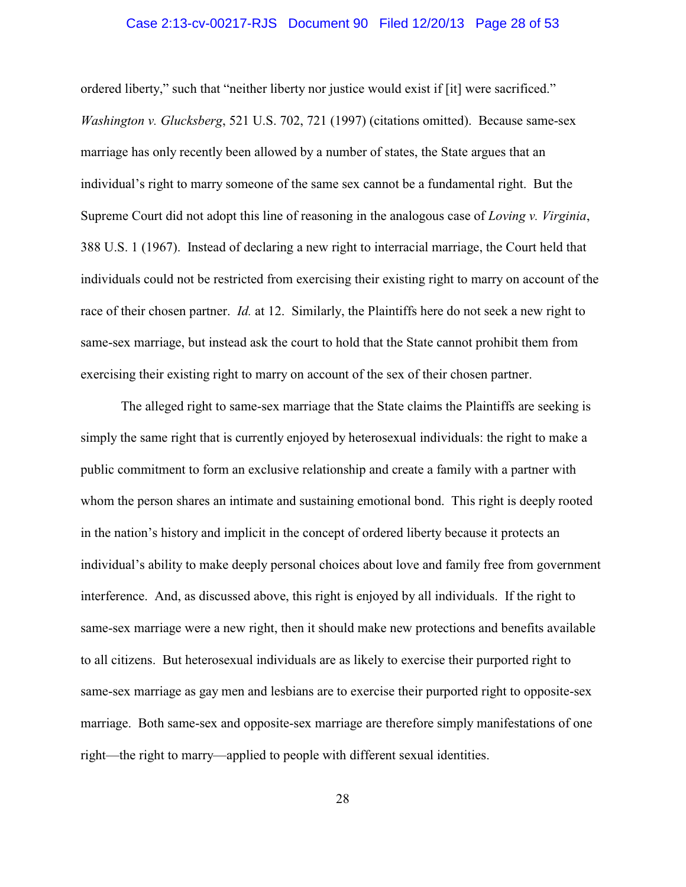ordered liberty," such that "neither liberty nor justice would exist if [it] were sacrificed." *Washington v. Glucksberg*, 521 U.S. 702, 721 (1997) (citations omitted). Because same-sex marriage has only recently been allowed by a number of states, the State argues that an individual's right to marry someone of the same sex cannot be a fundamental right. But the Supreme Court did not adopt this line of reasoning in the analogous case of *Loving v. Virginia*, 388 U.S. 1 (1967). Instead of declaring a new right to interracial marriage, the Court held that individuals could not be restricted from exercising their existing right to marry on account of the race of their chosen partner. *Id.* at 12. Similarly, the Plaintiffs here do not seek a new right to same-sex marriage, but instead ask the court to hold that the State cannot prohibit them from exercising their existing right to marry on account of the sex of their chosen partner.

The alleged right to same-sex marriage that the State claims the Plaintiffs are seeking is simply the same right that is currently enjoyed by heterosexual individuals: the right to make a public commitment to form an exclusive relationship and create a family with a partner with whom the person shares an intimate and sustaining emotional bond. This right is deeply rooted in the nation's history and implicit in the concept of ordered liberty because it protects an individual's ability to make deeply personal choices about love and family free from government interference. And, as discussed above, this right is enjoyed by all individuals. If the right to same-sex marriage were a new right, then it should make new protections and benefits available to all citizens. But heterosexual individuals are as likely to exercise their purported right to same-sex marriage as gay men and lesbians are to exercise their purported right to opposite-sex marriage. Both same-sex and opposite-sex marriage are therefore simply manifestations of one right—the right to marry—applied to people with different sexual identities.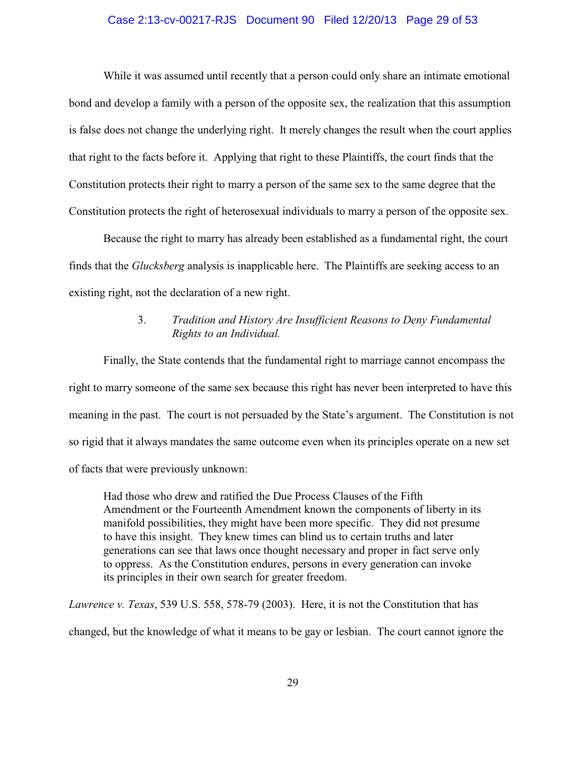While it was assumed until recently that a person could only share an intimate emotional bond and develop a family with a person of the opposite sex, the realization that this assumption is false does not change the underlying right. It merely changes the result when the court applies that right to the facts before it. Applying that right to these Plaintiffs, the court finds that the Constitution protects their right to marry a person of the same sex to the same degree that the Constitution protects the right of heterosexual individuals to marry a person of the opposite sex.

Because the right to marry has already been established as a fundamental right, the court finds that the *Glucksberg* analysis is inapplicable here. The Plaintiffs are seeking access to an existing right, not the declaration of a new right.

### 3. *Tradition and History Are Insufficient Reasons to Deny Fundamental Rights to an Individual.*

Finally, the State contends that the fundamental right to marriage cannot encompass the right to marry someone of the same sex because this right has never been interpreted to have this meaning in the past. The court is not persuaded by the State's argument. The Constitution is not so rigid that it always mandates the same outcome even when its principles operate on a new set of facts that were previously unknown:

> Had those who drew and ratified the Due Process Clauses of the Fifth Amendment or the Fourteenth Amendment known the components of liberty in its manifold possibilities, they might have been more specific. They did not presume to have this insight. They knew times can blind us to certain truths and later generations can see that laws once thought necessary and proper in fact serve only to oppress. As the Constitution endures, persons in every generation can invoke its principles in their own search for greater freedom.

*Lawrence v. Texas*, 539 U.S. 558, 578-79 (2003). Here, it is not the Constitution that has changed, but the knowledge of what it means to be gay or lesbian. The court cannot ignore the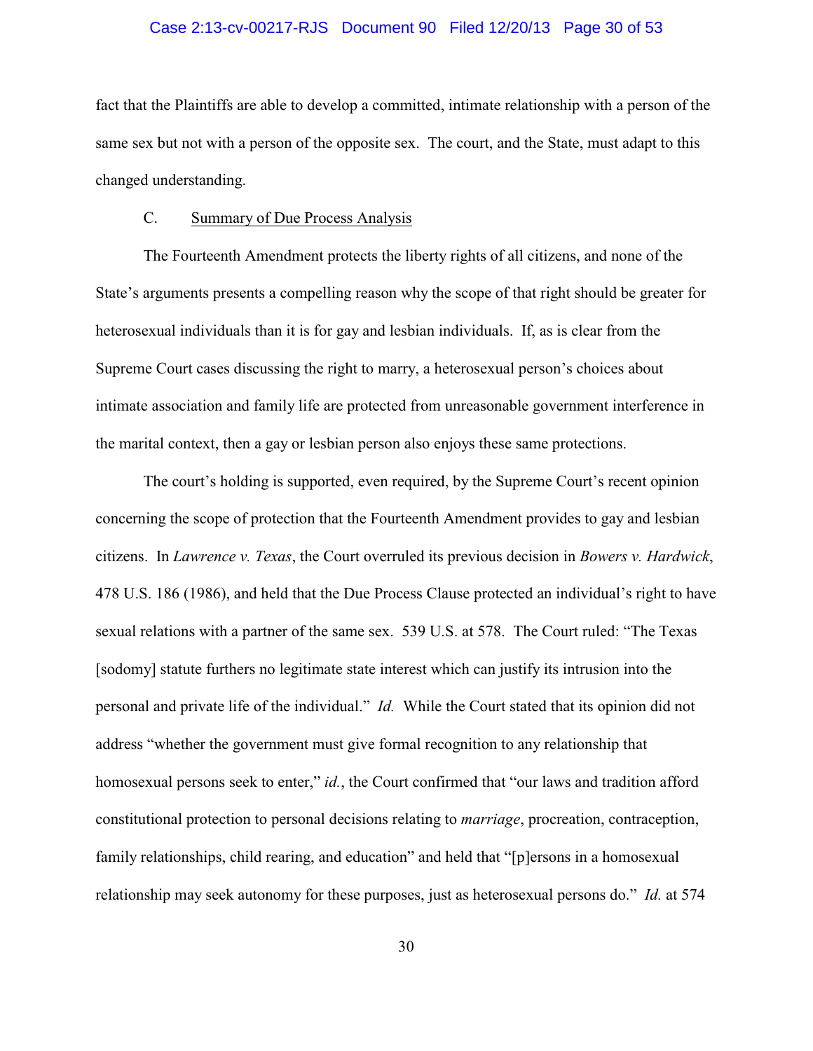fact that the Plaintiffs are able to develop a committed, intimate relationship with a person of the same sex but not with a person of the opposite sex. The court, and the State, must adapt to this changed understanding.

C. Summary of Due Process Analysis

The Fourteenth Amendment protects the liberty rights of all citizens, and none of the State's arguments presents a compelling reason why the scope of that right should be greater for heterosexual individuals than it is for gay and lesbian individuals. If, as is clear from the Supreme Court cases discussing the right to marry, a heterosexual person's choices about intimate association and family life are protected from unreasonable government interference in the marital context, then a gay or lesbian person also enjoys these same protections.

The court's holding is supported, even required, by the Supreme Court's recent opinion concerning the scope of protection that the Fourteenth Amendment provides to gay and lesbian citizens. In *Lawrence v. Texas*, the Court overruled its previous decision in *Bowers v. Hardwick*, 478 U.S. 186 (1986), and held that the Due Process Clause protected an individual's right to have sexual relations with a partner of the same sex. 539 U.S. at 578. The Court ruled: "The Texas [sodomy] statute furthers no legitimate state interest which can justify its intrusion into the personal and private life of the individual." *Id.* While the Court stated that its opinion did not address "whether the government must give formal recognition to any relationship that homosexual persons seek to enter," *id.*, the Court confirmed that "our laws and tradition afford constitutional protection to personal decisions relating to *marriage*, procreation, contraception, family relationships, child rearing, and education" and held that "[p]ersons in a homosexual relationship may seek autonomy for these purposes, just as heterosexual persons do." *Id.* at 574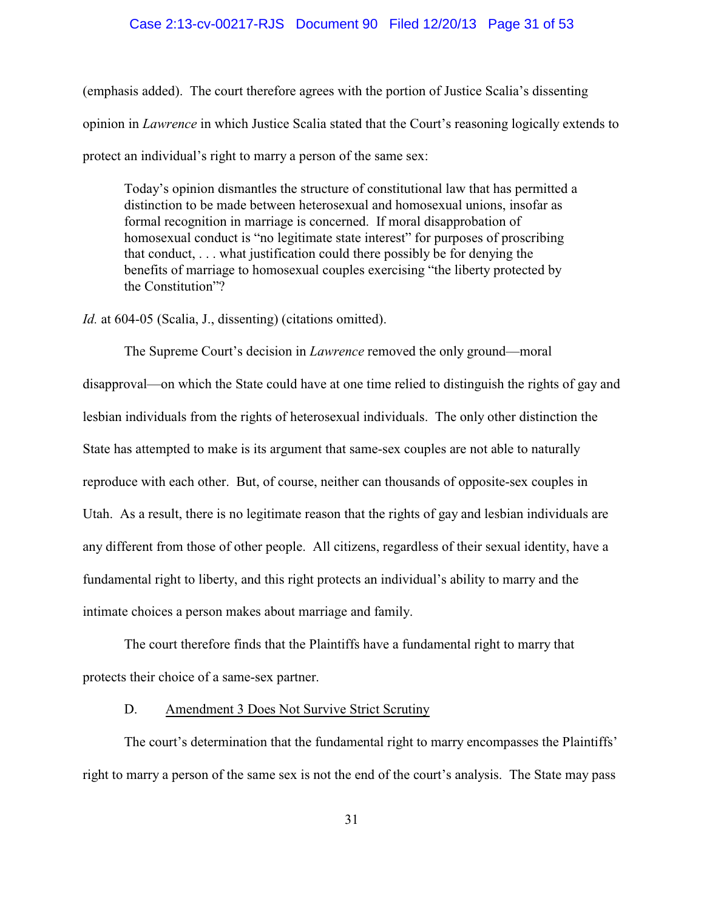(emphasis added). The court therefore agrees with the portion of Justice Scalia's dissenting opinion in *Lawrence* in which Justice Scalia stated that the Court's reasoning logically extends to protect an individual's right to marry a person of the same sex:

> Today's opinion dismantles the structure of constitutional law that has permitted a distinction to be made between heterosexual and homosexual unions, insofar as formal recognition in marriage is concerned. If moral disapprobation of homosexual conduct is "no legitimate state interest" for purposes of proscribing that conduct, . . . what justification could there possibly be for denying the benefits of marriage to homosexual couples exercising "the liberty protected by the Constitution"?

*Id.* at 604-05 (Scalia, J., dissenting) (citations omitted).

The Supreme Court's decision in *Lawrence* removed the only ground—moral disapproval—on which the State could have at one time relied to distinguish the rights of gay and lesbian individuals from the rights of heterosexual individuals. The only other distinction the State has attempted to make is its argument that same-sex couples are not able to naturally reproduce with each other. But, of course, neither can thousands of opposite-sex couples in Utah. As a result, there is no legitimate reason that the rights of gay and lesbian individuals are any different from those of other people. All citizens, regardless of their sexual identity, have a fundamental right to liberty, and this right protects an individual's ability to marry and the intimate choices a person makes about marriage and family.

The court therefore finds that the Plaintiffs have a fundamental right to marry that protects their choice of a same-sex partner.

D. Amendment 3 Does Not Survive Strict Scrutiny

The court's determination that the fundamental right to marry encompasses the Plaintiffs' right to marry a person of the same sex is not the end of the court's analysis. The State may pass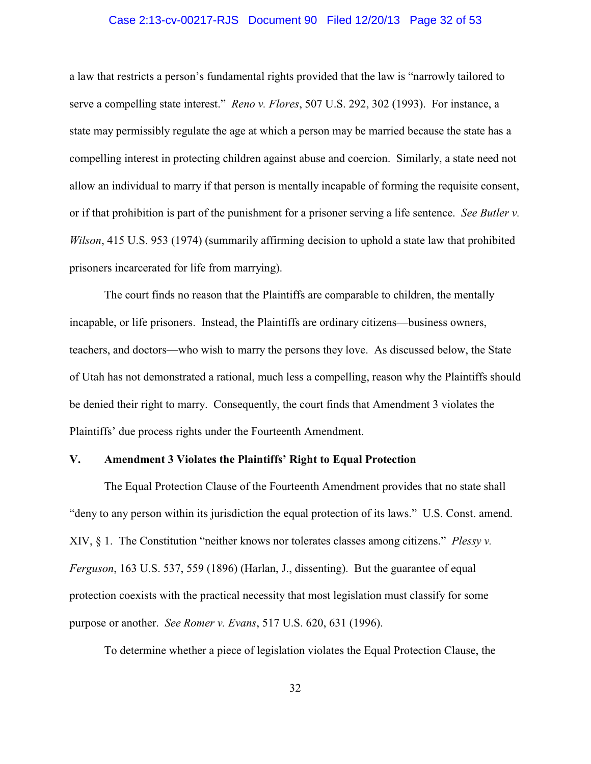a law that restricts a person's fundamental rights provided that the law is "narrowly tailored to serve a compelling state interest." *Reno v. Flores*, 507 U.S. 292, 302 (1993). For instance, a state may permissibly regulate the age at which a person may be married because the state has a compelling interest in protecting children against abuse and coercion. Similarly, a state need not allow an individual to marry if that person is mentally incapable of forming the requisite consent, or if that prohibition is part of the punishment for a prisoner serving a life sentence. *See Butler v. Wilson*, 415 U.S. 953 (1974) (summarily affirming decision to uphold a state law that prohibited prisoners incarcerated for life from marrying).

The court finds no reason that the Plaintiffs are comparable to children, the mentally incapable, or life prisoners. Instead, the Plaintiffs are ordinary citizens—business owners, teachers, and doctors—who wish to marry the persons they love. As discussed below, the State of Utah has not demonstrated a rational, much less a compelling, reason why the Plaintiffs should be denied their right to marry. Consequently, the court finds that Amendment 3 violates the Plaintiffs' due process rights under the Fourteenth Amendment.

## V. Amendment 3 Violates the Plaintiffs' Right to Equal Protection

The Equal Protection Clause of the Fourteenth Amendment provides that no state shall "deny to any person within its jurisdiction the equal protection of its laws." U.S. Const. amend. XIV, § 1. The Constitution "neither knows nor tolerates classes among citizens." *Plessy v. Ferguson*, 163 U.S. 537, 559 (1896) (Harlan, J., dissenting). But the guarantee of equal protection coexists with the practical necessity that most legislation must classify for some purpose or another. *See Romer v. Evans*, 517 U.S. 620, 631 (1996).

To determine whether a piece of legislation violates the Equal Protection Clause, the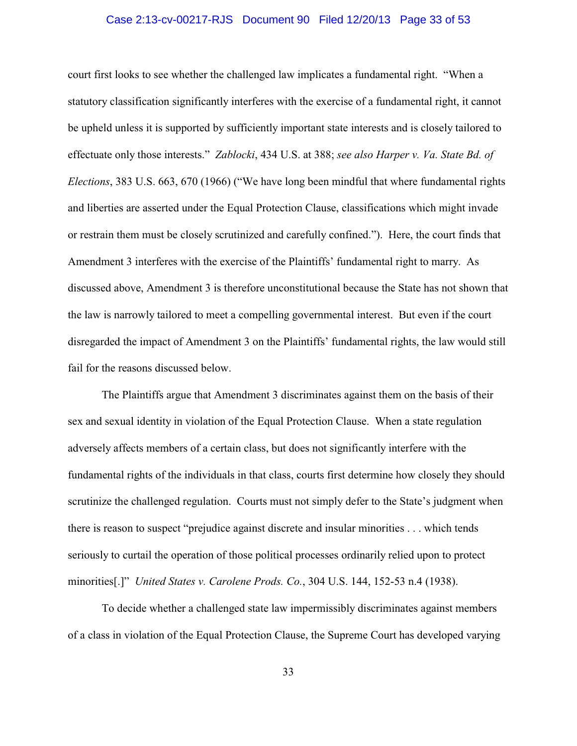court first looks to see whether the challenged law implicates a fundamental right. "When a statutory classification significantly interferes with the exercise of a fundamental right, it cannot be upheld unless it is supported by sufficiently important state interests and is closely tailored to effectuate only those interests." *Zablocki*, 434 U.S. at 388; *see also Harper v. Va. State Bd. of Elections*, 383 U.S. 663, 670 (1966) ("We have long been mindful that where fundamental rights and liberties are asserted under the Equal Protection Clause, classifications which might invade or restrain them must be closely scrutinized and carefully confined."). Here, the court finds that Amendment 3 interferes with the exercise of the Plaintiffs' fundamental right to marry. As discussed above, Amendment 3 is therefore unconstitutional because the State has not shown that the law is narrowly tailored to meet a compelling governmental interest. But even if the court disregarded the impact of Amendment 3 on the Plaintiffs' fundamental rights, the law would still fail for the reasons discussed below.

The Plaintiffs argue that Amendment 3 discriminates against them on the basis of their sex and sexual identity in violation of the Equal Protection Clause. When a state regulation adversely affects members of a certain class, but does not significantly interfere with the fundamental rights of the individuals in that class, courts first determine how closely they should scrutinize the challenged regulation. Courts must not simply defer to the State's judgment when there is reason to suspect "prejudice against discrete and insular minorities . . . which tends seriously to curtail the operation of those political processes ordinarily relied upon to protect minorities[.]" *United States v. Carolene Prods. Co.*, 304 U.S. 144, 152-53 n.4 (1938).

To decide whether a challenged state law impermissibly discriminates against members of a class in violation of the Equal Protection Clause, the Supreme Court has developed varying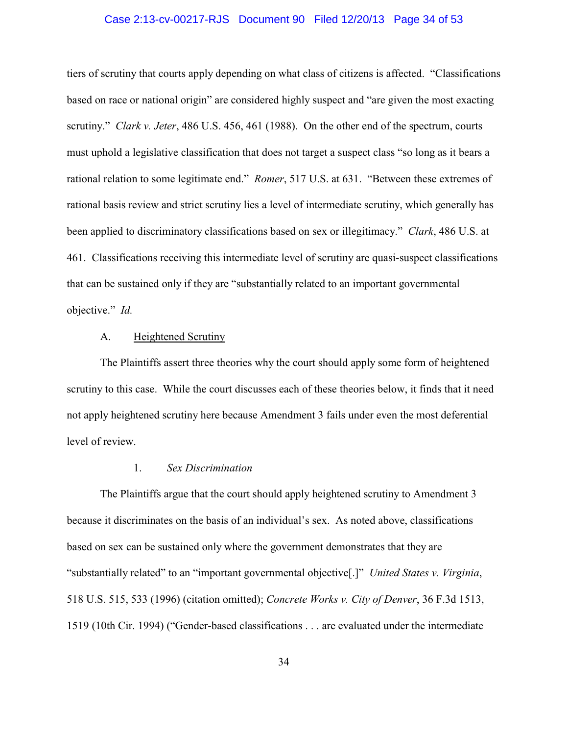tiers of scrutiny that courts apply depending on what class of citizens is affected. "Classifications based on race or national origin" are considered highly suspect and "are given the most exacting scrutiny." *Clark v. Jeter*, 486 U.S. 456, 461 (1988). On the other end of the spectrum, courts must uphold a legislative classification that does not target a suspect class "so long as it bears a rational relation to some legitimate end." *Romer*, 517 U.S. at 631. "Between these extremes of rational basis review and strict scrutiny lies a level of intermediate scrutiny, which generally has been applied to discriminatory classifications based on sex or illegitimacy." *Clark*, 486 U.S. at 461. Classifications receiving this intermediate level of scrutiny are quasi-suspect classifications that can be sustained only if they are "substantially related to an important governmental objective." *Id.*

### A. Heightened Scrutiny

The Plaintiffs assert three theories why the court should apply some form of heightened scrutiny to this case. While the court discusses each of these theories below, it finds that it need not apply heightened scrutiny here because Amendment 3 fails under even the most deferential level of review.

#### 1. *Sex Discrimination*

The Plaintiffs argue that the court should apply heightened scrutiny to Amendment 3 because it discriminates on the basis of an individual's sex. As noted above, classifications based on sex can be sustained only where the government demonstrates that they are "substantially related" to an "important governmental objective[.]" *United States v. Virginia*, 518 U.S. 515, 533 (1996) (citation omitted); *Concrete Works v. City of Denver*, 36 F.3d 1513, 1519 (10th Cir. 1994) ("Gender-based classifications . . . are evaluated under the intermediate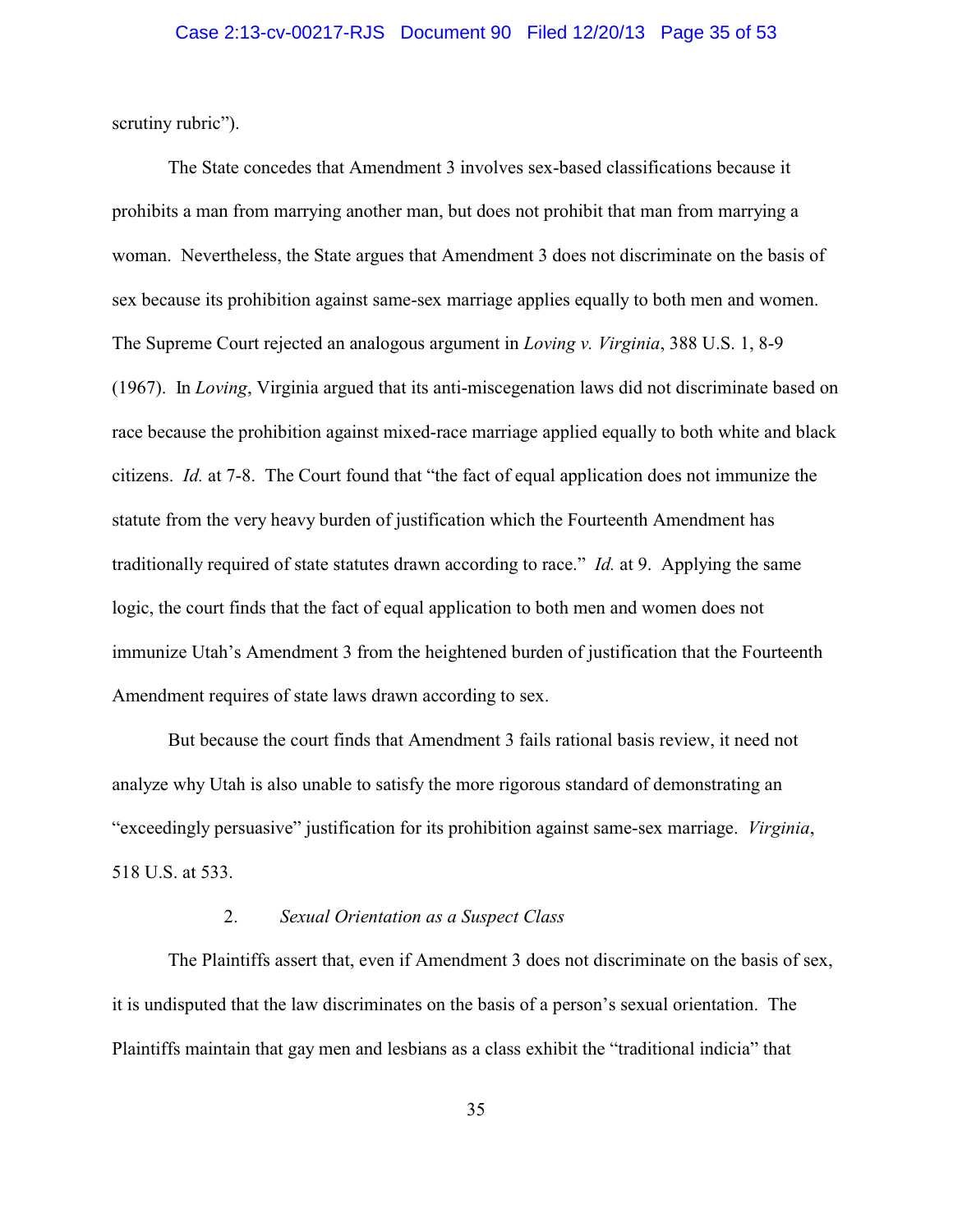scrutiny rubric").

The State concedes that Amendment 3 involves sex-based classifications because it prohibits a man from marrying another man, but does not prohibit that man from marrying a woman. Nevertheless, the State argues that Amendment 3 does not discriminate on the basis of sex because its prohibition against same-sex marriage applies equally to both men and women. The Supreme Court rejected an analogous argument in *Loving v. Virginia*, 388 U.S. 1, 8-9 (1967). In *Loving*, Virginia argued that its anti-miscegenation laws did not discriminate based on race because the prohibition against mixed-race marriage applied equally to both white and black citizens. *Id.* at 7-8. The Court found that "the fact of equal application does not immunize the statute from the very heavy burden of justification which the Fourteenth Amendment has traditionally required of state statutes drawn according to race." *Id.* at 9. Applying the same logic, the court finds that the fact of equal application to both men and women does not immunize Utah's Amendment 3 from the heightened burden of justification that the Fourteenth Amendment requires of state laws drawn according to sex.

But because the court finds that Amendment 3 fails rational basis review, it need not analyze why Utah is also unable to satisfy the more rigorous standard of demonstrating an "exceedingly persuasive" justification for its prohibition against same-sex marriage. *Virginia*, 518 U.S. at 533.

### 2. *Sexual Orientation as a Suspect Class*

The Plaintiffs assert that, even if Amendment 3 does not discriminate on the basis of sex, it is undisputed that the law discriminates on the basis of a person's sexual orientation. The Plaintiffs maintain that gay men and lesbians as a class exhibit the "traditional indicia" that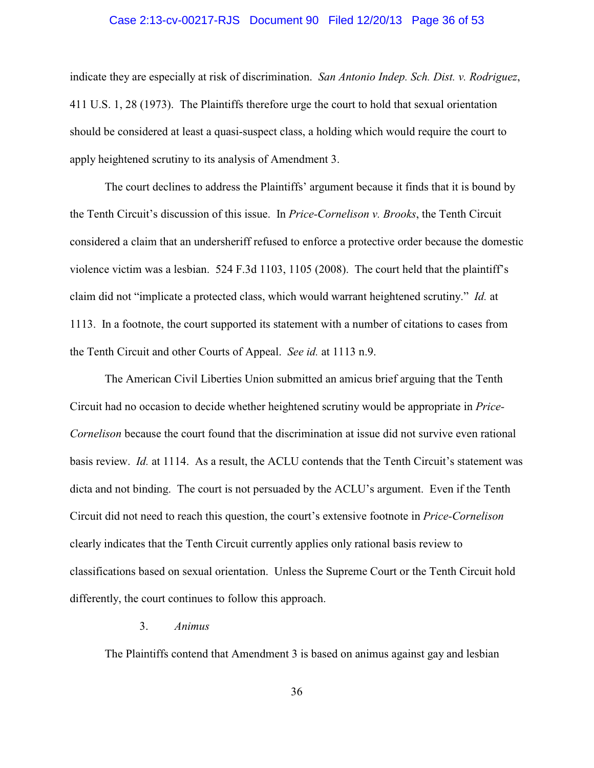indicate they are especially at risk of discrimination. *San Antonio Indep. Sch. Dist. v. Rodriguez*, 411 U.S. 1, 28 (1973). The Plaintiffs therefore urge the court to hold that sexual orientation should be considered at least a quasi-suspect class, a holding which would require the court to apply heightened scrutiny to its analysis of Amendment 3.

The court declines to address the Plaintiffs' argument because it finds that it is bound by the Tenth Circuit's discussion of this issue. In *Price-Cornelison v. Brooks*, the Tenth Circuit considered a claim that an undersheriff refused to enforce a protective order because the domestic violence victim was a lesbian. 524 F.3d 1103, 1105 (2008). The court held that the plaintiff's claim did not "implicate a protected class, which would warrant heightened scrutiny." *Id.* at 1113. In a footnote, the court supported its statement with a number of citations to cases from the Tenth Circuit and other Courts of Appeal. *See id.* at 1113 n.9.

The American Civil Liberties Union submitted an amicus brief arguing that the Tenth Circuit had no occasion to decide whether heightened scrutiny would be appropriate in *Price-Cornelison* because the court found that the discrimination at issue did not survive even rational basis review. *Id.* at 1114. As a result, the ACLU contends that the Tenth Circuit's statement was dicta and not binding. The court is not persuaded by the ACLU's argument. Even if the Tenth Circuit did not need to reach this question, the court's extensive footnote in *Price-Cornelison* clearly indicates that the Tenth Circuit currently applies only rational basis review to classifications based on sexual orientation. Unless the Supreme Court or the Tenth Circuit hold differently, the court continues to follow this approach.

### 3. *Animus*

The Plaintiffs contend that Amendment 3 is based on animus against gay and lesbian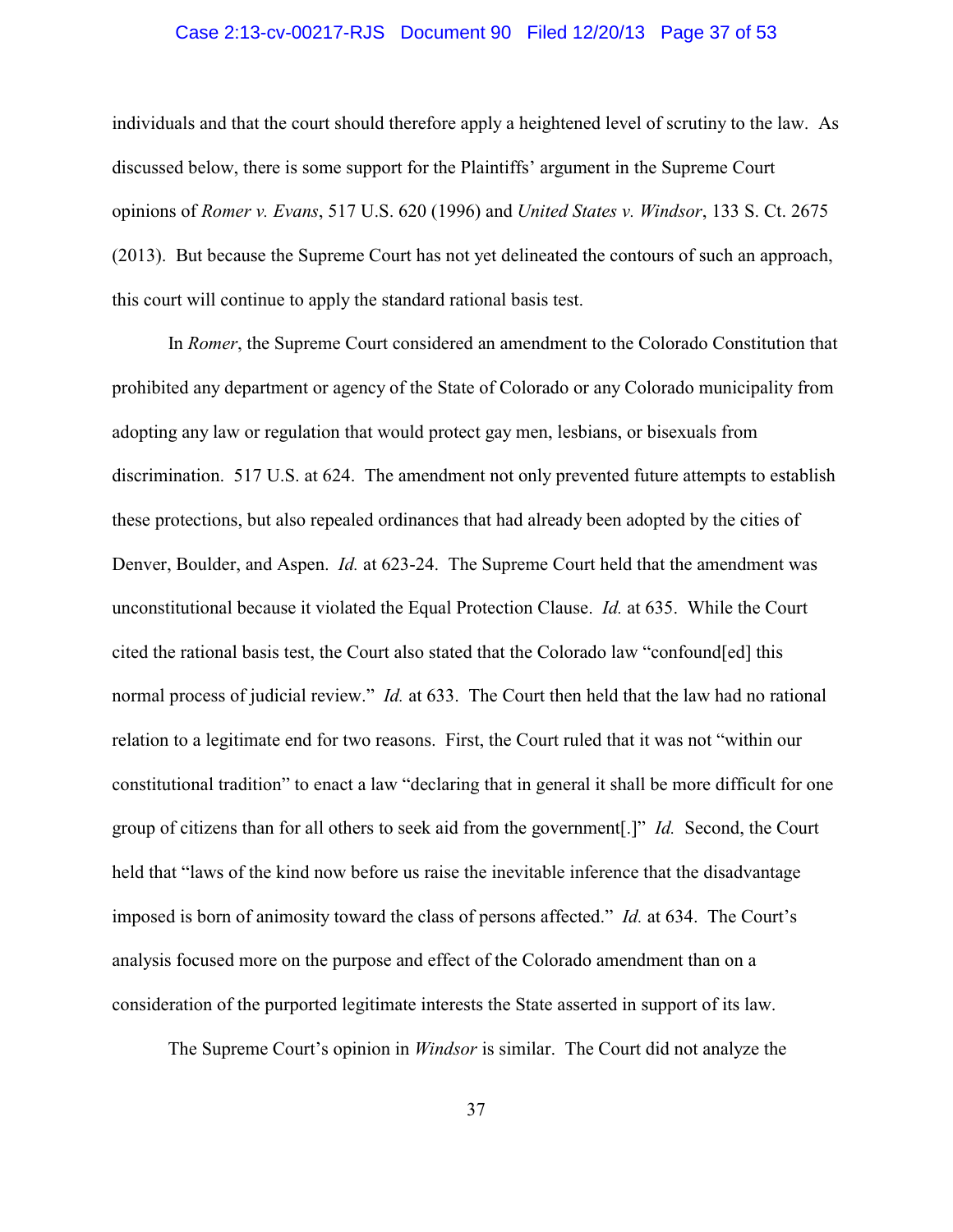individuals and that the court should therefore apply a heightened level of scrutiny to the law. As discussed below, there is some support for the Plaintiffs' argument in the Supreme Court opinions of *Romer v. Evans*, 517 U.S. 620 (1996) and *United States v. Windsor*, 133 S. Ct. 2675 (2013). But because the Supreme Court has not yet delineated the contours of such an approach, this court will continue to apply the standard rational basis test.

In *Romer*, the Supreme Court considered an amendment to the Colorado Constitution that prohibited any department or agency of the State of Colorado or any Colorado municipality from adopting any law or regulation that would protect gay men, lesbians, or bisexuals from discrimination. 517 U.S. at 624. The amendment not only prevented future attempts to establish these protections, but also repealed ordinances that had already been adopted by the cities of Denver, Boulder, and Aspen. *Id.* at 623-24. The Supreme Court held that the amendment was unconstitutional because it violated the Equal Protection Clause. *Id.* at 635. While the Court cited the rational basis test, the Court also stated that the Colorado law "confound[ed] this normal process of judicial review." *Id.* at 633. The Court then held that the law had no rational relation to a legitimate end for two reasons. First, the Court ruled that it was not "within our constitutional tradition" to enact a law "declaring that in general it shall be more difficult for one group of citizens than for all others to seek aid from the government[.]" *Id.* Second, the Court held that "laws of the kind now before us raise the inevitable inference that the disadvantage imposed is born of animosity toward the class of persons affected." *Id.* at 634. The Court's analysis focused more on the purpose and effect of the Colorado amendment than on a consideration of the purported legitimate interests the State asserted in support of its law.

The Supreme Court's opinion in *Windsor* is similar. The Court did not analyze the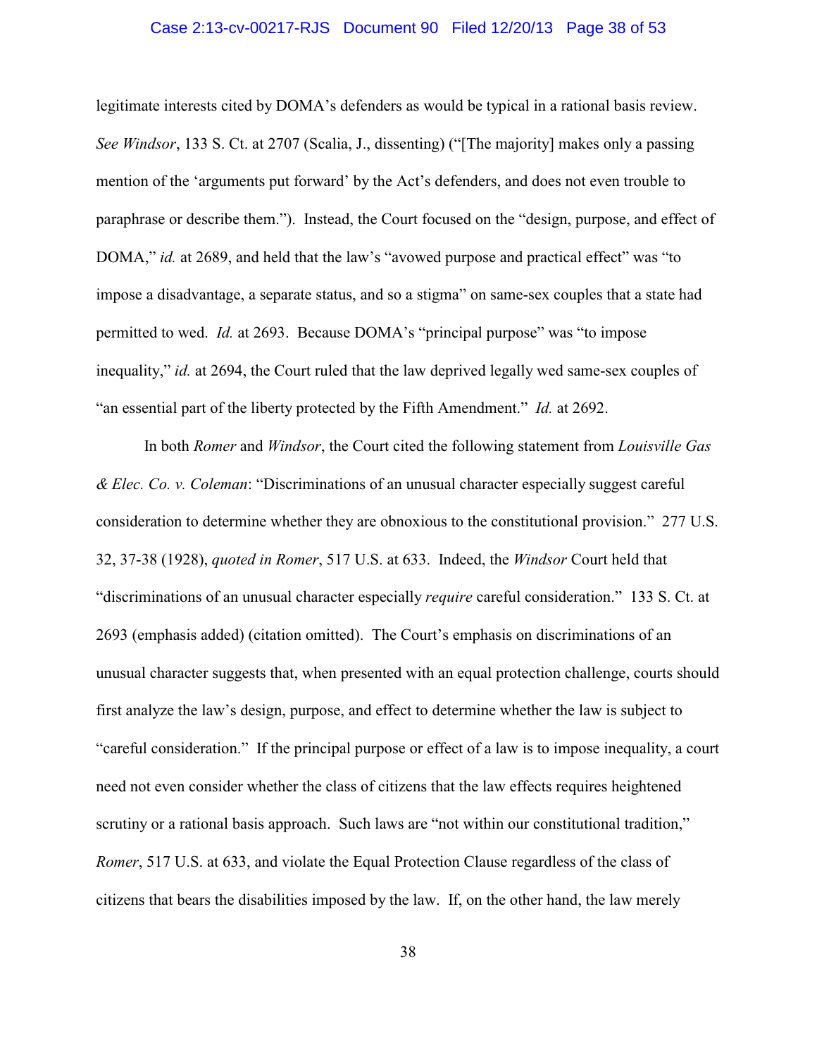legitimate interests cited by DOMA's defenders as would be typical in a rational basis review. *See Windsor*, 133 S. Ct. at 2707 (Scalia, J., dissenting) ("[The majority] makes only a passing mention of the 'arguments put forward' by the Act's defenders, and does not even trouble to paraphrase or describe them."). Instead, the Court focused on the "design, purpose, and effect of DOMA," *id.* at 2689, and held that the law's "avowed purpose and practical effect" was "to impose a disadvantage, a separate status, and so a stigma" on same-sex couples that a state had permitted to wed. *Id.* at 2693. Because DOMA's "principal purpose" was "to impose inequality," *id.* at 2694, the Court ruled that the law deprived legally wed same-sex couples of "an essential part of the liberty protected by the Fifth Amendment." *Id.* at 2692.

In both *Romer* and *Windsor*, the Court cited the following statement from *Louisville Gas & Elec. Co. v. Coleman*: "Discriminations of an unusual character especially suggest careful consideration to determine whether they are obnoxious to the constitutional provision." 277 U.S. 32, 37-38 (1928), *quoted in Romer*, 517 U.S. at 633. Indeed, the *Windsor* Court held that "discriminations of an unusual character especially *require* careful consideration." 133 S. Ct. at 2693 (emphasis added) (citation omitted). The Court's emphasis on discriminations of an unusual character suggests that, when presented with an equal protection challenge, courts should first analyze the law's design, purpose, and effect to determine whether the law is subject to "careful consideration." If the principal purpose or effect of a law is to impose inequality, a court need not even consider whether the class of citizens that the law effects requires heightened scrutiny or a rational basis approach. Such laws are "not within our constitutional tradition," *Romer*, 517 U.S. at 633, and violate the Equal Protection Clause regardless of the class of citizens that bears the disabilities imposed by the law. If, on the other hand, the law merely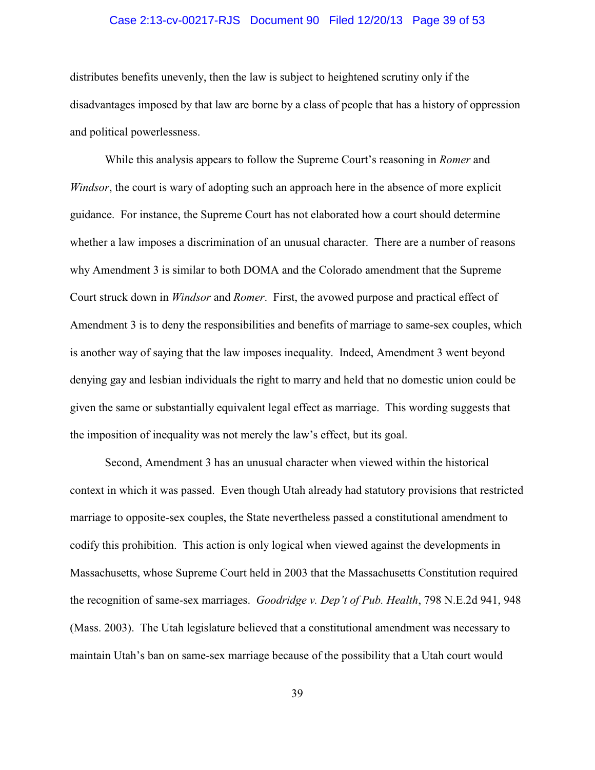distributes benefits unevenly, then the law is subject to heightened scrutiny only if the disadvantages imposed by that law are borne by a class of people that has a history of oppression and political powerlessness.

While this analysis appears to follow the Supreme Court's reasoning in *Romer* and *Windsor*, the court is wary of adopting such an approach here in the absence of more explicit guidance. For instance, the Supreme Court has not elaborated how a court should determine whether a law imposes a discrimination of an unusual character. There are a number of reasons why Amendment 3 is similar to both DOMA and the Colorado amendment that the Supreme Court struck down in *Windsor* and *Romer*. First, the avowed purpose and practical effect of Amendment 3 is to deny the responsibilities and benefits of marriage to same-sex couples, which is another way of saying that the law imposes inequality. Indeed, Amendment 3 went beyond denying gay and lesbian individuals the right to marry and held that no domestic union could be given the same or substantially equivalent legal effect as marriage. This wording suggests that the imposition of inequality was not merely the law's effect, but its goal.

Second, Amendment 3 has an unusual character when viewed within the historical context in which it was passed. Even though Utah already had statutory provisions that restricted marriage to opposite-sex couples, the State nevertheless passed a constitutional amendment to codify this prohibition. This action is only logical when viewed against the developments in Massachusetts, whose Supreme Court held in 2003 that the Massachusetts Constitution required the recognition of same-sex marriages. *Goodridge v. Dep't of Pub. Health*, 798 N.E.2d 941, 948 (Mass. 2003). The Utah legislature believed that a constitutional amendment was necessary to maintain Utah's ban on same-sex marriage because of the possibility that a Utah court would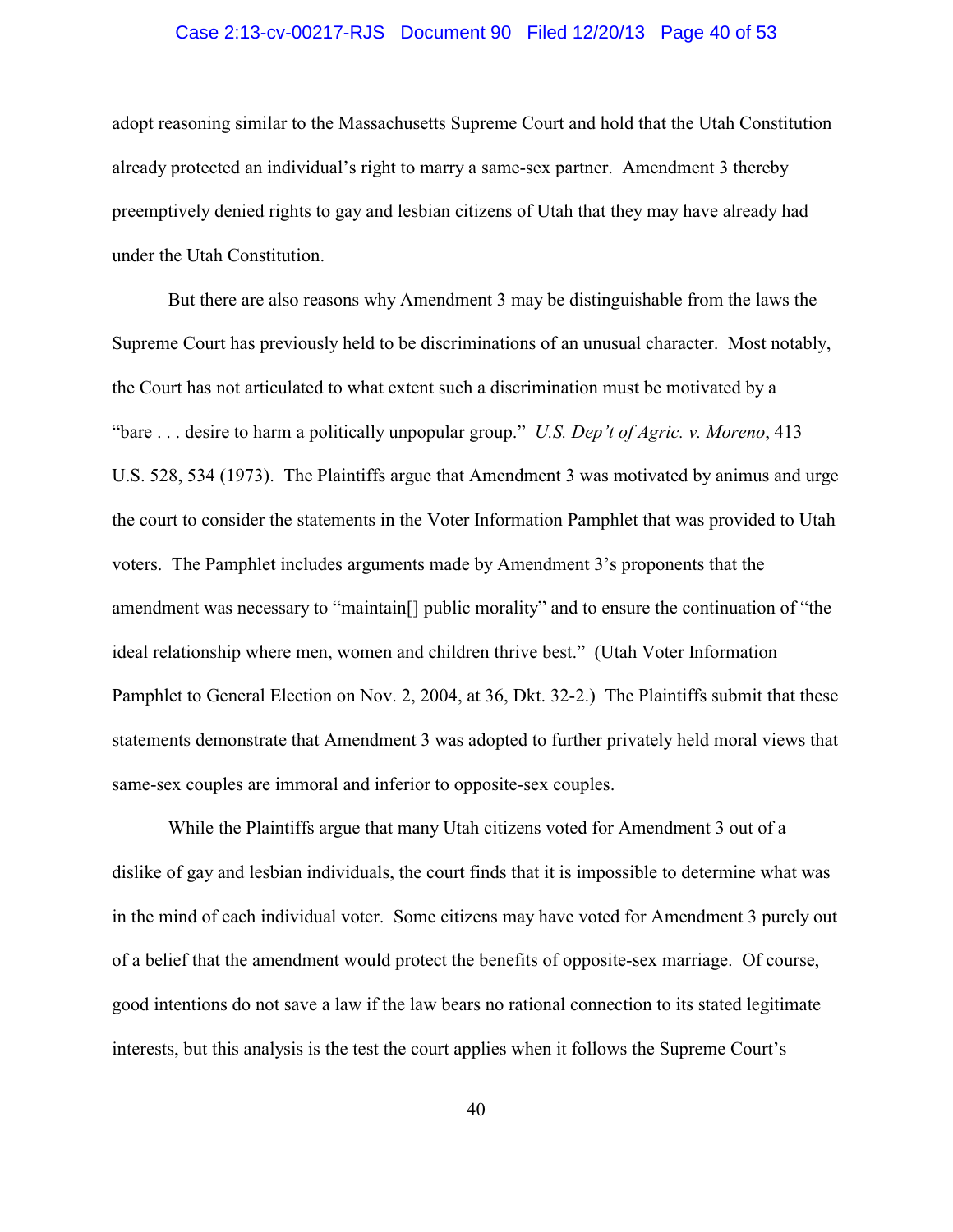adopt reasoning similar to the Massachusetts Supreme Court and hold that the Utah Constitution already protected an individual's right to marry a same-sex partner. Amendment 3 thereby preemptively denied rights to gay and lesbian citizens of Utah that they may have already had under the Utah Constitution.

But there are also reasons why Amendment 3 may be distinguishable from the laws the Supreme Court has previously held to be discriminations of an unusual character. Most notably, the Court has not articulated to what extent such a discrimination must be motivated by a "bare . . . desire to harm a politically unpopular group." *U.S. Dep't of Agric. v. Moreno*, 413 U.S. 528, 534 (1973). The Plaintiffs argue that Amendment 3 was motivated by animus and urge the court to consider the statements in the Voter Information Pamphlet that was provided to Utah voters. The Pamphlet includes arguments made by Amendment 3's proponents that the amendment was necessary to "maintain[] public morality" and to ensure the continuation of "the ideal relationship where men, women and children thrive best." (Utah Voter Information Pamphlet to General Election on Nov. 2, 2004, at 36, Dkt. 32-2.) The Plaintiffs submit that these statements demonstrate that Amendment 3 was adopted to further privately held moral views that same-sex couples are immoral and inferior to opposite-sex couples.

While the Plaintiffs argue that many Utah citizens voted for Amendment 3 out of a dislike of gay and lesbian individuals, the court finds that it is impossible to determine what was in the mind of each individual voter. Some citizens may have voted for Amendment 3 purely out of a belief that the amendment would protect the benefits of opposite-sex marriage. Of course, good intentions do not save a law if the law bears no rational connection to its stated legitimate interests, but this analysis is the test the court applies when it follows the Supreme Court's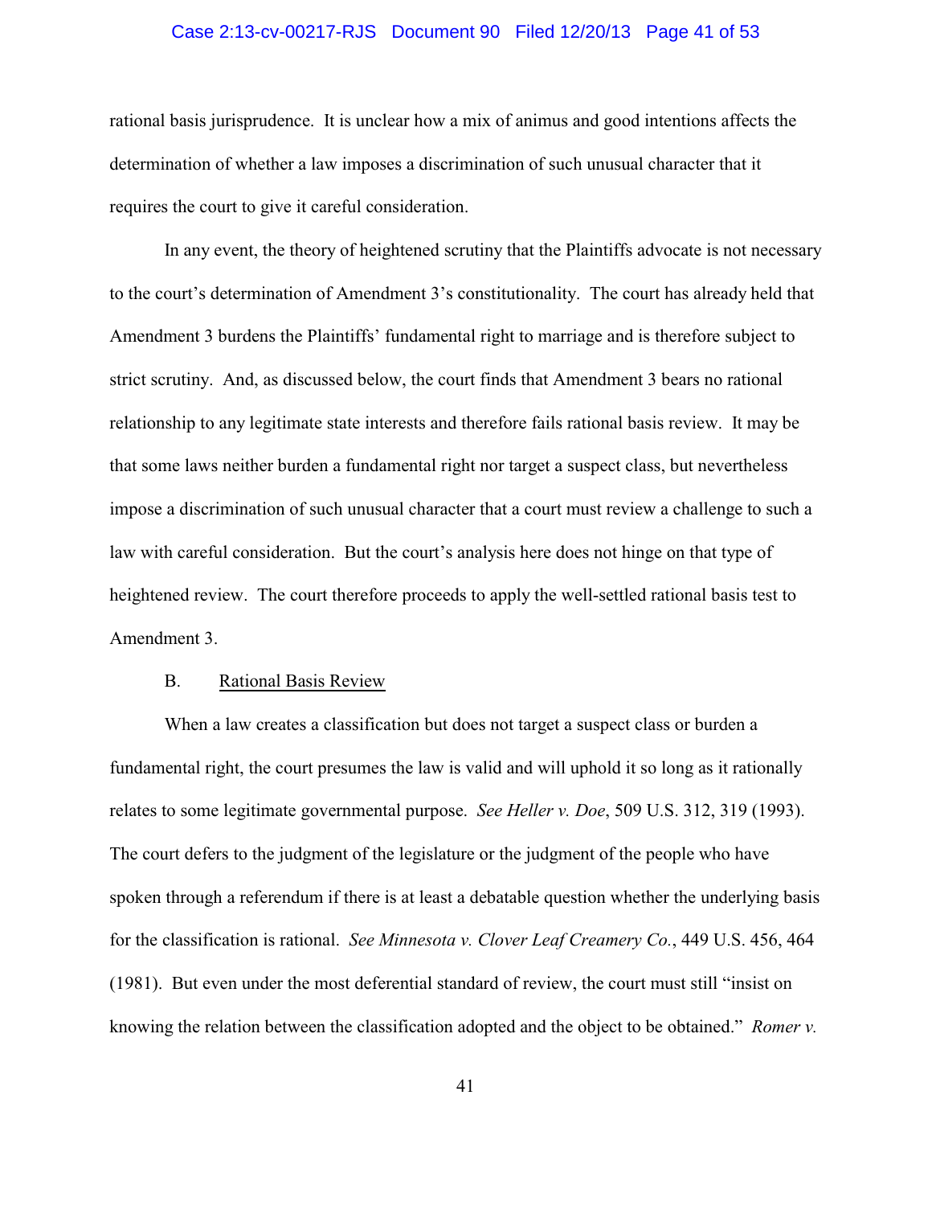rational basis jurisprudence. It is unclear how a mix of animus and good intentions affects the determination of whether a law imposes a discrimination of such unusual character that it requires the court to give it careful consideration.

In any event, the theory of heightened scrutiny that the Plaintiffs advocate is not necessary to the court's determination of Amendment 3's constitutionality. The court has already held that Amendment 3 burdens the Plaintiffs' fundamental right to marriage and is therefore subject to strict scrutiny. And, as discussed below, the court finds that Amendment 3 bears no rational relationship to any legitimate state interests and therefore fails rational basis review. It may be that some laws neither burden a fundamental right nor target a suspect class, but nevertheless impose a discrimination of such unusual character that a court must review a challenge to such a law with careful consideration. But the court's analysis here does not hinge on that type of heightened review. The court therefore proceeds to apply the well-settled rational basis test to Amendment 3.

### B. Rational Basis Review

When a law creates a classification but does not target a suspect class or burden a fundamental right, the court presumes the law is valid and will uphold it so long as it rationally relates to some legitimate governmental purpose. *See Heller v. Doe*, 509 U.S. 312, 319 (1993). The court defers to the judgment of the legislature or the judgment of the people who have spoken through a referendum if there is at least a debatable question whether the underlying basis for the classification is rational. *See Minnesota v. Clover Leaf Creamery Co.*, 449 U.S. 456, 464 (1981). But even under the most deferential standard of review, the court must still "insist on knowing the relation between the classification adopted and the object to be obtained." *Romer v.*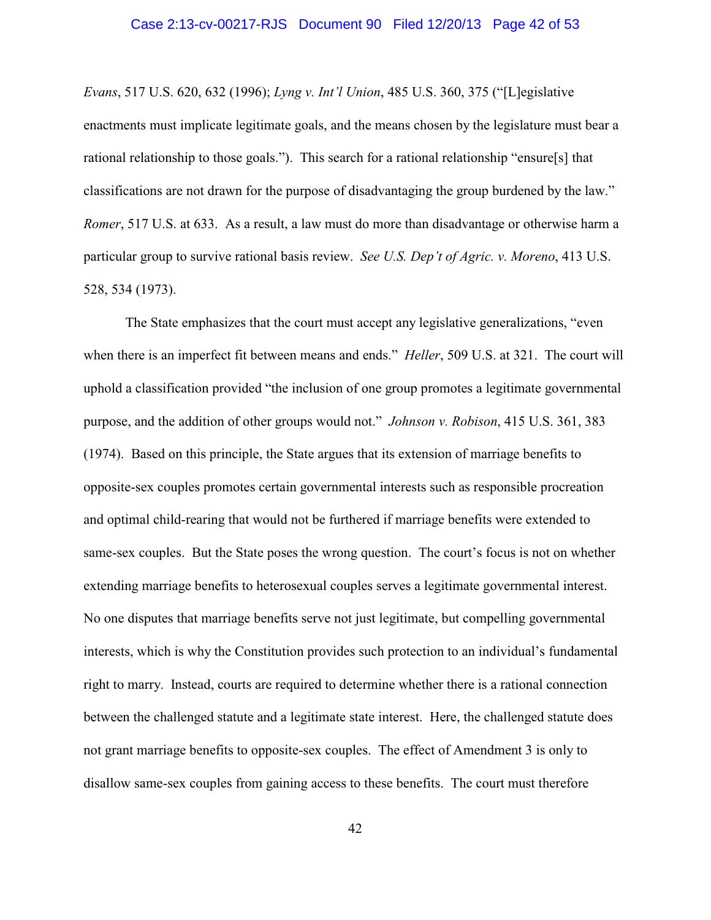*Evans*, 517 U.S. 620, 632 (1996); *Lyng v. Int'l Union*, 485 U.S. 360, 375 ("[L]egislative enactments must implicate legitimate goals, and the means chosen by the legislature must bear a rational relationship to those goals."). This search for a rational relationship "ensure[s] that classifications are not drawn for the purpose of disadvantaging the group burdened by the law." *Romer*, 517 U.S. at 633. As a result, a law must do more than disadvantage or otherwise harm a particular group to survive rational basis review. *See U.S. Dep't of Agric. v. Moreno*, 413 U.S. 528, 534 (1973).

The State emphasizes that the court must accept any legislative generalizations, "even when there is an imperfect fit between means and ends." *Heller*, 509 U.S. at 321. The court will uphold a classification provided "the inclusion of one group promotes a legitimate governmental purpose, and the addition of other groups would not." *Johnson v. Robison*, 415 U.S. 361, 383 (1974). Based on this principle, the State argues that its extension of marriage benefits to opposite-sex couples promotes certain governmental interests such as responsible procreation and optimal child-rearing that would not be furthered if marriage benefits were extended to same-sex couples. But the State poses the wrong question. The court's focus is not on whether extending marriage benefits to heterosexual couples serves a legitimate governmental interest. No one disputes that marriage benefits serve not just legitimate, but compelling governmental interests, which is why the Constitution provides such protection to an individual's fundamental right to marry. Instead, courts are required to determine whether there is a rational connection between the challenged statute and a legitimate state interest. Here, the challenged statute does not grant marriage benefits to opposite-sex couples. The effect of Amendment 3 is only to disallow same-sex couples from gaining access to these benefits. The court must therefore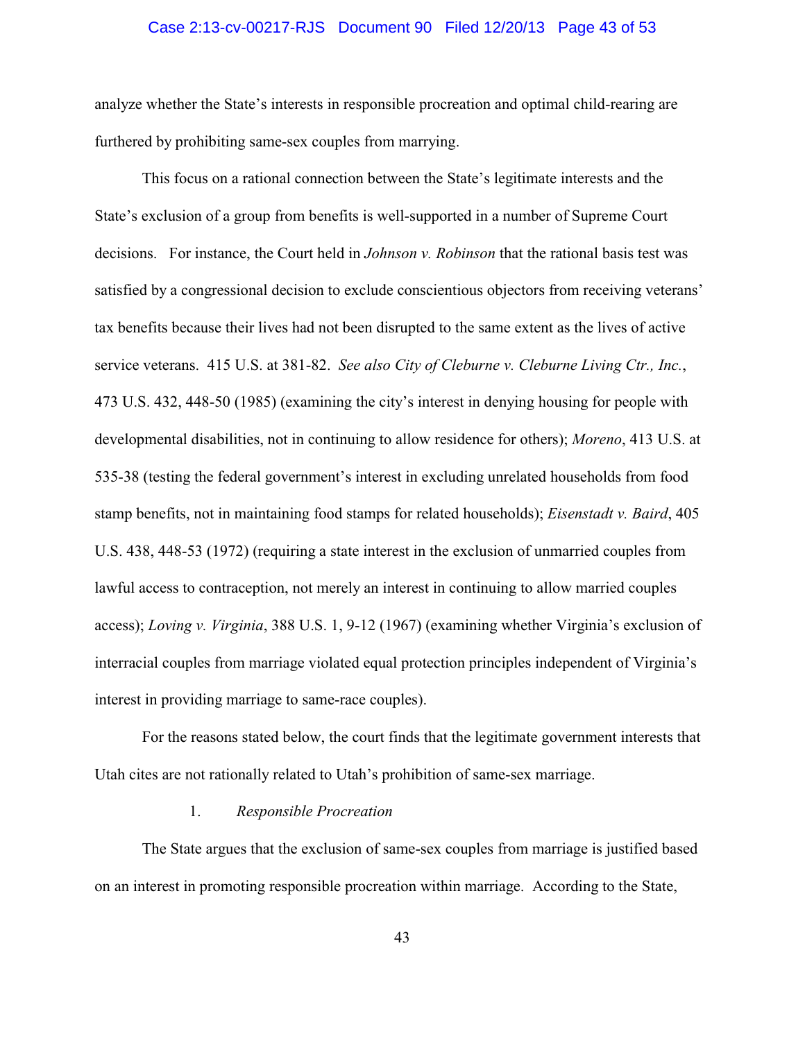analyze whether the State's interests in responsible procreation and optimal child-rearing are furthered by prohibiting same-sex couples from marrying.

This focus on a rational connection between the State's legitimate interests and the State's exclusion of a group from benefits is well-supported in a number of Supreme Court decisions. For instance, the Court held in *Johnson v. Robinson* that the rational basis test was satisfied by a congressional decision to exclude conscientious objectors from receiving veterans' tax benefits because their lives had not been disrupted to the same extent as the lives of active service veterans. 415 U.S. at 381-82. *See also City of Cleburne v. Cleburne Living Ctr., Inc.*, 473 U.S. 432, 448-50 (1985) (examining the city's interest in denying housing for people with developmental disabilities, not in continuing to allow residence for others); *Moreno*, 413 U.S. at 535-38 (testing the federal government's interest in excluding unrelated households from food stamp benefits, not in maintaining food stamps for related households); *Eisenstadt v. Baird*, 405 U.S. 438, 448-53 (1972) (requiring a state interest in the exclusion of unmarried couples from lawful access to contraception, not merely an interest in continuing to allow married couples access); *Loving v. Virginia*, 388 U.S. 1, 9-12 (1967) (examining whether Virginia's exclusion of interracial couples from marriage violated equal protection principles independent of Virginia's interest in providing marriage to same-race couples).

For the reasons stated below, the court finds that the legitimate government interests that Utah cites are not rationally related to Utah's prohibition of same-sex marriage.

1. *Responsible Procreation*

The State argues that the exclusion of same-sex couples from marriage is justified based on an interest in promoting responsible procreation within marriage. According to the State,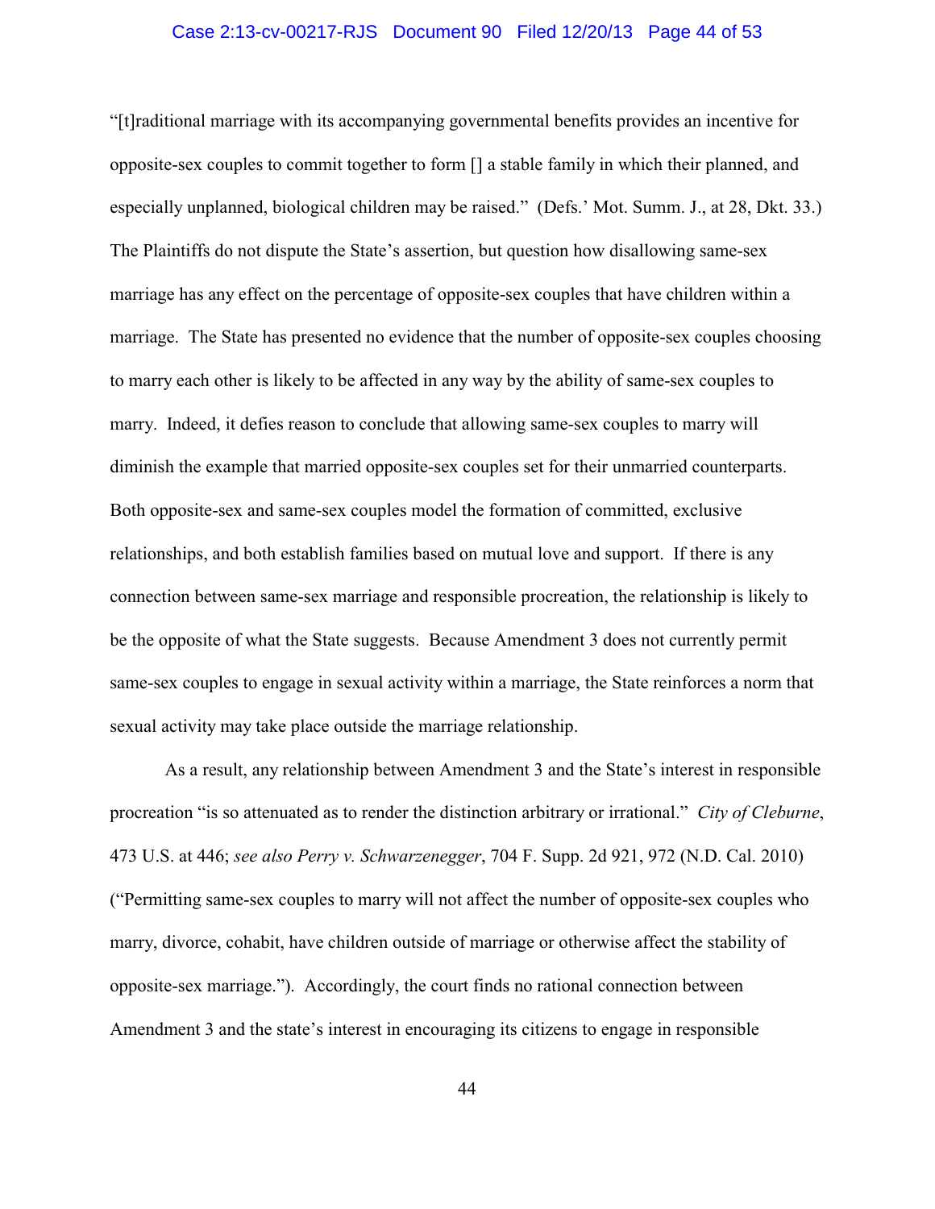"[t]raditional marriage with its accompanying governmental benefits provides an incentive for opposite-sex couples to commit together to form [] a stable family in which their planned, and especially unplanned, biological children may be raised." (Defs.' Mot. Summ. J., at 28, Dkt. 33.) The Plaintiffs do not dispute the State's assertion, but question how disallowing same-sex marriage has any effect on the percentage of opposite-sex couples that have children within a marriage. The State has presented no evidence that the number of opposite-sex couples choosing to marry each other is likely to be affected in any way by the ability of same-sex couples to marry. Indeed, it defies reason to conclude that allowing same-sex couples to marry will diminish the example that married opposite-sex couples set for their unmarried counterparts. Both opposite-sex and same-sex couples model the formation of committed, exclusive relationships, and both establish families based on mutual love and support. If there is any connection between same-sex marriage and responsible procreation, the relationship is likely to be the opposite of what the State suggests. Because Amendment 3 does not currently permit same-sex couples to engage in sexual activity within a marriage, the State reinforces a norm that sexual activity may take place outside the marriage relationship.

As a result, any relationship between Amendment 3 and the State's interest in responsible procreation "is so attenuated as to render the distinction arbitrary or irrational." *City of Cleburne*, 473 U.S. at 446; *see also Perry v. Schwarzenegger*, 704 F. Supp. 2d 921, 972 (N.D. Cal. 2010) ("Permitting same-sex couples to marry will not affect the number of opposite-sex couples who marry, divorce, cohabit, have children outside of marriage or otherwise affect the stability of opposite-sex marriage."). Accordingly, the court finds no rational connection between Amendment 3 and the state's interest in encouraging its citizens to engage in responsible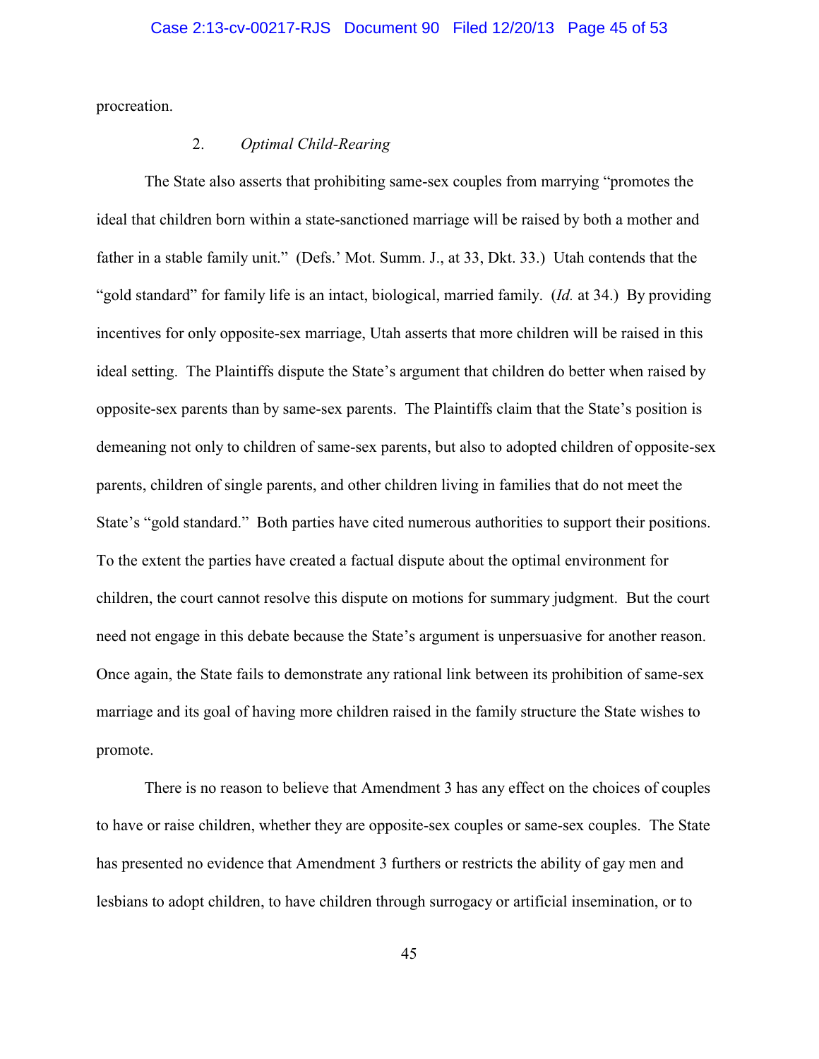procreation.

2. *Optimal Child-Rearing*

The State also asserts that prohibiting same-sex couples from marrying "promotes the ideal that children born within a state-sanctioned marriage will be raised by both a mother and father in a stable family unit." (Defs.' Mot. Summ. J., at 33, Dkt. 33.) Utah contends that the "gold standard" for family life is an intact, biological, married family. (*Id.* at 34.) By providing incentives for only opposite-sex marriage, Utah asserts that more children will be raised in this ideal setting. The Plaintiffs dispute the State's argument that children do better when raised by opposite-sex parents than by same-sex parents. The Plaintiffs claim that the State's position is demeaning not only to children of same-sex parents, but also to adopted children of opposite-sex parents, children of single parents, and other children living in families that do not meet the State's "gold standard." Both parties have cited numerous authorities to support their positions. To the extent the parties have created a factual dispute about the optimal environment for children, the court cannot resolve this dispute on motions for summary judgment. But the court need not engage in this debate because the State's argument is unpersuasive for another reason. Once again, the State fails to demonstrate any rational link between its prohibition of same-sex marriage and its goal of having more children raised in the family structure the State wishes to promote.

There is no reason to believe that Amendment 3 has any effect on the choices of couples to have or raise children, whether they are opposite-sex couples or same-sex couples. The State has presented no evidence that Amendment 3 furthers or restricts the ability of gay men and lesbians to adopt children, to have children through surrogacy or artificial insemination, or to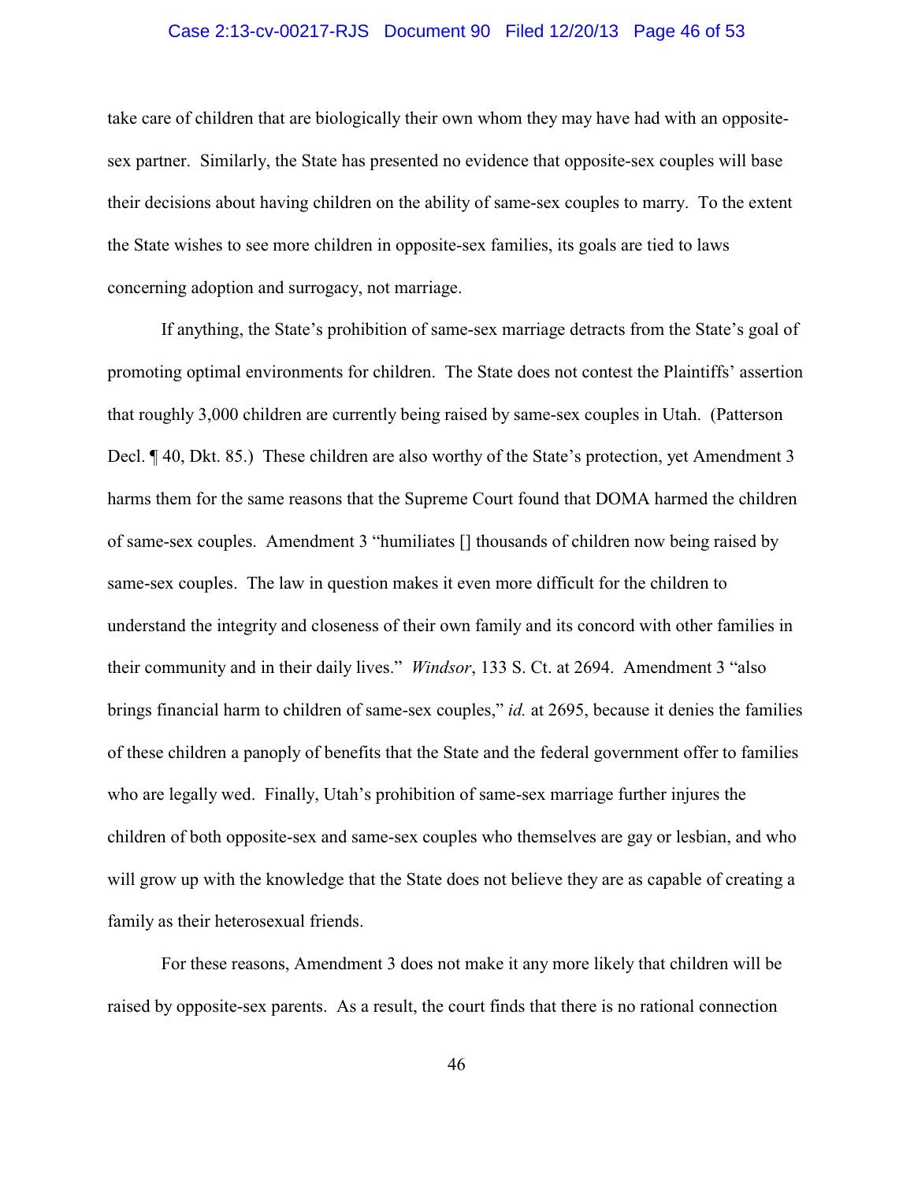take care of children that are biologically their own whom they may have had with an opposite-sex partner. Similarly, the State has presented no evidence that opposite-sex couples will base their decisions about having children on the ability of same-sex couples to marry. To the extent the State wishes to see more children in opposite-sex families, its goals are tied to laws concerning adoption and surrogacy, not marriage.

If anything, the State's prohibition of same-sex marriage detracts from the State's goal of promoting optimal environments for children. The State does not contest the Plaintiffs' assertion that roughly 3,000 children are currently being raised by same-sex couples in Utah. (Patterson Decl. ¶ 40, Dkt. 85.) These children are also worthy of the State's protection, yet Amendment 3 harms them for the same reasons that the Supreme Court found that DOMA harmed the children of same-sex couples. Amendment 3 "humiliates [] thousands of children now being raised by same-sex couples. The law in question makes it even more difficult for the children to understand the integrity and closeness of their own family and its concord with other families in their community and in their daily lives." *Windsor*, 133 S. Ct. at 2694. Amendment 3 "also brings financial harm to children of same-sex couples," *id.* at 2695, because it denies the families of these children a panoply of benefits that the State and the federal government offer to families who are legally wed. Finally, Utah's prohibition of same-sex marriage further injures the children of both opposite-sex and same-sex couples who themselves are gay or lesbian, and who will grow up with the knowledge that the State does not believe they are as capable of creating a family as their heterosexual friends.

For these reasons, Amendment 3 does not make it any more likely that children will be raised by opposite-sex parents. As a result, the court finds that there is no rational connection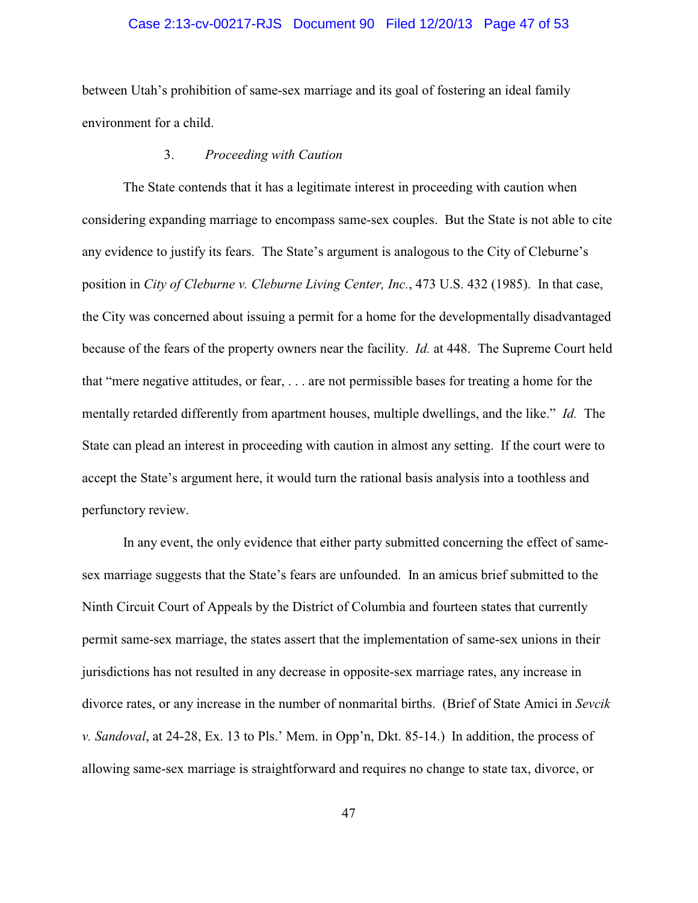between Utah's prohibition of same-sex marriage and its goal of fostering an ideal family environment for a child.

### 3. *Proceeding with Caution*

The State contends that it has a legitimate interest in proceeding with caution when considering expanding marriage to encompass same-sex couples. But the State is not able to cite any evidence to justify its fears. The State's argument is analogous to the City of Cleburne's position in *City of Cleburne v. Cleburne Living Center, Inc.*, 473 U.S. 432 (1985). In that case, the City was concerned about issuing a permit for a home for the developmentally disadvantaged because of the fears of the property owners near the facility. *Id.* at 448. The Supreme Court held that "mere negative attitudes, or fear, . . . are not permissible bases for treating a home for the mentally retarded differently from apartment houses, multiple dwellings, and the like." *Id.* The State can plead an interest in proceeding with caution in almost any setting. If the court were to accept the State's argument here, it would turn the rational basis analysis into a toothless and perfunctory review.

In any event, the only evidence that either party submitted concerning the effect of same-sex marriage suggests that the State's fears are unfounded. In an amicus brief submitted to the Ninth Circuit Court of Appeals by the District of Columbia and fourteen states that currently permit same-sex marriage, the states assert that the implementation of same-sex unions in their jurisdictions has not resulted in any decrease in opposite-sex marriage rates, any increase in divorce rates, or any increase in the number of nonmarital births. (Brief of State Amici in *Sevcik v. Sandoval*, at 24-28, Ex. 13 to Pls.' Mem. in Opp'n, Dkt. 85-14.) In addition, the process of allowing same-sex marriage is straightforward and requires no change to state tax, divorce, or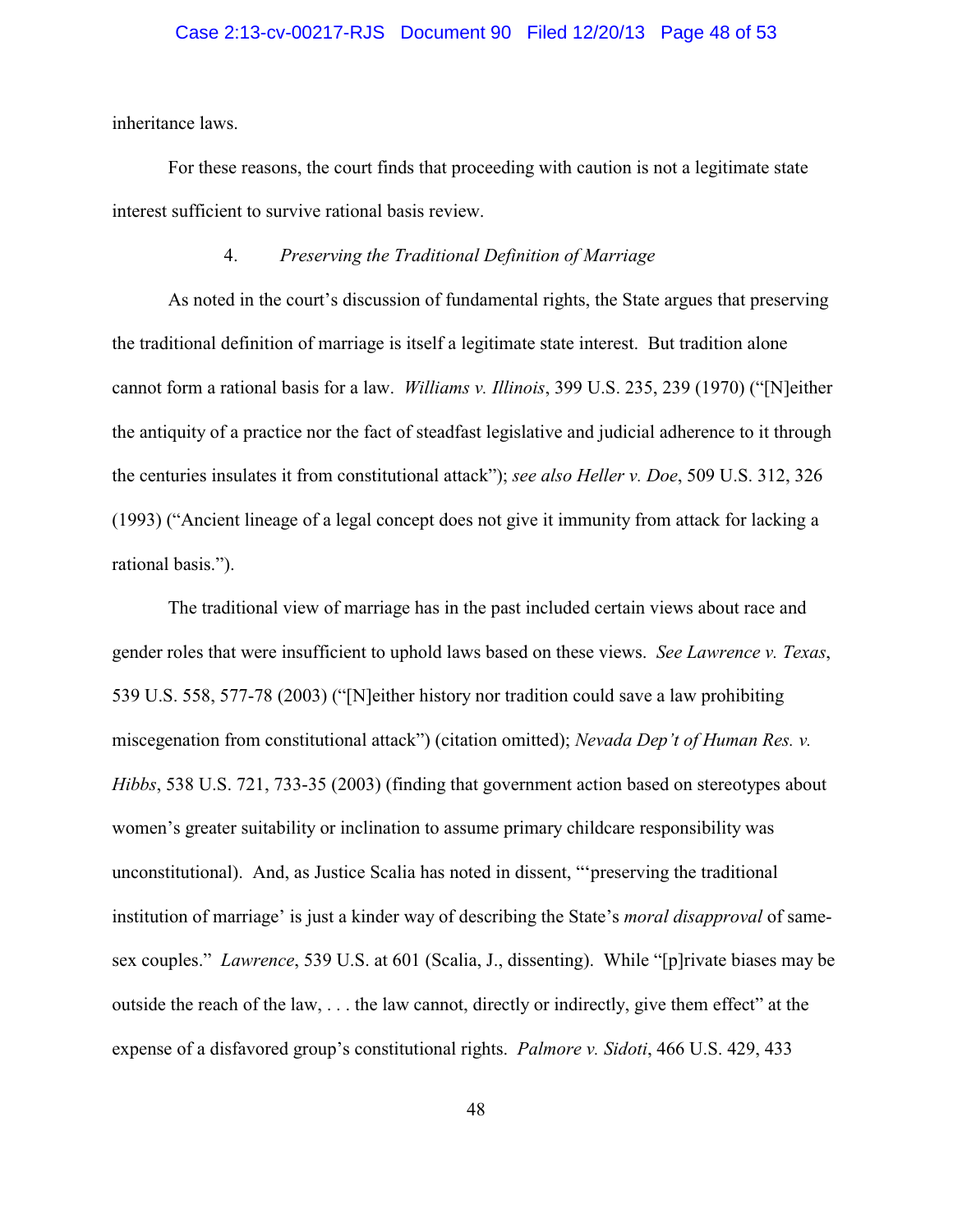inheritance laws.

For these reasons, the court finds that proceeding with caution is not a legitimate state interest sufficient to survive rational basis review.

4. *Preserving the Traditional Definition of Marriage*

As noted in the court's discussion of fundamental rights, the State argues that preserving the traditional definition of marriage is itself a legitimate state interest. But tradition alone cannot form a rational basis for a law. *Williams v. Illinois*, 399 U.S. 235, 239 (1970) ("[N]either the antiquity of a practice nor the fact of steadfast legislative and judicial adherence to it through the centuries insulates it from constitutional attack"); *see also Heller v. Doe*, 509 U.S. 312, 326 (1993) ("Ancient lineage of a legal concept does not give it immunity from attack for lacking a rational basis.").

The traditional view of marriage has in the past included certain views about race and gender roles that were insufficient to uphold laws based on these views. *See Lawrence v. Texas*, 539 U.S. 558, 577-78 (2003) ("[N]either history nor tradition could save a law prohibiting miscegenation from constitutional attack") (citation omitted); *Nevada Dep't of Human Res. v. Hibbs*, 538 U.S. 721, 733-35 (2003) (finding that government action based on stereotypes about women's greater suitability or inclination to assume primary childcare responsibility was unconstitutional). And, as Justice Scalia has noted in dissent, "'preserving the traditional institution of marriage' is just a kinder way of describing the State's *moral disapproval* of same-sex couples." *Lawrence*, 539 U.S. at 601 (Scalia, J., dissenting). While "[p]rivate biases may be outside the reach of the law, . . . the law cannot, directly or indirectly, give them effect" at the expense of a disfavored group's constitutional rights. *Palmore v. Sidoti*, 466 U.S. 429, 433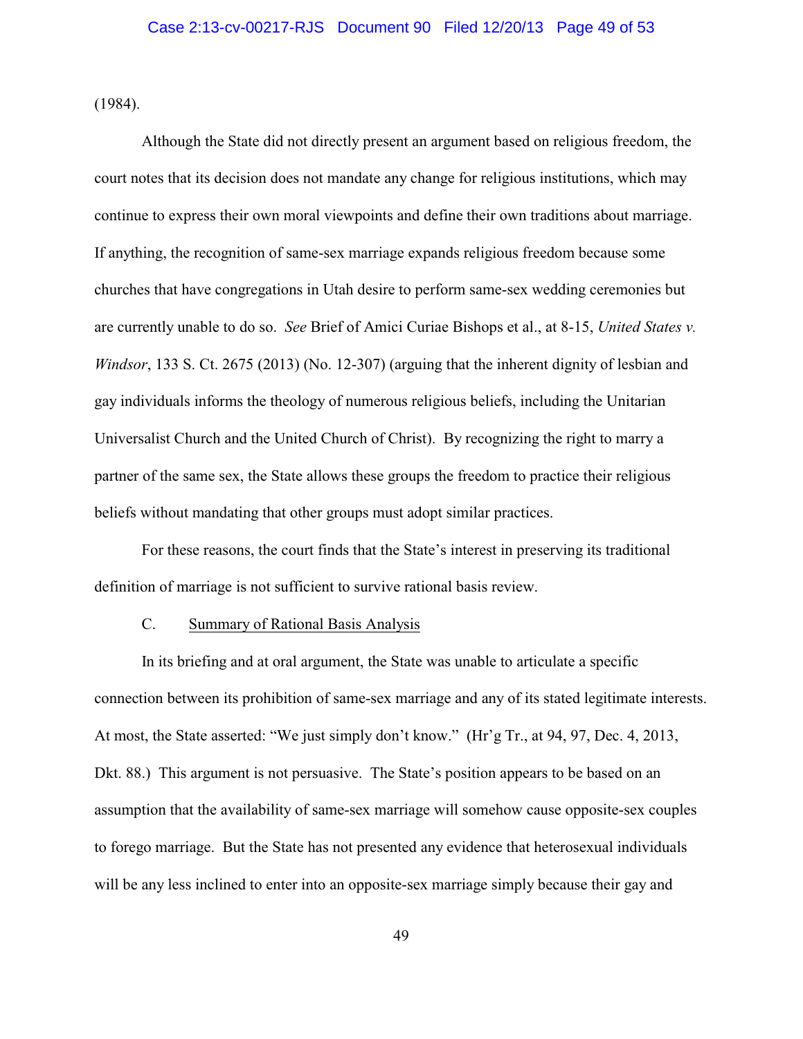(1984).

Although the State did not directly present an argument based on religious freedom, the court notes that its decision does not mandate any change for religious institutions, which may continue to express their own moral viewpoints and define their own traditions about marriage. If anything, the recognition of same-sex marriage expands religious freedom because some churches that have congregations in Utah desire to perform same-sex wedding ceremonies but are currently unable to do so. *See* Brief of Amici Curiae Bishops et al., at 8-15, *United States v. Windsor*, 133 S. Ct. 2675 (2013) (No. 12-307) (arguing that the inherent dignity of lesbian and gay individuals informs the theology of numerous religious beliefs, including the Unitarian Universalist Church and the United Church of Christ). By recognizing the right to marry a partner of the same sex, the State allows these groups the freedom to practice their religious beliefs without mandating that other groups must adopt similar practices.

For these reasons, the court finds that the State's interest in preserving its traditional definition of marriage is not sufficient to survive rational basis review.

### C. Summary of Rational Basis Analysis

In its briefing and at oral argument, the State was unable to articulate a specific connection between its prohibition of same-sex marriage and any of its stated legitimate interests. At most, the State asserted: "We just simply don't know." (Hr'g Tr., at 94, 97, Dec. 4, 2013, Dkt. 88.) This argument is not persuasive. The State's position appears to be based on an assumption that the availability of same-sex marriage will somehow cause opposite-sex couples to forego marriage. But the State has not presented any evidence that heterosexual individuals will be any less inclined to enter into an opposite-sex marriage simply because their gay and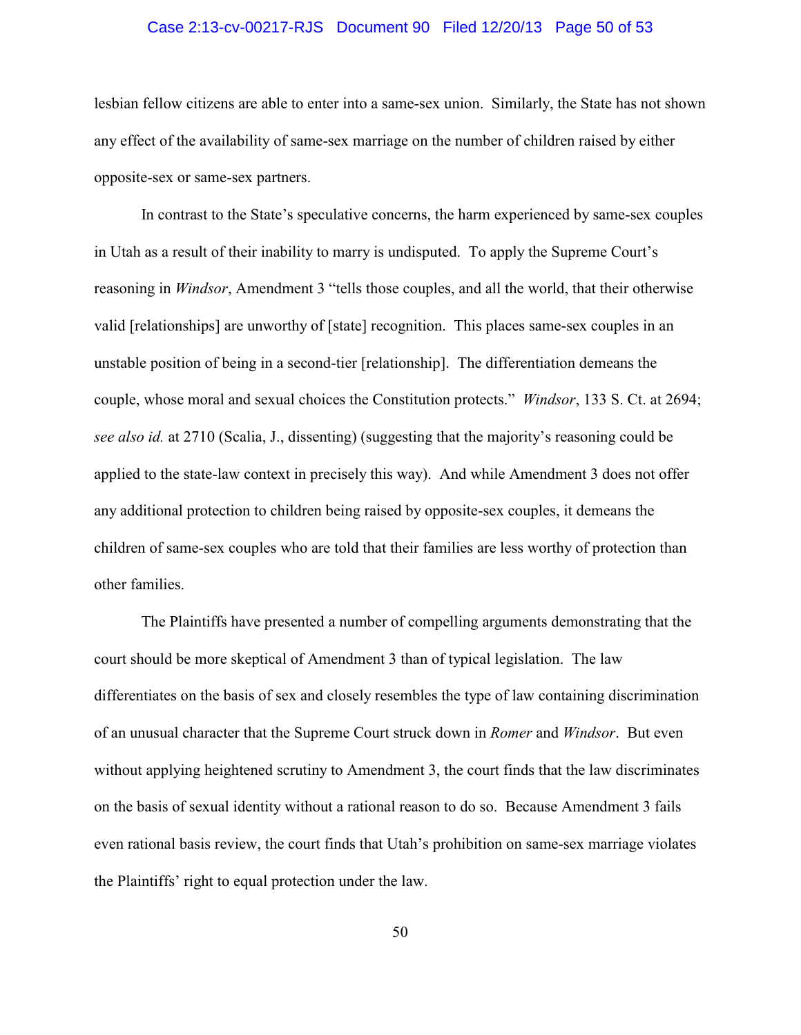lesbian fellow citizens are able to enter into a same-sex union. Similarly, the State has not shown any effect of the availability of same-sex marriage on the number of children raised by either opposite-sex or same-sex partners.

In contrast to the State's speculative concerns, the harm experienced by same-sex couples in Utah as a result of their inability to marry is undisputed. To apply the Supreme Court's reasoning in *Windsor*, Amendment 3 "tells those couples, and all the world, that their otherwise valid [relationships] are unworthy of [state] recognition. This places same-sex couples in an unstable position of being in a second-tier [relationship]. The differentiation demeans the couple, whose moral and sexual choices the Constitution protects." *Windsor*, 133 S. Ct. at 2694; *see also id.* at 2710 (Scalia, J., dissenting) (suggesting that the majority's reasoning could be applied to the state-law context in precisely this way). And while Amendment 3 does not offer any additional protection to children being raised by opposite-sex couples, it demeans the children of same-sex couples who are told that their families are less worthy of protection than other families.

The Plaintiffs have presented a number of compelling arguments demonstrating that the court should be more skeptical of Amendment 3 than of typical legislation. The law differentiates on the basis of sex and closely resembles the type of law containing discrimination of an unusual character that the Supreme Court struck down in *Romer* and *Windsor*. But even without applying heightened scrutiny to Amendment 3, the court finds that the law discriminates on the basis of sexual identity without a rational reason to do so. Because Amendment 3 fails even rational basis review, the court finds that Utah's prohibition on same-sex marriage violates the Plaintiffs' right to equal protection under the law.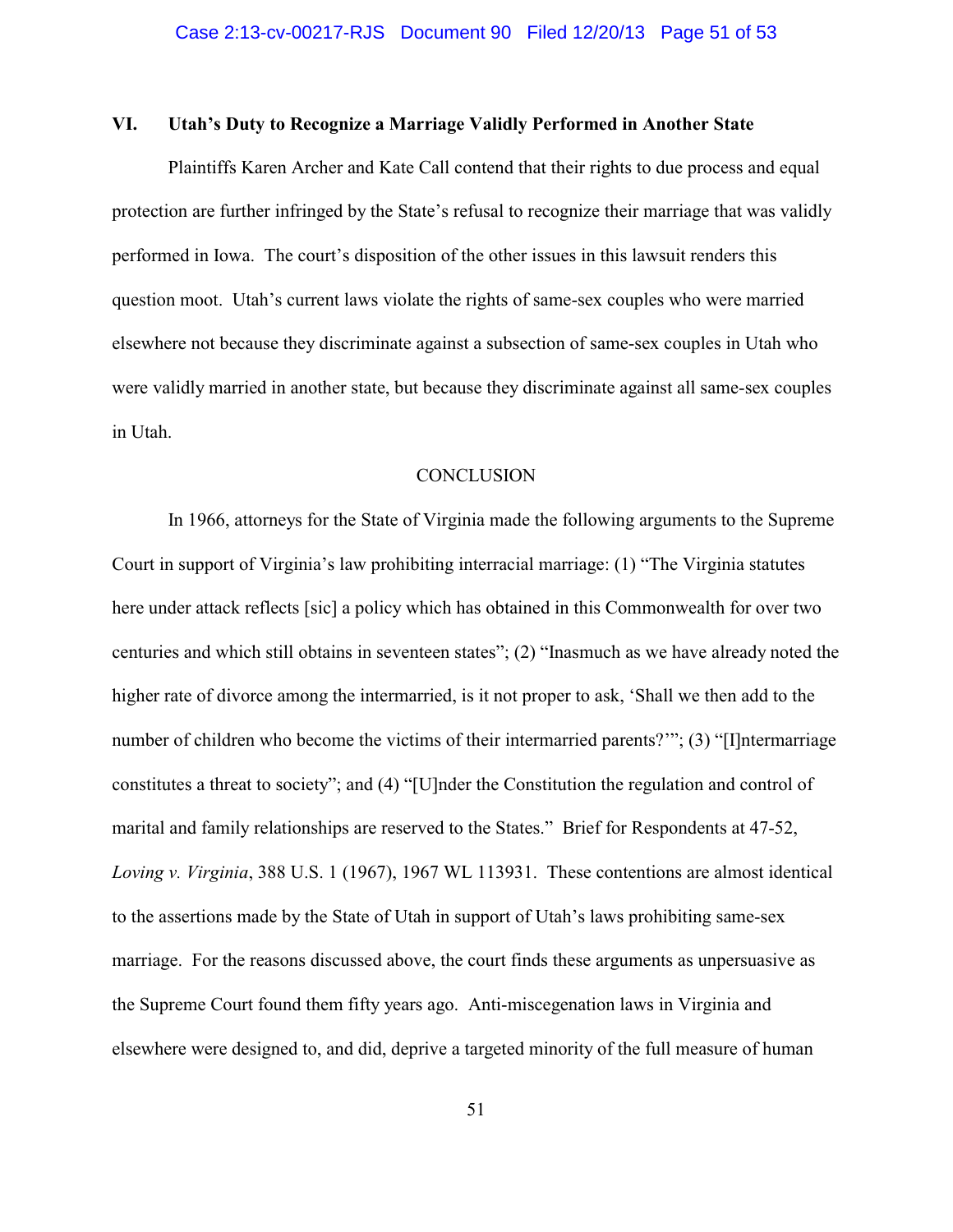## VI. Utah's Duty to Recognize a Marriage Validly Performed in Another State

Plaintiffs Karen Archer and Kate Call contend that their rights to due process and equal protection are further infringed by the State's refusal to recognize their marriage that was validly performed in Iowa. The court's disposition of the other issues in this lawsuit renders this question moot. Utah's current laws violate the rights of same-sex couples who were married elsewhere not because they discriminate against a subsection of same-sex couples in Utah who were validly married in another state, but because they discriminate against all same-sex couples in Utah.

## CONCLUSION

In 1966, attorneys for the State of Virginia made the following arguments to the Supreme Court in support of Virginia's law prohibiting interracial marriage: (1) "The Virginia statutes here under attack reflects [sic] a policy which has obtained in this Commonwealth for over two centuries and which still obtains in seventeen states"; (2) "Inasmuch as we have already noted the higher rate of divorce among the intermarried, is it not proper to ask, 'Shall we then add to the number of children who become the victims of their intermarried parents?'"; (3) "[I]ntermarriage constitutes a threat to society"; and (4) "[U]nder the Constitution the regulation and control of marital and family relationships are reserved to the States." Brief for Respondents at 47-52, *Loving v. Virginia*, 388 U.S. 1 (1967), 1967 WL 113931. These contentions are almost identical to the assertions made by the State of Utah in support of Utah's laws prohibiting same-sex marriage. For the reasons discussed above, the court finds these arguments as unpersuasive as the Supreme Court found them fifty years ago. Anti-miscegenation laws in Virginia and elsewhere were designed to, and did, deprive a targeted minority of the full measure of human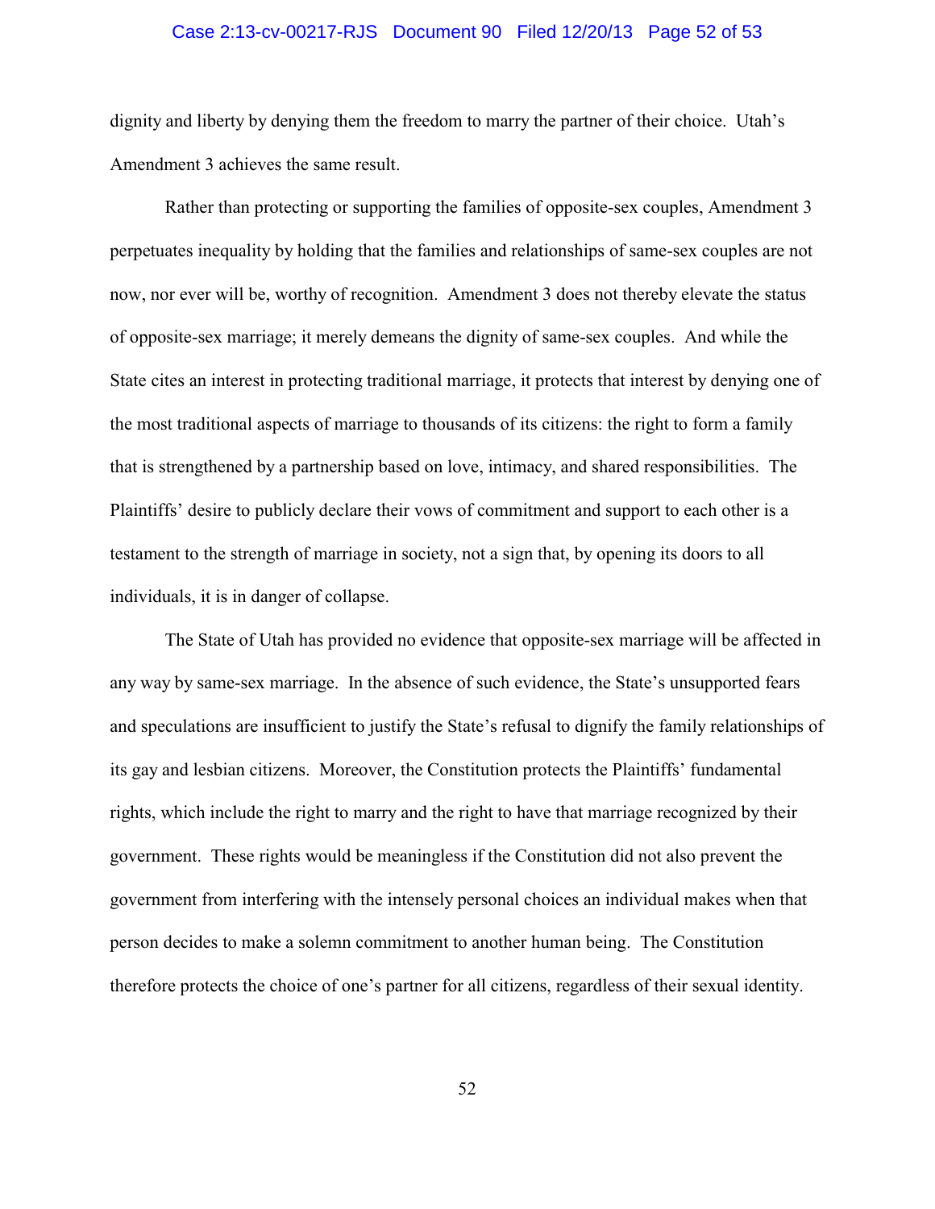dignity and liberty by denying them the freedom to marry the partner of their choice. Utah's Amendment 3 achieves the same result.

Rather than protecting or supporting the families of opposite-sex couples, Amendment 3 perpetuates inequality by holding that the families and relationships of same-sex couples are not now, nor ever will be, worthy of recognition. Amendment 3 does not thereby elevate the status of opposite-sex marriage; it merely demeans the dignity of same-sex couples. And while the State cites an interest in protecting traditional marriage, it protects that interest by denying one of the most traditional aspects of marriage to thousands of its citizens: the right to form a family that is strengthened by a partnership based on love, intimacy, and shared responsibilities. The Plaintiffs' desire to publicly declare their vows of commitment and support to each other is a testament to the strength of marriage in society, not a sign that, by opening its doors to all individuals, it is in danger of collapse.

The State of Utah has provided no evidence that opposite-sex marriage will be affected in any way by same-sex marriage. In the absence of such evidence, the State's unsupported fears and speculations are insufficient to justify the State's refusal to dignify the family relationships of its gay and lesbian citizens. Moreover, the Constitution protects the Plaintiffs' fundamental rights, which include the right to marry and the right to have that marriage recognized by their government. These rights would be meaningless if the Constitution did not also prevent the government from interfering with the intensely personal choices an individual makes when that person decides to make a solemn commitment to another human being. The Constitution therefore protects the choice of one's partner for all citizens, regardless of their sexual identity.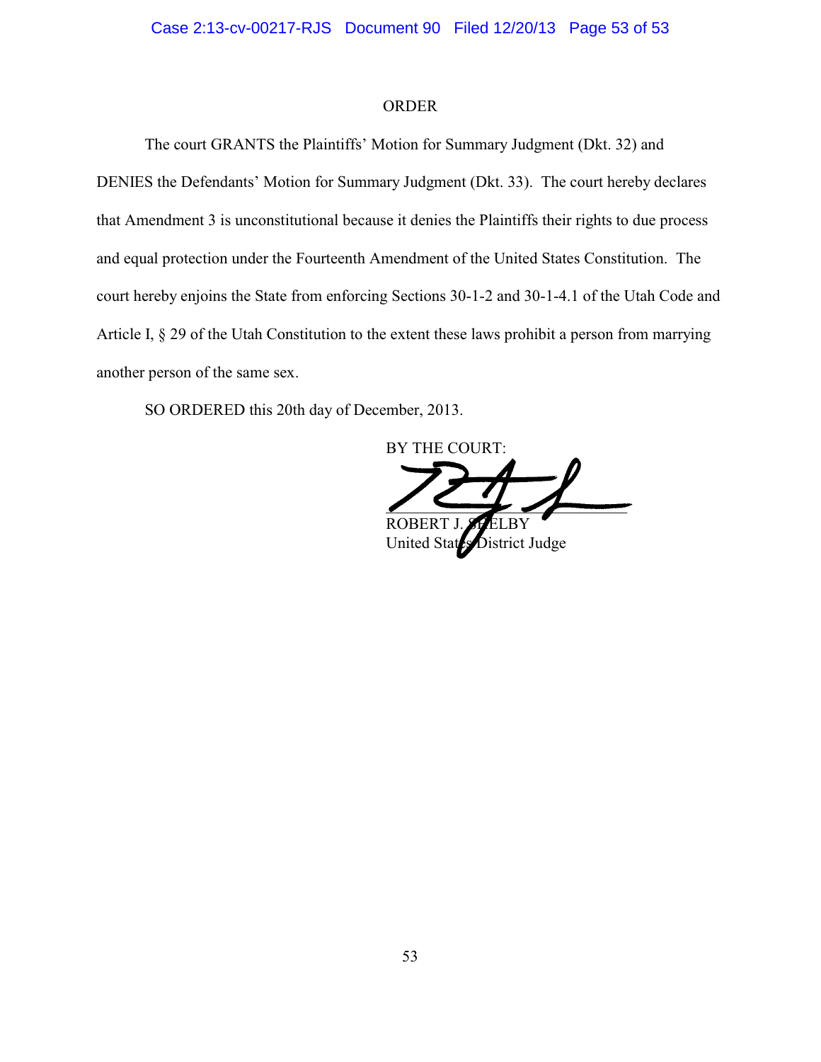## ORDER

The court GRANTS the Plaintiffs' Motion for Summary Judgment (Dkt. 32) and DENIES the Defendants' Motion for Summary Judgment (Dkt. 33). The court hereby declares that Amendment 3 is unconstitutional because it denies the Plaintiffs their rights to due process and equal protection under the Fourteenth Amendment of the United States Constitution. The court hereby enjoins the State from enforcing Sections 30-1-2 and 30-1-4.1 of the Utah Code and Article I, § 29 of the Utah Constitution to the extent these laws prohibit a person from marrying another person of the same sex.

SO ORDERED this 20th day of December, 2013.

BY THE COURT:

ROBERT J. SHELBY
United States District Judge